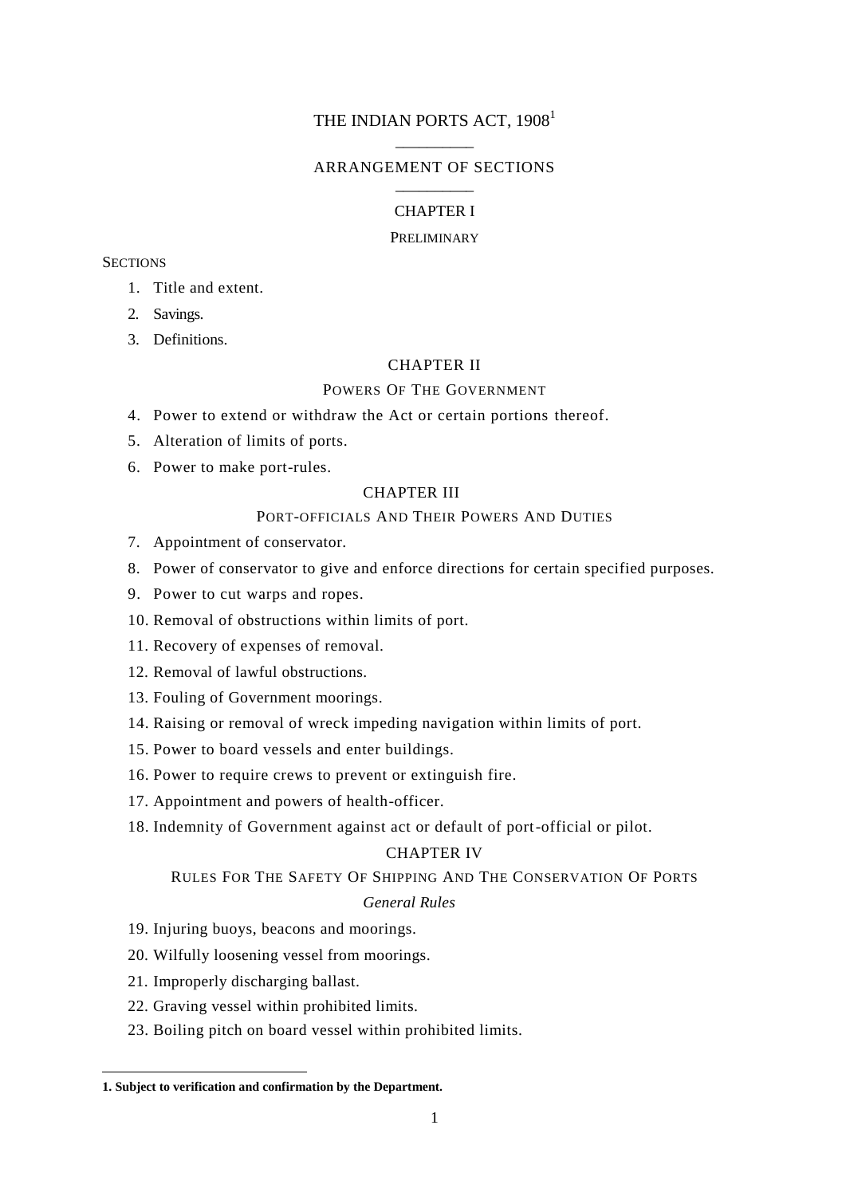# THE INDIAN PORTS ACT, 1908[1]

---

## ARRANGEMENT OF SECTIONS

---

## CHAPTER I

### PRELIMINARY

SECTIONS

1. Title and extent.
2. Savings.
3. Definitions.

## CHAPTER II

### POWERS OF THE GOVERNMENT

4. Power to extend or withdraw the Act or certain portions thereof.
5. Alteration of limits of ports.
6. Power to make port-rules.

## CHAPTER III

### PORT-OFFICIALS AND THEIR POWERS AND DUTIES

7. Appointment of conservator.
8. Power of conservator to give and enforce directions for certain specified purposes.
9. Power to cut warps and ropes.
10. Removal of obstructions within limits of port.
11. Recovery of expenses of removal.
12. Removal of lawful obstructions.
13. Fouling of Government moorings.
14. Raising or removal of wreck impeding navigation within limits of port.
15. Power to board vessels and enter buildings.
16. Power to require crews to prevent or extinguish fire.
17. Appointment and powers of health-officer.
18. Indemnity of Government against act or default of port-official or pilot.

## CHAPTER IV

### RULES FOR THE SAFETY OF SHIPPING AND THE CONSERVATION OF PORTS

*General Rules*

19. Injuring buoys, beacons and moorings.
20. Wilfully loosening vessel from moorings.
21. Improperly discharging ballast.
22. Graving vessel within prohibited limits.
23. Boiling pitch on board vessel within prohibited limits.

---

**1. Subject to verification and confirmation by the Department.**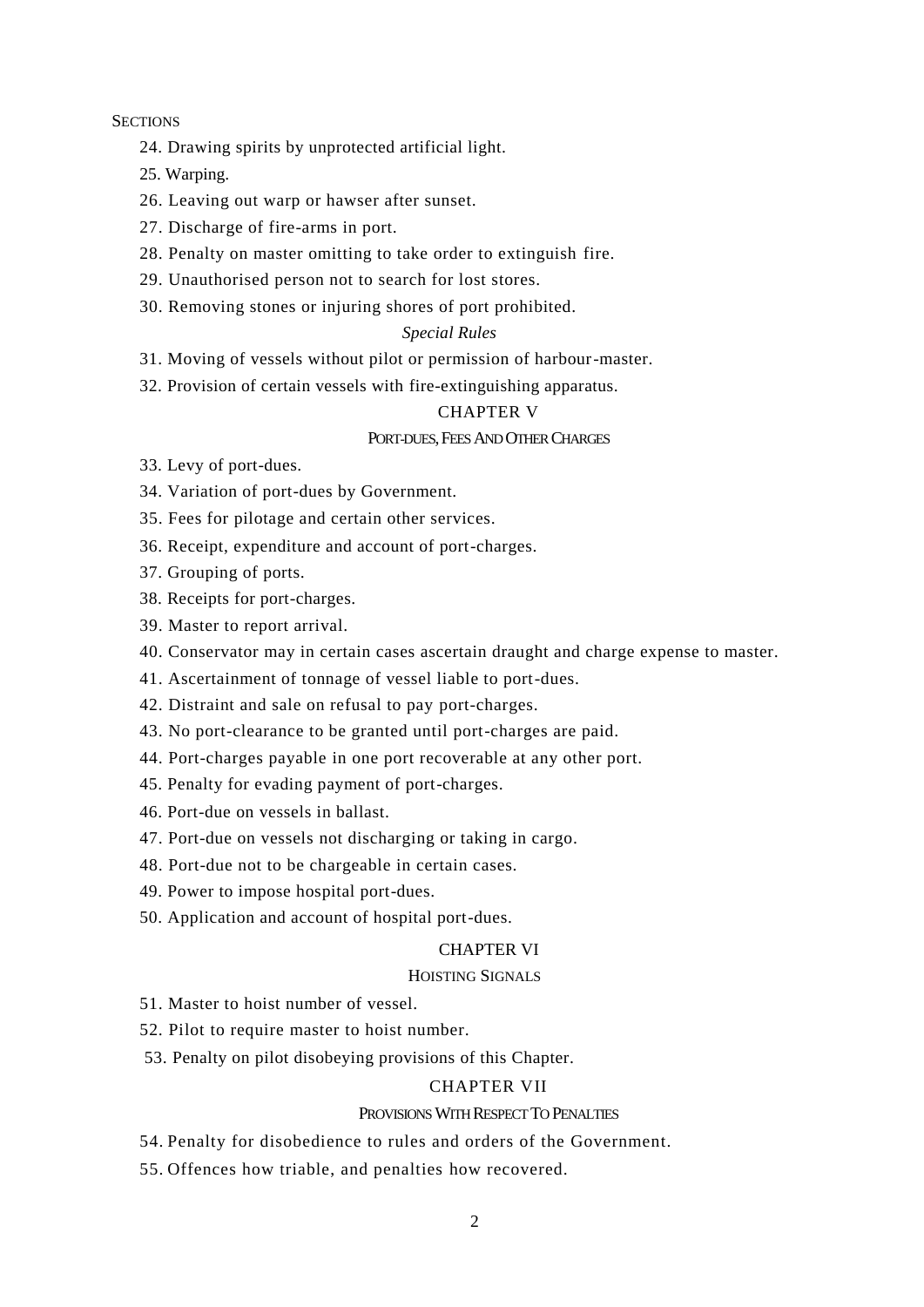SECTIONS

24. Drawing spirits by unprotected artificial light.

25. Warping.

26. Leaving out warp or hawser after sunset.

27. Discharge of fire-arms in port.

28. Penalty on master omitting to take order to extinguish fire.

29. Unauthorised person not to search for lost stores.

30. Removing stones or injuring shores of port prohibited.

*Special Rules*

31. Moving of vessels without pilot or permission of harbour-master.

32. Provision of certain vessels with fire-extinguishing apparatus.

## CHAPTER V

### PORT-DUES, FEES AND OTHER CHARGES

33. Levy of port-dues.

34. Variation of port-dues by Government.

35. Fees for pilotage and certain other services.

36. Receipt, expenditure and account of port-charges.

37. Grouping of ports.

38. Receipts for port-charges.

39. Master to report arrival.

40. Conservator may in certain cases ascertain draught and charge expense to master.

41. Ascertainment of tonnage of vessel liable to port-dues.

42. Distraint and sale on refusal to pay port-charges.

43. No port-clearance to be granted until port-charges are paid.

44. Port-charges payable in one port recoverable at any other port.

45. Penalty for evading payment of port-charges.

46. Port-due on vessels in ballast.

47. Port-due on vessels not discharging or taking in cargo.

48. Port-due not to be chargeable in certain cases.

49. Power to impose hospital port-dues.

50. Application and account of hospital port-dues.

## CHAPTER VI

### HOISTING SIGNALS

51. Master to hoist number of vessel.

52. Pilot to require master to hoist number.

53. Penalty on pilot disobeying provisions of this Chapter.

## CHAPTER VII

### PROVISIONS WITH RESPECT TO PENALTIES

54. Penalty for disobedience to rules and orders of the Government.

55. Offences how triable, and penalties how recovered.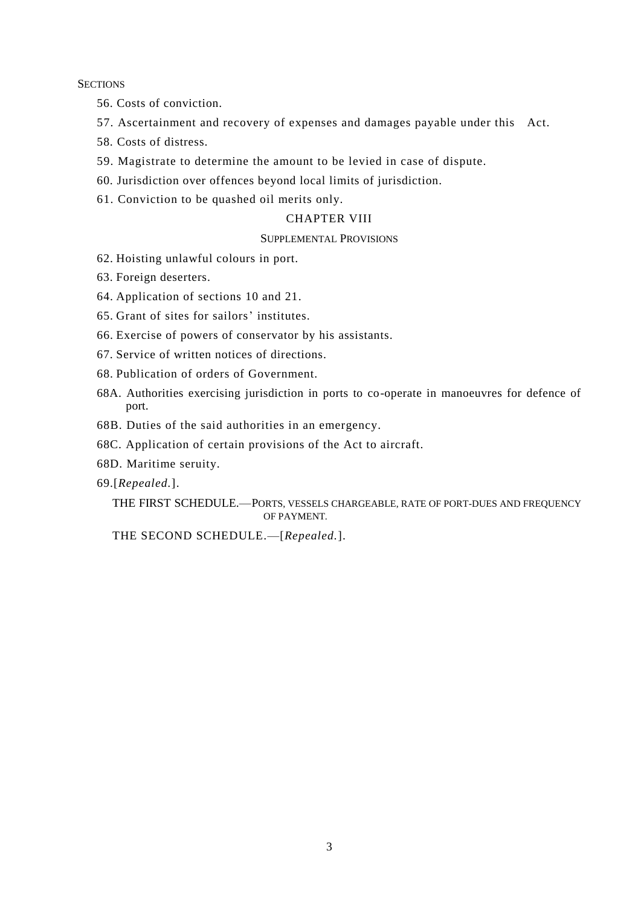SECTIONS

56. Costs of conviction.

57. Ascertainment and recovery of expenses and damages payable under this Act.

58. Costs of distress.

59. Magistrate to determine the amount to be levied in case of dispute.

60. Jurisdiction over offences beyond local limits of jurisdiction.

61. Conviction to be quashed oil merits only.

## CHAPTER VIII

### SUPPLEMENTAL PROVISIONS

62. Hoisting unlawful colours in port.

63. Foreign deserters.

64. Application of sections 10 and 21.

65. Grant of sites for sailors' institutes.

66. Exercise of powers of conservator by his assistants.

67. Service of written notices of directions.

68. Publication of orders of Government.

68A. Authorities exercising jurisdiction in ports to co-operate in manoeuvres for defence of port.

68B. Duties of the said authorities in an emergency.

68C. Application of certain provisions of the Act to aircraft.

68D. Maritime seruity.

69.[*Repealed.*].

THE FIRST SCHEDULE.—PORTS, VESSELS CHARGEABLE, RATE OF PORT-DUES AND FREQUENCY OF PAYMENT.

THE SECOND SCHEDULE.—[*Repealed.*].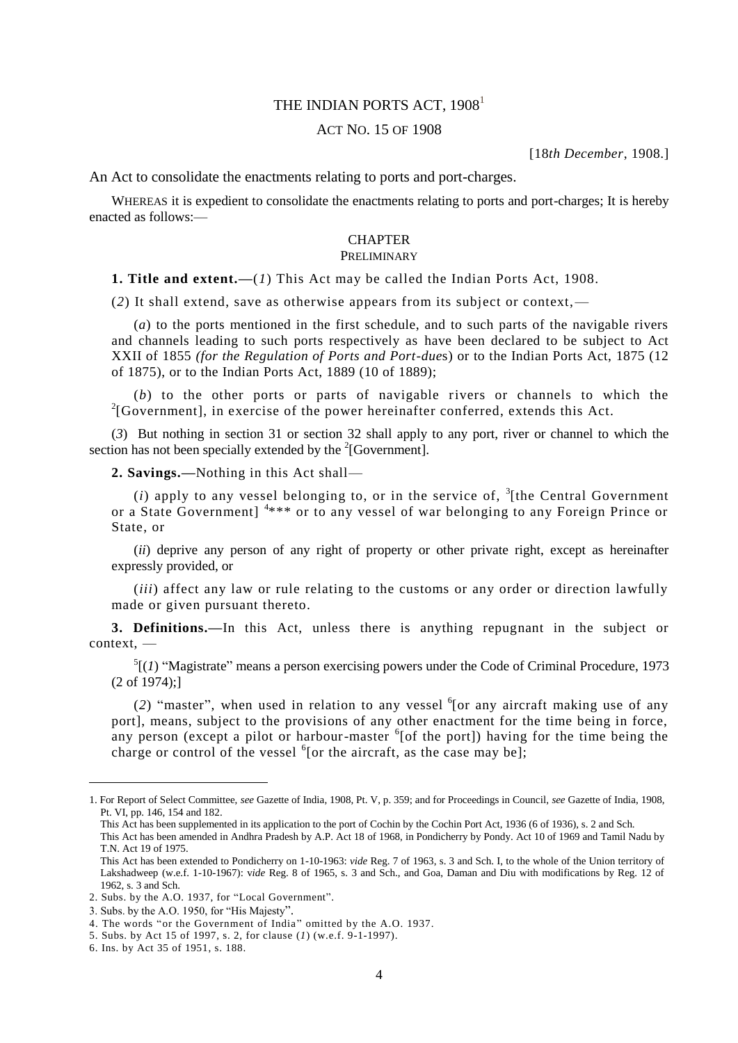# THE INDIAN PORTS ACT, 1908[1]

## ACT NO. 15 OF 1908

[18*th December*, 1908.]

An Act to consolidate the enactments relating to ports and port-charges.

WHEREAS it is expedient to consolidate the enactments relating to ports and port-charges; It is hereby enacted as follows:—

## CHAPTER

### PRELIMINARY

**1. Title and extent.—**(*1*) This Act may be called the Indian Ports Act, 1908.

(*2*) It shall extend, save as otherwise appears from its subject or context,—

(*a*) to the ports mentioned in the first schedule, and to such parts of the navigable rivers and channels leading to such ports respectively as have been declared to be subject to Act XXII of 1855 *(for the Regulation of Ports and Port-due*s) or to the Indian Ports Act, 1875 (12 of 1875), or to the Indian Ports Act, 1889 (10 of 1889);

(*b*) to the other ports or parts of navigable rivers or channels to which the [2][Government], in exercise of the power hereinafter conferred, extends this Act.

(*3*) But nothing in section 31 or section 32 shall apply to any port, river or channel to which the section has not been specially extended by the [2][Government].

**2. Savings.—**Nothing in this Act shall—

(*i*) apply to any vessel belonging to, or in the service of, [3][the Central Government or a State Government] [4]*** or to any vessel of war belonging to any Foreign Prince or State, or

(*ii*) deprive any person of any right of property or other private right, except as hereinafter expressly provided, or

(*iii*) affect any law or rule relating to the customs or any order or direction lawfully made or given pursuant thereto.

**3. Definitions.—**In this Act, unless there is anything repugnant in the subject or context, —

[5][(*1*) "Magistrate" means a person exercising powers under the Code of Criminal Procedure, 1973 (2 of 1974);]

(*2*) "master", when used in relation to any vessel [6][or any aircraft making use of any port], means, subject to the provisions of any other enactment for the time being in force, any person (except a pilot or harbour-master [6][of the port]) having for the time being the charge or control of the vessel [6][or the aircraft, as the case may be];

---

1. For Report of Select Committee, *see* Gazette of India, 1908, Pt. V, p. 359; and for Proceedings in Council, *see* Gazette of India, 1908, Pt. VI, pp. 146, 154 and 182.
   This Act has been supplemented in its application to the port of Cochin by the Cochin Port Act, 1936 (6 of 1936), s. 2 and Sch.
   This Act has been amended in Andhra Pradesh by A.P. Act 18 of 1968, in Pondicherry by Pondy. Act 10 of 1969 and Tamil Nadu by T.N. Act 19 of 1975.
   This Act has been extended to Pondicherry on 1-10-1963: *vide* Reg. 7 of 1963, s. 3 and Sch. I, to the whole of the Union territory of Lakshadweep (w.e.f. 1-10-1967): *vide* Reg. 8 of 1965, s. 3 and Sch., and Goa, Daman and Diu with modifications by Reg. 12 of 1962, s. 3 and Sch.
2. Subs. by the A.O. 1937, for "Local Government".
3. Subs. by the A.O. 1950, for "His Majesty".
4. The words "or the Government of India" omitted by the A.O. 1937.
5. Subs. by Act 15 of 1997, s. 2, for clause (*1*) (w.e.f. 9-1-1997).
6. Ins. by Act 35 of 1951, s. 188.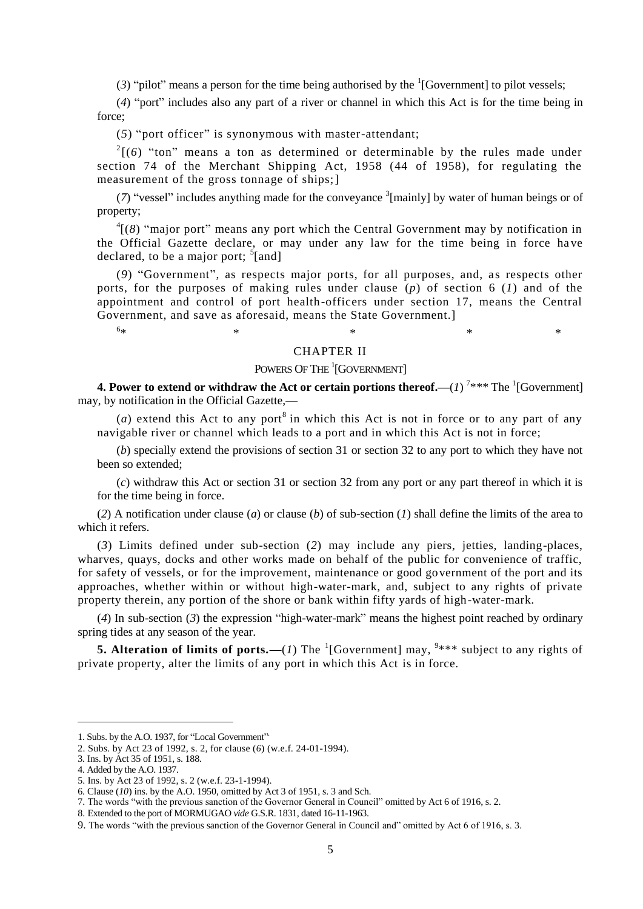(*3*) "pilot" means a person for the time being authorised by the [1][Government] to pilot vessels;

(*4*) "port" includes also any part of a river or channel in which this Act is for the time being in force;

(*5*) "port officer" is synonymous with master-attendant;

[2][(*6*) "ton" means a ton as determined or determinable by the rules made under section 74 of the Merchant Shipping Act, 1958 (44 of 1958), for regulating the measurement of the gross tonnage of ships;]

(*7*) "vessel" includes anything made for the conveyance [3][mainly] by water of human beings or of property;

[4][(*8*) "major port" means any port which the Central Government may by notification in the Official Gazette declare, or may under any law for the time being in force have declared, to be a major port; [5][and]

(*9*) "Government", as respects major ports, for all purposes, and, as respects other ports, for the purposes of making rules under clause (*p*) of section 6 (*1*) and of the appointment and control of port health-officers under section 17, means the Central Government, and save as aforesaid, means the State Government.]

[6]* * * * *

## CHAPTER II

### POWERS OF THE [1][GOVERNMENT]

**4. Power to extend or withdraw the Act or certain portions thereof.—**(*1*) [7]*** The [1][Government] may, by notification in the Official Gazette,—

(*a*) extend this Act to any port[8] in which this Act is not in force or to any part of any navigable river or channel which leads to a port and in which this Act is not in force;

(*b*) specially extend the provisions of section 31 or section 32 to any port to which they have not been so extended;

(*c*) withdraw this Act or section 31 or section 32 from any port or any part thereof in which it is for the time being in force.

(*2*) A notification under clause (*a*) or clause (*b*) of sub-section (*1*) shall define the limits of the area to which it refers.

(*3*) Limits defined under sub-section (*2*) may include any piers, jetties, landing-places, wharves, quays, docks and other works made on behalf of the public for convenience of traffic, for safety of vessels, or for the improvement, maintenance or good government of the port and its approaches, whether within or without high-water-mark, and, subject to any rights of private property therein, any portion of the shore or bank within fifty yards of high-water-mark.

(*4*) In sub-section (*3*) the expression "high-water-mark" means the highest point reached by ordinary spring tides at any season of the year.

**5. Alteration of limits of ports.—**(*1*) The [1][Government] may, [9]*** subject to any rights of private property, alter the limits of any port in which this Act is in force.

---

1. Subs. by the A.O. 1937, for "Local Government".
2. Subs. by Act 23 of 1992, s. 2, for clause (*6*) (w.e.f. 24-01-1994).
3. Ins. by Act 35 of 1951, s. 188.
4. Added by the A.O. 1937.
5. Ins. by Act 23 of 1992, s. 2 (w.e.f. 23-1-1994).
6. Clause (*10*) ins. by the A.O. 1950, omitted by Act 3 of 1951, s. 3 and Sch.
7. The words "with the previous sanction of the Governor General in Council" omitted by Act 6 of 1916, s. 2.
8. Extended to the port of MORMUGAO *vide* G.S.R. 1831, dated 16-11-1963.
9. The words "with the previous sanction of the Governor General in Council and" omitted by Act 6 of 1916, s. 3.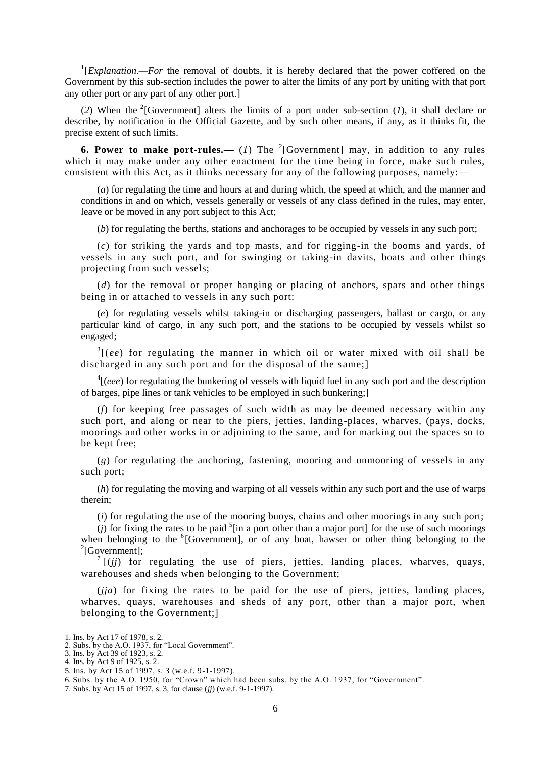[1][*Explanation.—For* the removal of doubts, it is hereby declared that the power coffered on the Government by this sub-section includes the power to alter the limits of any port by uniting with that port any other port or any part of any other port.]

(*2*) When the [2][Government] alters the limits of a port under sub-section (*1*), it shall declare or describe, by notification in the Official Gazette, and by such other means, if any, as it thinks fit, the precise extent of such limits.

**6. Power to make port-rules.—** (*1*) The [2][Government] may, in addition to any rules which it may make under any other enactment for the time being in force, make such rules, consistent with this Act, as it thinks necessary for any of the following purposes, namely:—

(*a*) for regulating the time and hours at and during which, the speed at which, and the manner and conditions in and on which, vessels generally or vessels of any class defined in the rules, may enter, leave or be moved in any port subject to this Act;

(*b*) for regulating the berths, stations and anchorages to be occupied by vessels in any such port;

(*c*) for striking the yards and top masts, and for rigging-in the booms and yards, of vessels in any such port, and for swinging or taking-in davits, boats and other things projecting from such vessels;

(*d*) for the removal or proper hanging or placing of anchors, spars and other things being in or attached to vessels in any such port:

(*e*) for regulating vessels whilst taking-in or discharging passengers, ballast or cargo, or any particular kind of cargo, in any such port, and the stations to be occupied by vessels whilst so engaged;

[3][(*ee*) for regulating the manner in which oil or water mixed with oil shall be discharged in any such port and for the disposal of the same;]

[4][(*eee*) for regulating the bunkering of vessels with liquid fuel in any such port and the description of barges, pipe lines or tank vehicles to be employed in such bunkering;]

(*f*) for keeping free passages of such width as may be deemed necessary within any such port, and along or near to the piers, jetties, landing-places, wharves, (pays, docks, moorings and other works in or adjoining to the same, and for marking out the spaces so to be kept free;

(*g*) for regulating the anchoring, fastening, mooring and unmooring of vessels in any such port;

(*h*) for regulating the moving and warping of all vessels within any such port and the use of warps therein;

(*i*) for regulating the use of the mooring buoys, chains and other moorings in any such port;

(*j*) for fixing the rates to be paid [5][in a port other than a major port] for the use of such moorings when belonging to the [6][Government], or of any boat, hawser or other thing belonging to the [2][Government];

[7][(*jj*) for regulating the use of piers, jetties, landing places, wharves, quays, warehouses and sheds when belonging to the Government;

(*jja*) for fixing the rates to be paid for the use of piers, jetties, landing places, wharves, quays, warehouses and sheds of any port, other than a major port, when belonging to the Government;]

---

1. Ins. by Act 17 of 1978, s. 2.
2. Subs. by the A.O. 1937, for "Local Government".
3. Ins. by Act 39 of 1923, s. 2.
4. Ins. by Act 9 of 1925, s. 2.
5. Ins. by Act 15 of 1997, s. 3 (w.e.f. 9-1-1997).
6. Subs. by the A.O. 1950, for "Crown" which had been subs. by the A.O. 1937, for "Government".
7. Subs. by Act 15 of 1997, s. 3, for clause (*jj*) (w.e.f. 9-1-1997).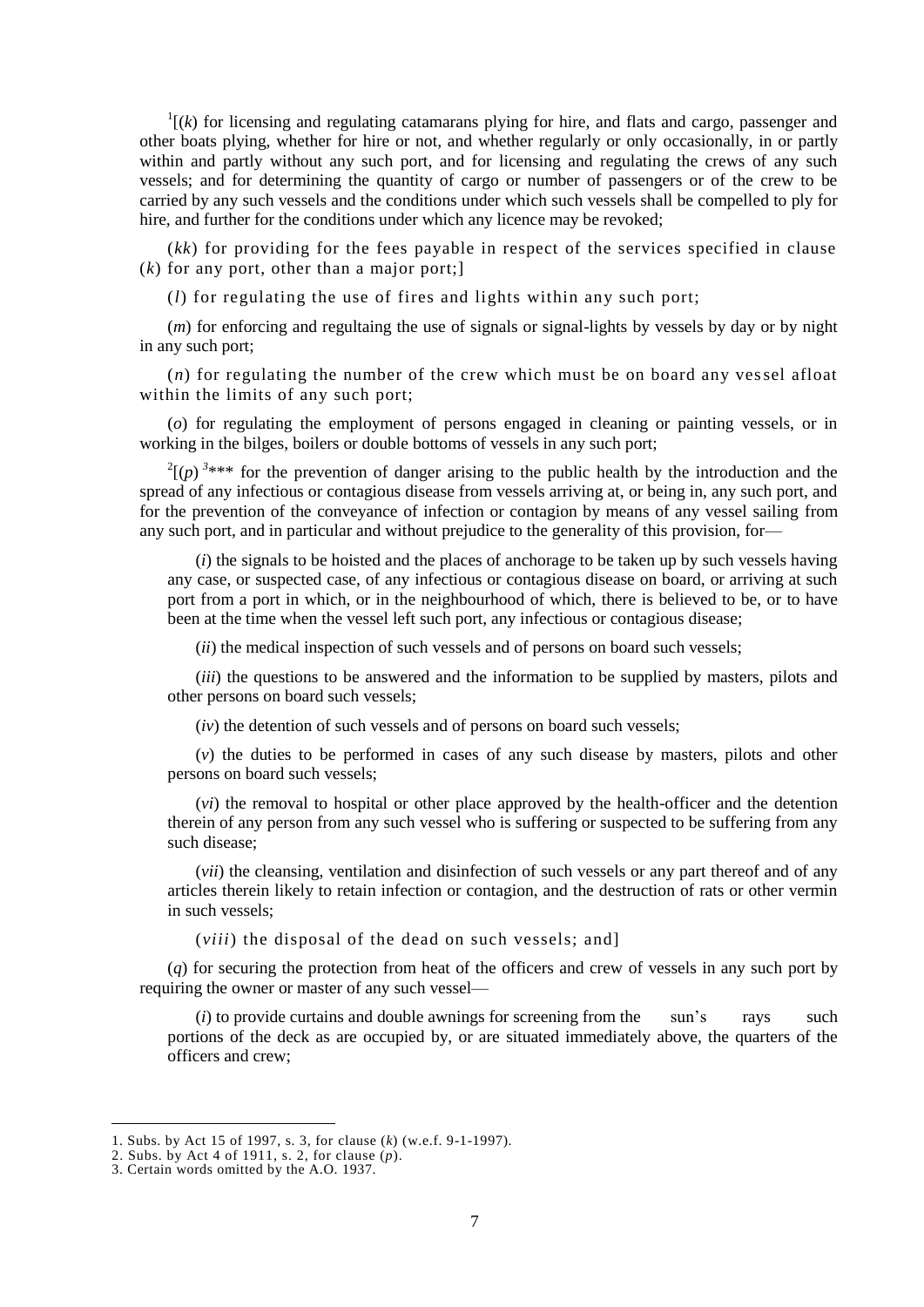[1][(*k*) for licensing and regulating catamarans plying for hire, and flats and cargo, passenger and other boats plying, whether for hire or not, and whether regularly or only occasionally, in or partly within and partly without any such port, and for licensing and regulating the crews of any such vessels; and for determining the quantity of cargo or number of passengers or of the crew to be carried by any such vessels and the conditions under which such vessels shall be compelled to ply for hire, and further for the conditions under which any licence may be revoked;

(*kk*) for providing for the fees payable in respect of the services specified in clause (*k*) for any port, other than a major port;]

(*l*) for regulating the use of fires and lights within any such port;

(*m*) for enforcing and regultaing the use of signals or signal-lights by vessels by day or by night in any such port;

(*n*) for regulating the number of the crew which must be on board any vessel afloat within the limits of any such port;

(*o*) for regulating the employment of persons engaged in cleaning or painting vessels, or in working in the bilges, boilers or double bottoms of vessels in any such port;

[2][(*p*) [3]*** for the prevention of danger arising to the public health by the introduction and the spread of any infectious or contagious disease from vessels arriving at, or being in, any such port, and for the prevention of the conveyance of infection or contagion by means of any vessel sailing from any such port, and in particular and without prejudice to the generality of this provision, for—

(*i*) the signals to be hoisted and the places of anchorage to be taken up by such vessels having any case, or suspected case, of any infectious or contagious disease on board, or arriving at such port from a port in which, or in the neighbourhood of which, there is believed to be, or to have been at the time when the vessel left such port, any infectious or contagious disease;

(*ii*) the medical inspection of such vessels and of persons on board such vessels;

(*iii*) the questions to be answered and the information to be supplied by masters, pilots and other persons on board such vessels;

(*iv*) the detention of such vessels and of persons on board such vessels;

(*v*) the duties to be performed in cases of any such disease by masters, pilots and other persons on board such vessels;

(*vi*) the removal to hospital or other place approved by the health-officer and the detention therein of any person from any such vessel who is suffering or suspected to be suffering from any such disease;

(*vii*) the cleansing, ventilation and disinfection of such vessels or any part thereof and of any articles therein likely to retain infection or contagion, and the destruction of rats or other vermin in such vessels;

(*viii*) the disposal of the dead on such vessels; and]

(*q*) for securing the protection from heat of the officers and crew of vessels in any such port by requiring the owner or master of any such vessel—

(*i*) to provide curtains and double awnings for screening from the sun's rays such portions of the deck as are occupied by, or are situated immediately above, the quarters of the officers and crew;

---

1. Subs. by Act 15 of 1997, s. 3, for clause (*k*) (w.e.f. 9-1-1997).
2. Subs. by Act 4 of 1911, s. 2, for clause (*p*).
3. Certain words omitted by the A.O. 1937.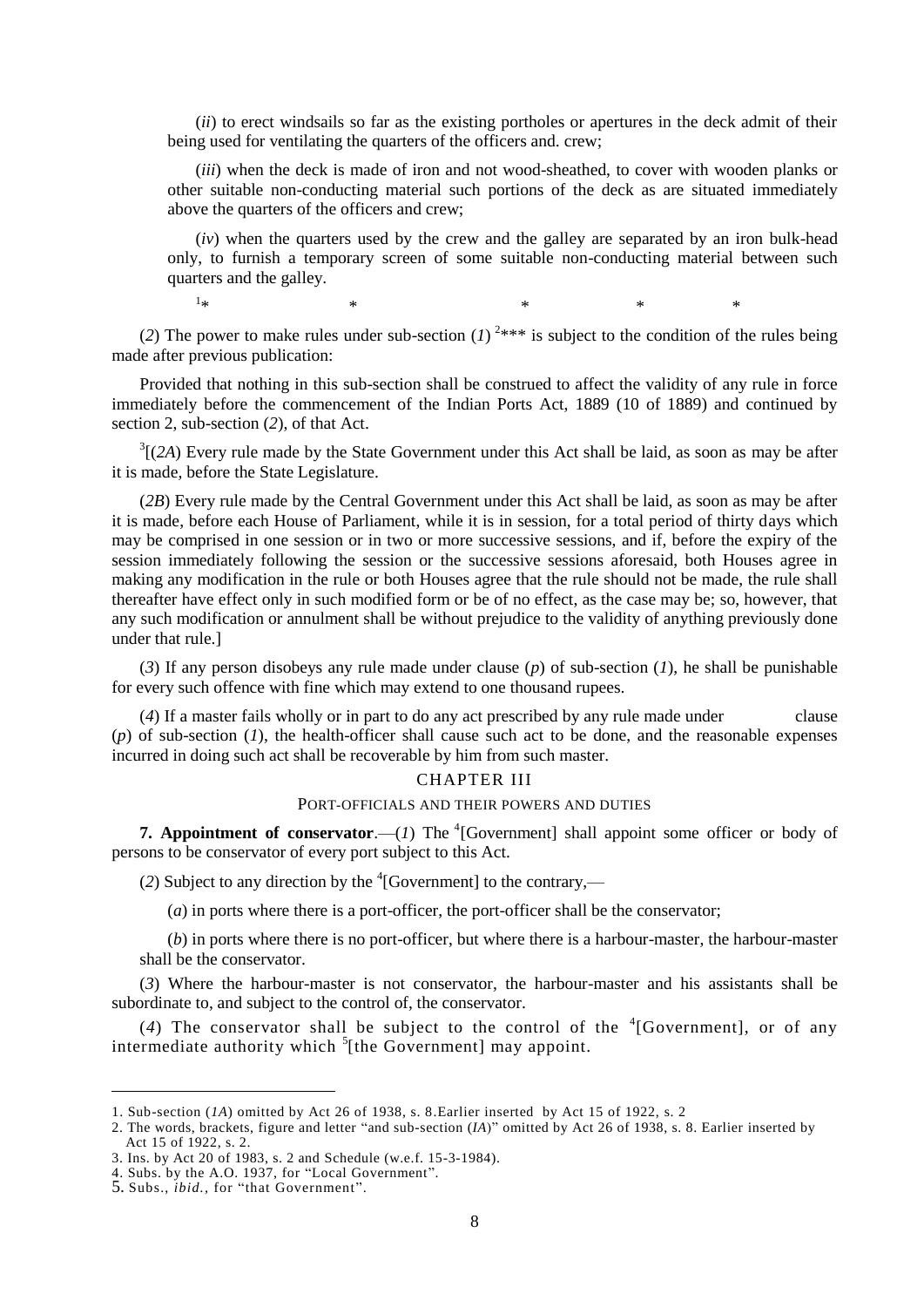(*ii*) to erect windsails so far as the existing portholes or apertures in the deck admit of their being used for ventilating the quarters of the officers and. crew;

(*iii*) when the deck is made of iron and not wood-sheathed, to cover with wooden planks or other suitable non-conducting material such portions of the deck as are situated immediately above the quarters of the officers and crew;

(*iv*) when the quarters used by the crew and the galley are separated by an iron bulk-head only, to furnish a temporary screen of some suitable non-conducting material between such quarters and the galley.

[1]* * * * *

(*2*) The power to make rules under sub-section (*1*) [2]*** is subject to the condition of the rules being made after previous publication:

Provided that nothing in this sub-section shall be construed to affect the validity of any rule in force immediately before the commencement of the Indian Ports Act, 1889 (10 of 1889) and continued by section 2, sub-section (*2*), of that Act.

[3][(*2A*) Every rule made by the State Government under this Act shall be laid, as soon as may be after it is made, before the State Legislature.

(*2B*) Every rule made by the Central Government under this Act shall be laid, as soon as may be after it is made, before each House of Parliament, while it is in session, for a total period of thirty days which may be comprised in one session or in two or more successive sessions, and if, before the expiry of the session immediately following the session or the successive sessions aforesaid, both Houses agree in making any modification in the rule or both Houses agree that the rule should not be made, the rule shall thereafter have effect only in such modified form or be of no effect, as the case may be; so, however, that any such modification or annulment shall be without prejudice to the validity of anything previously done under that rule.]

(*3*) If any person disobeys any rule made under clause (*p*) of sub-section (*1*), he shall be punishable for every such offence with fine which may extend to one thousand rupees.

(*4*) If a master fails wholly or in part to do any act prescribed by any rule made under clause (*p*) of sub-section (*1*), the health-officer shall cause such act to be done, and the reasonable expenses incurred in doing such act shall be recoverable by him from such master.

## CHAPTER III

### PORT-OFFICIALS AND THEIR POWERS AND DUTIES

**7. Appointment of conservator**.—(*1*) The [4][Government] shall appoint some officer or body of persons to be conservator of every port subject to this Act.

(*2*) Subject to any direction by the [4][Government] to the contrary,—

(*a*) in ports where there is a port-officer, the port-officer shall be the conservator;

(*b*) in ports where there is no port-officer, but where there is a harbour-master, the harbour-master shall be the conservator.

(*3*) Where the harbour-master is not conservator, the harbour-master and his assistants shall be subordinate to, and subject to the control of, the conservator.

(*4*) The conservator shall be subject to the control of the [4][Government], or of any intermediate authority which [5][the Government] may appoint.

---

1. Sub-section (*1A*) omitted by Act 26 of 1938, s. 8.Earlier inserted by Act 15 of 1922, s. 2
2. The words, brackets, figure and letter "and sub-section (*IA*)" omitted by Act 26 of 1938, s. 8. Earlier inserted by Act 15 of 1922, s. 2.
3. Ins. by Act 20 of 1983, s. 2 and Schedule (w.e.f. 15-3-1984).
4. Subs. by the A.O. 1937, for "Local Government".
5. Subs., *ibid.*, for "that Government".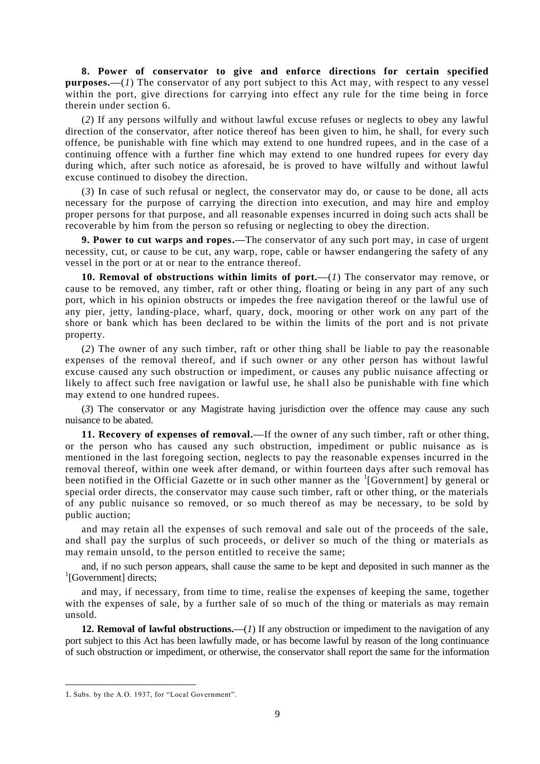**8. Power of conservator to give and enforce directions for certain specified purposes.**—(*1*) The conservator of any port subject to this Act may, with respect to any vessel within the port, give directions for carrying into effect any rule for the time being in force therein under section 6.

(*2*) If any persons wilfully and without lawful excuse refuses or neglects to obey any lawful direction of the conservator, after notice thereof has been given to him, he shall, for every such offence, be punishable with fine which may extend to one hundred rupees, and in the case of a continuing offence with a further fine which may extend to one hundred rupees for every day during which, after such notice as aforesaid, he is proved to have wilfully and without lawful excuse continued to disobey the direction.

(*3*) In case of such refusal or neglect, the conservator may do, or cause to be done, all acts necessary for the purpose of carrying the direction into execution, and may hire and employ proper persons for that purpose, and all reasonable expenses incurred in doing such acts shall be recoverable by him from the person so refusing or neglecting to obey the direction.

**9. Power to cut warps and ropes.**—The conservator of any such port may, in case of urgent necessity, cut, or cause to be cut, any warp, rope, cable or hawser endangering the safety of any vessel in the port or at or near to the entrance thereof.

**10. Removal of obstructions within limits of port.**—(*1*) The conservator may remove, or cause to be removed, any timber, raft or other thing, floating or being in any part of any such port, which in his opinion obstructs or impedes the free navigation thereof or the lawful use of any pier, jetty, landing-place, wharf, quary, dock, mooring or other work on any part of the shore or bank which has been declared to be within the limits of the port and is not private property.

(*2*) The owner of any such timber, raft or other thing shall be liable to pay the reasonable expenses of the removal thereof, and if such owner or any other person has without lawful excuse caused any such obstruction or impediment, or causes any public nuisance affecting or likely to affect such free navigation or lawful use, he shall also be punishable with fine which may extend to one hundred rupees.

(*3*) The conservator or any Magistrate having jurisdiction over the offence may cause any such nuisance to be abated.

**11. Recovery of expenses of removal.**—If the owner of any such timber, raft or other thing, or the person who has caused any such obstruction, impediment or public nuisance as is mentioned in the last foregoing section, neglects to pay the reasonable expenses incurred in the removal thereof, within one week after demand, or within fourteen days after such removal has been notified in the Official Gazette or in such other manner as the [1][Government] by general or special order directs, the conservator may cause such timber, raft or other thing, or the materials of any public nuisance so removed, or so much thereof as may be necessary, to be sold by public auction;

and may retain all the expenses of such removal and sale out of the proceeds of the sale, and shall pay the surplus of such proceeds, or deliver so much of the thing or materials as may remain unsold, to the person entitled to receive the same;

and, if no such person appears, shall cause the same to be kept and deposited in such manner as the [1][Government] directs;

and may, if necessary, from time to time, realise the expenses of keeping the same, together with the expenses of sale, by a further sale of so much of the thing or materials as may remain unsold.

**12. Removal of lawful obstructions.**—(*1*) If any obstruction or impediment to the navigation of any port subject to this Act has been lawfully made, or has become lawful by reason of the long continuance of such obstruction or impediment, or otherwise, the conservator shall report the same for the information

---

1. Subs. by the A.O. 1937, for "Local Government".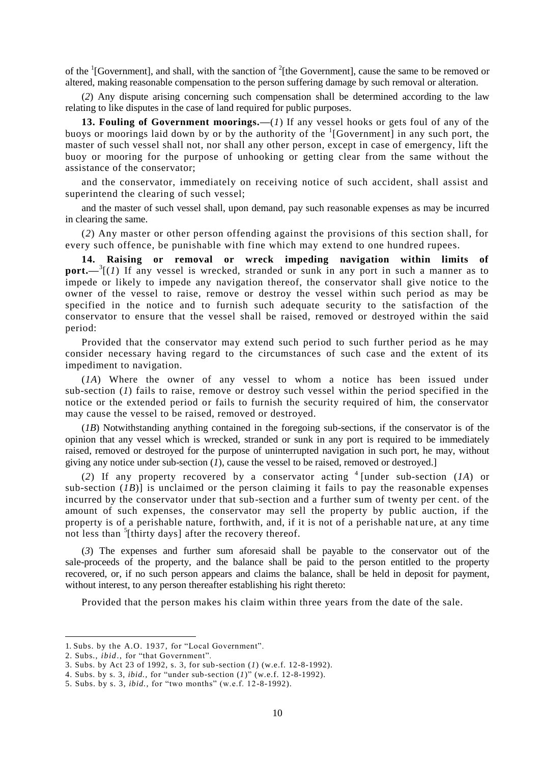of the [1][Government], and shall, with the sanction of [2][the Government], cause the same to be removed or altered, making reasonable compensation to the person suffering damage by such removal or alteration.

(*2*) Any dispute arising concerning such compensation shall be determined according to the law relating to like disputes in the case of land required for public purposes.

**13. Fouling of Government moorings.—**(*1*) If any vessel hooks or gets foul of any of the buoys or moorings laid down by or by the authority of the [1][Government] in any such port, the master of such vessel shall not, nor shall any other person, except in case of emergency, lift the buoy or mooring for the purpose of unhooking or getting clear from the same without the assistance of the conservator;

and the conservator, immediately on receiving notice of such accident, shall assist and superintend the clearing of such vessel;

and the master of such vessel shall, upon demand, pay such reasonable expenses as may be incurred in clearing the same.

(*2*) Any master or other person offending against the provisions of this section shall, for every such offence, be punishable with fine which may extend to one hundred rupees.

**14. Raising or removal or wreck impeding navigation within limits of port.—**[3][(*1*) If any vessel is wrecked, stranded or sunk in any port in such a manner as to impede or likely to impede any navigation thereof, the conservator shall give notice to the owner of the vessel to raise, remove or destroy the vessel within such period as may be specified in the notice and to furnish such adequate security to the satisfaction of the conservator to ensure that the vessel shall be raised, removed or destroyed within the said period:

Provided that the conservator may extend such period to such further period as he may consider necessary having regard to the circumstances of such case and the extent of its impediment to navigation.

(*1A*) Where the owner of any vessel to whom a notice has been issued under sub-section (*1*) fails to raise, remove or destroy such vessel within the period specified in the notice or the extended period or fails to furnish the security required of him, the conservator may cause the vessel to be raised, removed or destroyed.

(*1B*) Notwithstanding anything contained in the foregoing sub-sections, if the conservator is of the opinion that any vessel which is wrecked, stranded or sunk in any port is required to be immediately raised, removed or destroyed for the purpose of uninterrupted navigation in such port, he may, without giving any notice under sub-section (*1*), cause the vessel to be raised, removed or destroyed.]

(*2*) If any property recovered by a conservator acting [4][under sub-section (*1A*) or sub-section (*1B*)] is unclaimed or the person claiming it fails to pay the reasonable expenses incurred by the conservator under that sub-section and a further sum of twenty per cent. of the amount of such expenses, the conservator may sell the property by public auction, if the property is of a perishable nature, forthwith, and, if it is not of a perishable nature, at any time not less than [5][thirty days] after the recovery thereof.

(*3*) The expenses and further sum aforesaid shall be payable to the conservator out of the sale-proceeds of the property, and the balance shall be paid to the person entitled to the property recovered, or, if no such person appears and claims the balance, shall be held in deposit for payment, without interest, to any person thereafter establishing his right thereto:

Provided that the person makes his claim within three years from the date of the sale.

---

1. Subs. by the A.O. 1937, for "Local Government".
2. Subs., *ibid*., for "that Government".
3. Subs. by Act 23 of 1992, s. 3, for sub-section (*1*) (w.e.f. 12-8-1992).
4. Subs. by s. 3, *ibid.,* for "under sub-section (*1*)" (w.e.f. 12-8-1992).
5. Subs. by s. 3, *ibid.,* for "two months" (w.e.f. 12-8-1992).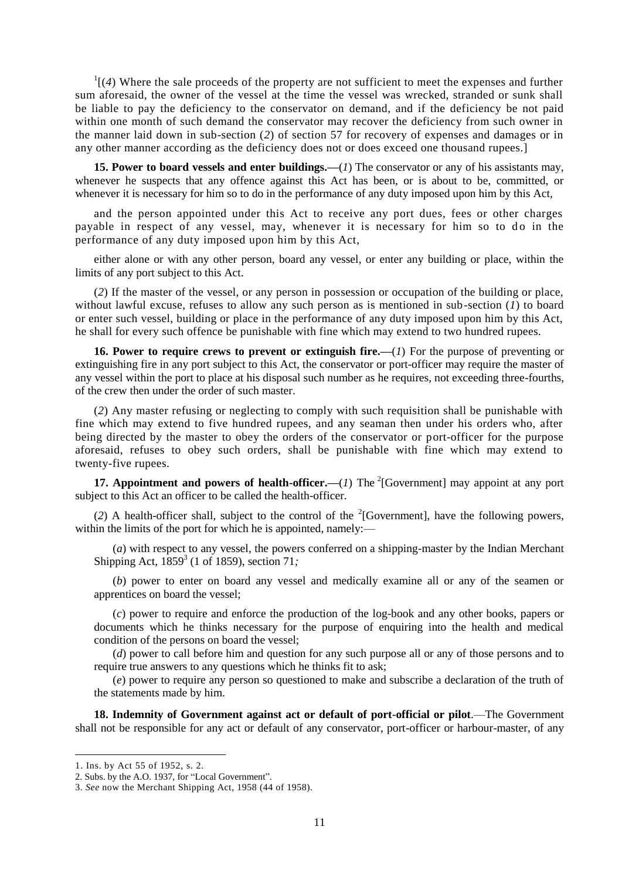[1][(*4*) Where the sale proceeds of the property are not sufficient to meet the expenses and further sum aforesaid, the owner of the vessel at the time the vessel was wrecked, stranded or sunk shall be liable to pay the deficiency to the conservator on demand, and if the deficiency be not paid within one month of such demand the conservator may recover the deficiency from such owner in the manner laid down in sub-section (*2*) of section 57 for recovery of expenses and damages or in any other manner according as the deficiency does not or does exceed one thousand rupees.]

**15. Power to board vessels and enter buildings.—**(*1*) The conservator or any of his assistants may, whenever he suspects that any offence against this Act has been, or is about to be, committed, or whenever it is necessary for him so to do in the performance of any duty imposed upon him by this Act,

and the person appointed under this Act to receive any port dues, fees or other charges payable in respect of any vessel, may, whenever it is necessary for him so to do in the performance of any duty imposed upon him by this Act,

either alone or with any other person, board any vessel, or enter any building or place, within the limits of any port subject to this Act.

(*2*) If the master of the vessel, or any person in possession or occupation of the building or place, without lawful excuse, refuses to allow any such person as is mentioned in sub-section (*1*) to board or enter such vessel, building or place in the performance of any duty imposed upon him by this Act, he shall for every such offence be punishable with fine which may extend to two hundred rupees.

**16. Power to require crews to prevent or extinguish fire.—**(*1*) For the purpose of preventing or extinguishing fire in any port subject to this Act, the conservator or port-officer may require the master of any vessel within the port to place at his disposal such number as he requires, not exceeding three-fourths, of the crew then under the order of such master.

(*2*) Any master refusing or neglecting to comply with such requisition shall be punishable with fine which may extend to five hundred rupees, and any seaman then under his orders who, after being directed by the master to obey the orders of the conservator or port-officer for the purpose aforesaid, refuses to obey such orders, shall be punishable with fine which may extend to twenty-five rupees.

**17. Appointment and powers of health-officer.—**(*1*) The [2][Government] may appoint at any port subject to this Act an officer to be called the health-officer.

(*2*) A health-officer shall, subject to the control of the [2][Government], have the following powers, within the limits of the port for which he is appointed, namely:—

(*a*) with respect to any vessel, the powers conferred on a shipping-master by the Indian Merchant Shipping Act, 1859[3] (1 of 1859), section 71*;*

(*b*) power to enter on board any vessel and medically examine all or any of the seamen or apprentices on board the vessel;

(*c*) power to require and enforce the production of the log-book and any other books, papers or documents which he thinks necessary for the purpose of enquiring into the health and medical condition of the persons on board the vessel;

(*d*) power to call before him and question for any such purpose all or any of those persons and to require true answers to any questions which he thinks fit to ask;

(*e*) power to require any person so questioned to make and subscribe a declaration of the truth of the statements made by him.

**18. Indemnity of Government against act or default of port-official or pilot**.—The Government shall not be responsible for any act or default of any conservator, port-officer or harbour-master, of any

---

1. Ins. by Act 55 of 1952, s. 2.
2. Subs. by the A.O. 1937, for "Local Government".
3. *See* now the Merchant Shipping Act, 1958 (44 of 1958).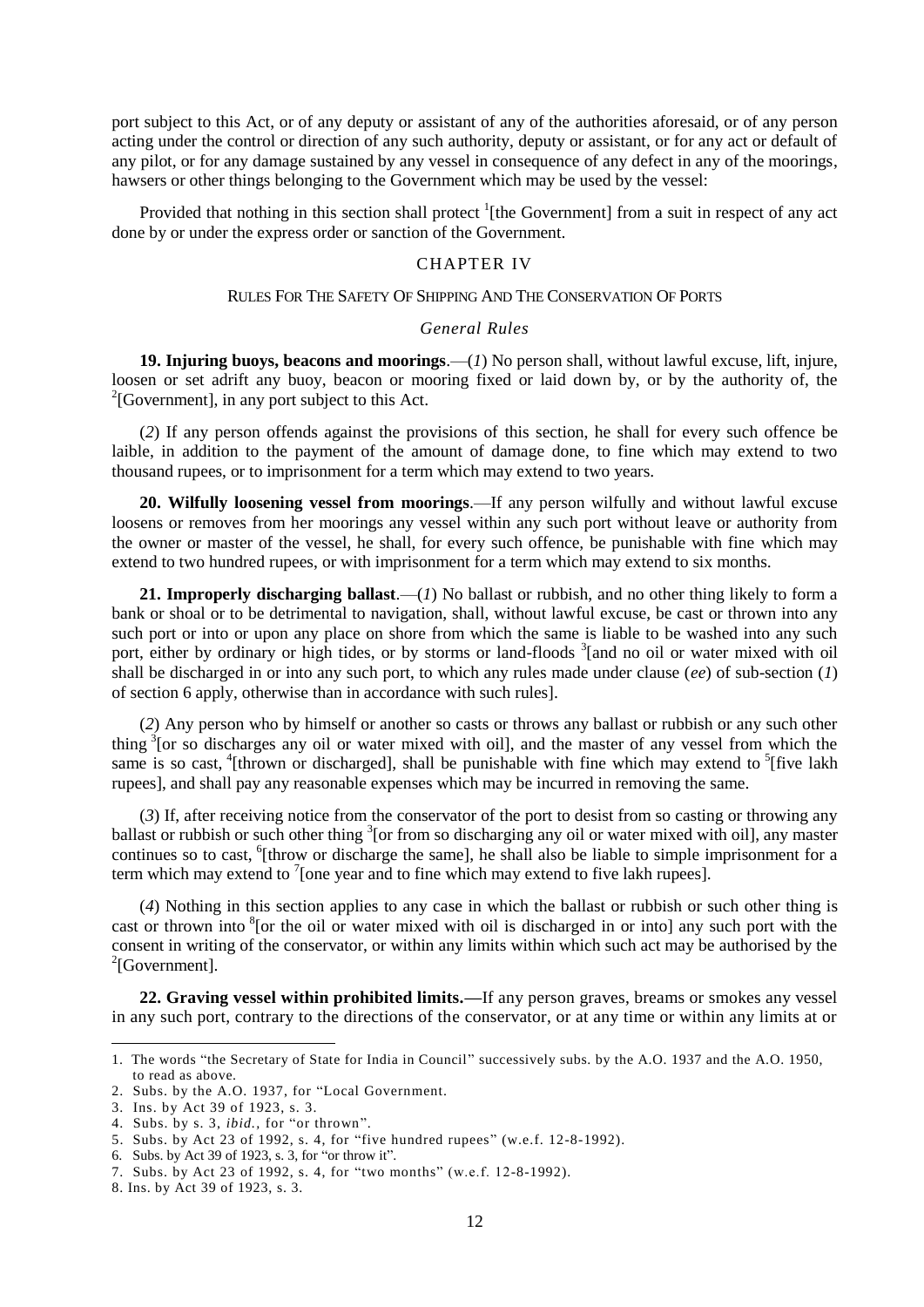port subject to this Act, or of any deputy or assistant of any of the authorities aforesaid, or of any person acting under the control or direction of any such authority, deputy or assistant, or for any act or default of any pilot, or for any damage sustained by any vessel in consequence of any defect in any of the moorings, hawsers or other things belonging to the Government which may be used by the vessel:

Provided that nothing in this section shall protect [1][the Government] from a suit in respect of any act done by or under the express order or sanction of the Government.

## CHAPTER IV

### RULES FOR THE SAFETY OF SHIPPING AND THE CONSERVATION OF PORTS

*General Rules*

**19. Injuring buoys, beacons and moorings**.—(*1*) No person shall, without lawful excuse, lift, injure, loosen or set adrift any buoy, beacon or mooring fixed or laid down by, or by the authority of, the [2][Government], in any port subject to this Act.

(*2*) If any person offends against the provisions of this section, he shall for every such offence be laible, in addition to the payment of the amount of damage done, to fine which may extend to two thousand rupees, or to imprisonment for a term which may extend to two years.

**20. Wilfully loosening vessel from moorings**.—If any person wilfully and without lawful excuse loosens or removes from her moorings any vessel within any such port without leave or authority from the owner or master of the vessel, he shall, for every such offence, be punishable with fine which may extend to two hundred rupees, or with imprisonment for a term which may extend to six months.

**21. Improperly discharging ballast**.—(*1*) No ballast or rubbish, and no other thing likely to form a bank or shoal or to be detrimental to navigation, shall, without lawful excuse, be cast or thrown into any such port or into or upon any place on shore from which the same is liable to be washed into any such port, either by ordinary or high tides, or by storms or land-floods [3][and no oil or water mixed with oil shall be discharged in or into any such port, to which any rules made under clause (*ee*) of sub-section (*1*) of section 6 apply, otherwise than in accordance with such rules].

(*2*) Any person who by himself or another so casts or throws any ballast or rubbish or any such other thing [3][or so discharges any oil or water mixed with oil], and the master of any vessel from which the same is so cast, [4][thrown or discharged], shall be punishable with fine which may extend to [5][five lakh rupees], and shall pay any reasonable expenses which may be incurred in removing the same.

(*3*) If, after receiving notice from the conservator of the port to desist from so casting or throwing any ballast or rubbish or such other thing [3][or from so discharging any oil or water mixed with oil], any master continues so to cast, [6][throw or discharge the same], he shall also be liable to simple imprisonment for a term which may extend to [7][one year and to fine which may extend to five lakh rupees].

(*4*) Nothing in this section applies to any case in which the ballast or rubbish or such other thing is cast or thrown into [8][or the oil or water mixed with oil is discharged in or into] any such port with the consent in writing of the conservator, or within any limits within which such act may be authorised by the [2][Government].

**22. Graving vessel within prohibited limits.—**If any person graves, breams or smokes any vessel in any such port, contrary to the directions of the conservator, or at any time or within any limits at or

---

1. The words "the Secretary of State for India in Council" successively subs. by the A.O. 1937 and the A.O. 1950, to read as above.
2. Subs. by the A.O. 1937, for "Local Government.
3. Ins. by Act 39 of 1923, s. 3.
4. Subs. by s. 3, *ibid.*, for "or thrown".
5. Subs. by Act 23 of 1992, s. 4, for "five hundred rupees" (w.e.f. 12-8-1992).
6. Subs. by Act 39 of 1923, s. 3, for "or throw it".
7. Subs. by Act 23 of 1992, s. 4, for "two months" (w.e.f. 12-8-1992).
8. Ins. by Act 39 of 1923, s. 3.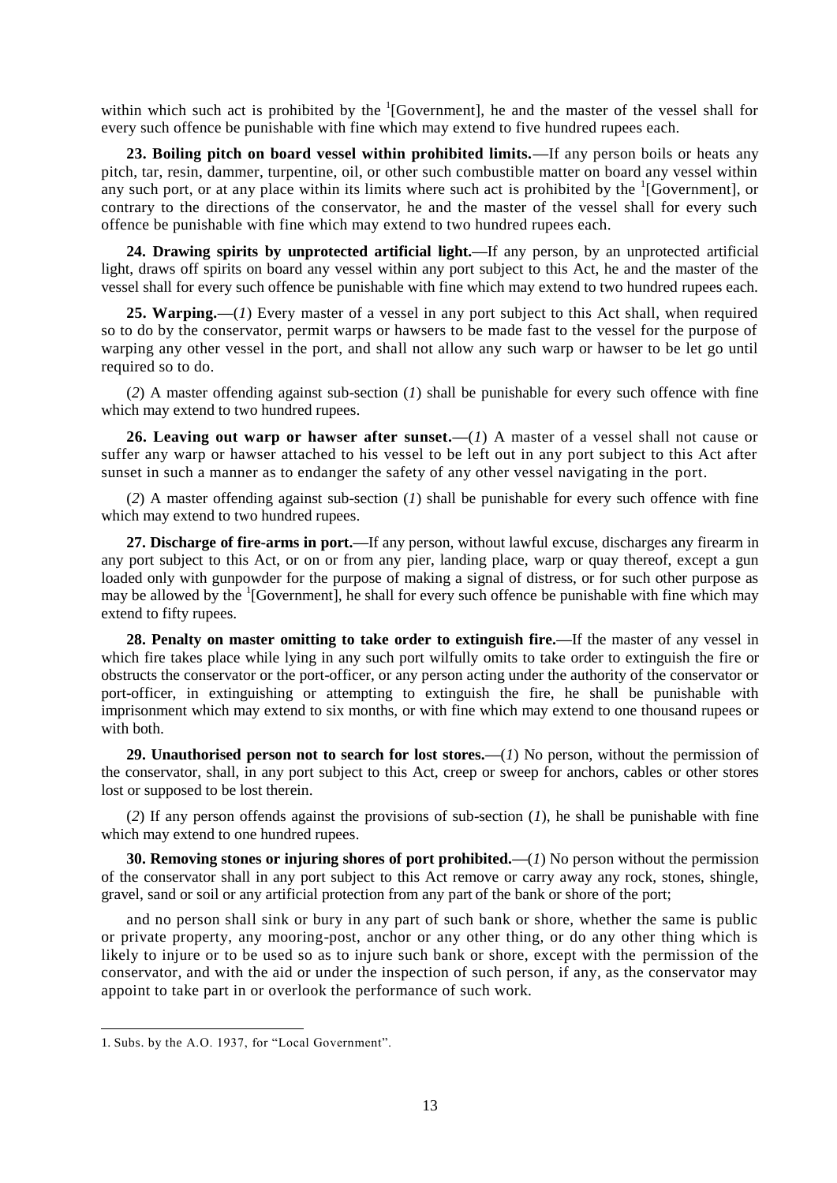within which such act is prohibited by the [1][Government], he and the master of the vessel shall for every such offence be punishable with fine which may extend to five hundred rupees each.

**23. Boiling pitch on board vessel within prohibited limits.—**If any person boils or heats any pitch, tar, resin, dammer, turpentine, oil, or other such combustible matter on board any vessel within any such port, or at any place within its limits where such act is prohibited by the [1][Government], or contrary to the directions of the conservator, he and the master of the vessel shall for every such offence be punishable with fine which may extend to two hundred rupees each.

**24. Drawing spirits by unprotected artificial light.—**If any person, by an unprotected artificial light, draws off spirits on board any vessel within any port subject to this Act, he and the master of the vessel shall for every such offence be punishable with fine which may extend to two hundred rupees each.

**25. Warping.—**(*1*) Every master of a vessel in any port subject to this Act shall, when required so to do by the conservator, permit warps or hawsers to be made fast to the vessel for the purpose of warping any other vessel in the port, and shall not allow any such warp or hawser to be let go until required so to do.

(*2*) A master offending against sub-section (*1*) shall be punishable for every such offence with fine which may extend to two hundred rupees.

**26. Leaving out warp or hawser after sunset.—**(*1*) A master of a vessel shall not cause or suffer any warp or hawser attached to his vessel to be left out in any port subject to this Act after sunset in such a manner as to endanger the safety of any other vessel navigating in the port.

(*2*) A master offending against sub-section (*1*) shall be punishable for every such offence with fine which may extend to two hundred rupees.

**27. Discharge of fire-arms in port.—**If any person, without lawful excuse, discharges any firearm in any port subject to this Act, or on or from any pier, landing place, warp or quay thereof, except a gun loaded only with gunpowder for the purpose of making a signal of distress, or for such other purpose as may be allowed by the [1][Government], he shall for every such offence be punishable with fine which may extend to fifty rupees.

**28. Penalty on master omitting to take order to extinguish fire.—**If the master of any vessel in which fire takes place while lying in any such port wilfully omits to take order to extinguish the fire or obstructs the conservator or the port-officer, or any person acting under the authority of the conservator or port-officer, in extinguishing or attempting to extinguish the fire, he shall be punishable with imprisonment which may extend to six months, or with fine which may extend to one thousand rupees or with both.

**29. Unauthorised person not to search for lost stores.—**(*1*) No person, without the permission of the conservator, shall, in any port subject to this Act, creep or sweep for anchors, cables or other stores lost or supposed to be lost therein.

(*2*) If any person offends against the provisions of sub-section (*1*), he shall be punishable with fine which may extend to one hundred rupees.

**30. Removing stones or injuring shores of port prohibited.—**(*1*) No person without the permission of the conservator shall in any port subject to this Act remove or carry away any rock, stones, shingle, gravel, sand or soil or any artificial protection from any part of the bank or shore of the port;

and no person shall sink or bury in any part of such bank or shore, whether the same is public or private property, any mooring-post, anchor or any other thing, or do any other thing which is likely to injure or to be used so as to injure such bank or shore, except with the permission of the conservator, and with the aid or under the inspection of such person, if any, as the conservator may appoint to take part in or overlook the performance of such work.

---

1. Subs. by the A.O. 1937, for "Local Government".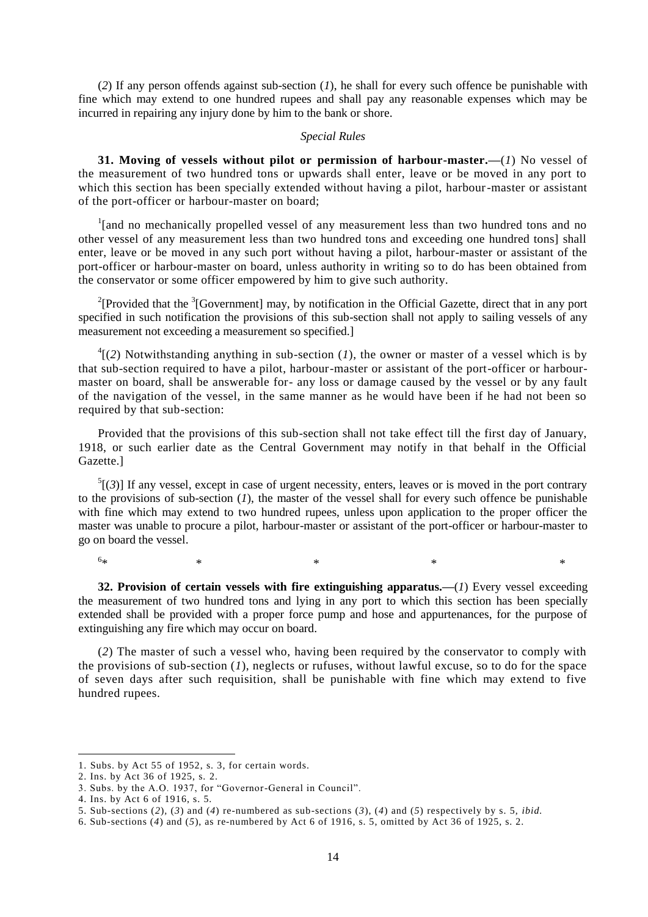(*2*) If any person offends against sub-section (*1*), he shall for every such offence be punishable with fine which may extend to one hundred rupees and shall pay any reasonable expenses which may be incurred in repairing any injury done by him to the bank or shore.

*Special Rules*

**31. Moving of vessels without pilot or permission of harbour-master.—**(*1*) No vessel of the measurement of two hundred tons or upwards shall enter, leave or be moved in any port to which this section has been specially extended without having a pilot, harbour-master or assistant of the port-officer or harbour-master on board;

[1][and no mechanically propelled vessel of any measurement less than two hundred tons and no other vessel of any measurement less than two hundred tons and exceeding one hundred tons] shall enter, leave or be moved in any such port without having a pilot, harbour-master or assistant of the port-officer or harbour-master on board, unless authority in writing so to do has been obtained from the conservator or some officer empowered by him to give such authority.

[2][Provided that the [3][Government] may, by notification in the Official Gazette, direct that in any port specified in such notification the provisions of this sub-section shall not apply to sailing vessels of any measurement not exceeding a measurement so specified.]

[4][(*2*) Notwithstanding anything in sub-section (*1*), the owner or master of a vessel which is by that sub-section required to have a pilot, harbour-master or assistant of the port-officer or harbour-master on board, shall be answerable for- any loss or damage caused by the vessel or by any fault of the navigation of the vessel, in the same manner as he would have been if he had not been so required by that sub-section:

Provided that the provisions of this sub-section shall not take effect till the first day of January, 1918, or such earlier date as the Central Government may notify in that behalf in the Official Gazette.]

[5][(*3*)] If any vessel, except in case of urgent necessity, enters, leaves or is moved in the port contrary to the provisions of sub-section (*1*), the master of the vessel shall for every such offence be punishable with fine which may extend to two hundred rupees, unless upon application to the proper officer the master was unable to procure a pilot, harbour-master or assistant of the port-officer or harbour-master to go on board the vessel.

[6]* * * * *

**32. Provision of certain vessels with fire extinguishing apparatus.—**(*1*) Every vessel exceeding the measurement of two hundred tons and lying in any port to which this section has been specially extended shall be provided with a proper force pump and hose and appurtenances, for the purpose of extinguishing any fire which may occur on board.

(*2*) The master of such a vessel who, having been required by the conservator to comply with the provisions of sub-section (*1*), neglects or rufuses, without lawful excuse, so to do for the space of seven days after such requisition, shall be punishable with fine which may extend to five hundred rupees.

---

1. Subs. by Act 55 of 1952, s. 3, for certain words.
2. Ins. by Act 36 of 1925, s. 2.
3. Subs. by the A.O. 1937, for "Governor-General in Council".
4. Ins. by Act 6 of 1916, s. 5.
5. Sub-sections (*2*), (*3*) and (*4*) re-numbered as sub-sections (*3*), (*4*) and (*5*) respectively by s. 5, *ibid.*
6. Sub-sections (*4*) and (*5*), as re-numbered by Act 6 of 1916, s. 5, omitted by Act 36 of 1925, s. 2.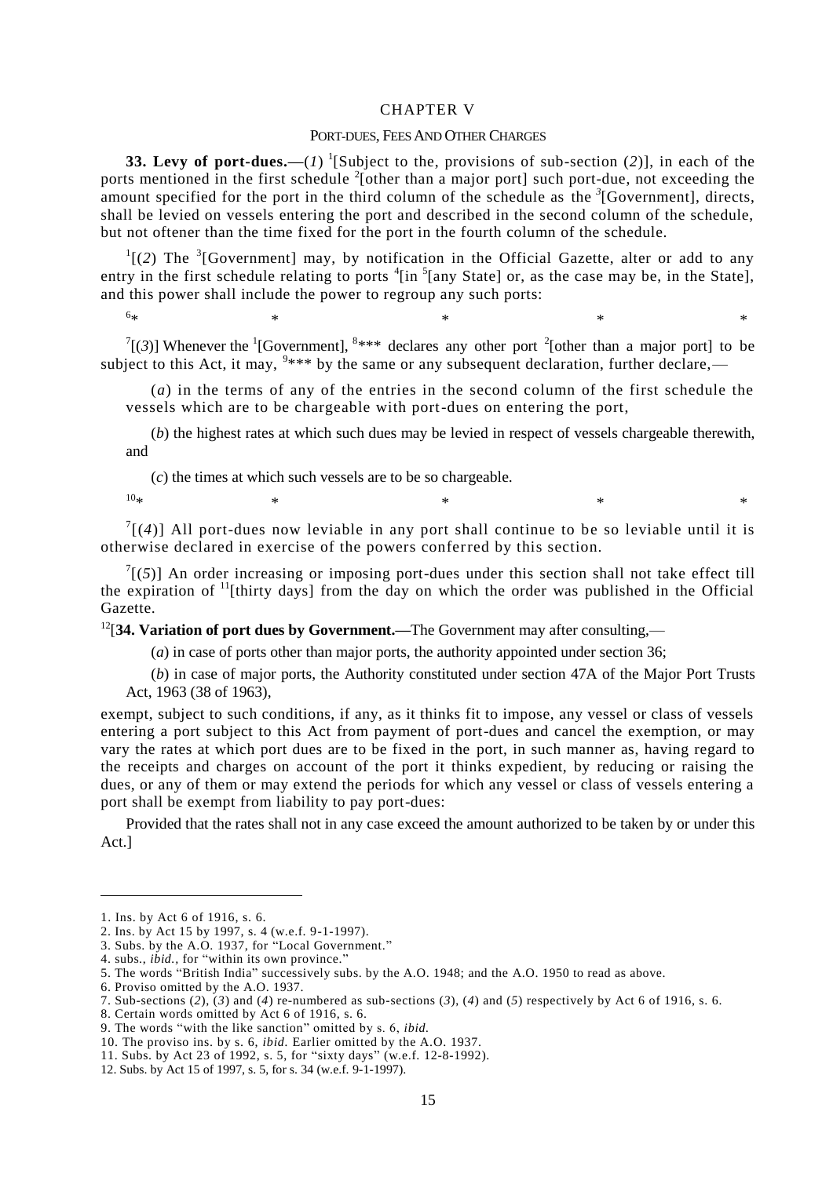## CHAPTER V

### PORT-DUES, FEES AND OTHER CHARGES

**33. Levy of port-dues.—**(*1*) [1][Subject to the, provisions of sub-section (*2*)], in each of the ports mentioned in the first schedule [2][other than a major port] such port-due, not exceeding the amount specified for the port in the third column of the schedule as the [3][Government], directs, shall be levied on vessels entering the port and described in the second column of the schedule, but not oftener than the time fixed for the port in the fourth column of the schedule.

[1][(*2*) The [3][Government] may, by notification in the Official Gazette, alter or add to any entry in the first schedule relating to ports [4][in [5][any State] or, as the case may be, in the State], and this power shall include the power to regroup any such ports:

[6]* * * * *

[7][(*3*)] Whenever the [1][Government], [8]*** declares any other port [2][other than a major port] to be subject to this Act, it may, [9]*** by the same or any subsequent declaration, further declare,—

(*a*) in the terms of any of the entries in the second column of the first schedule the vessels which are to be chargeable with port-dues on entering the port,

(*b*) the highest rates at which such dues may be levied in respect of vessels chargeable therewith, and

(*c*) the times at which such vessels are to be so chargeable.

[10]* * * * *

[7][(*4*)] All port-dues now leviable in any port shall continue to be so leviable until it is otherwise declared in exercise of the powers conferred by this section.

[7][(*5*)] An order increasing or imposing port-dues under this section shall not take effect till the expiration of [11][thirty days] from the day on which the order was published in the Official Gazette.

[12][**34. Variation of port dues by Government.—**The Government may after consulting,—

(*a*) in case of ports other than major ports, the authority appointed under section 36;

(*b*) in case of major ports, the Authority constituted under section 47A of the Major Port Trusts Act, 1963 (38 of 1963),

exempt, subject to such conditions, if any, as it thinks fit to impose, any vessel or class of vessels entering a port subject to this Act from payment of port-dues and cancel the exemption, or may vary the rates at which port dues are to be fixed in the port, in such manner as, having regard to the receipts and charges on account of the port it thinks expedient, by reducing or raising the dues, or any of them or may extend the periods for which any vessel or class of vessels entering a port shall be exempt from liability to pay port-dues:

Provided that the rates shall not in any case exceed the amount authorized to be taken by or under this Act.]

---

1. Ins. by Act 6 of 1916, s. 6.
2. Ins. by Act 15 by 1997, s. 4 (w.e.f. 9-1-1997).
3. Subs. by the A.O. 1937, for "Local Government."
4. subs., *ibid.*, for "within its own province."
5. The words "British India" successively subs. by the A.O. 1948; and the A.O. 1950 to read as above.
6. Proviso omitted by the A.O. 1937.
7. Sub-sections (*2*), (*3*) and (*4*) re-numbered as sub-sections (*3*), (*4*) and (*5*) respectively by Act 6 of 1916, s. 6.
8. Certain words omitted by Act 6 of 1916, s. 6.
9. The words "with the like sanction" omitted by s. 6, *ibid.*
10. The proviso ins. by s. 6, *ibid.* Earlier omitted by the A.O. 1937.
11. Subs. by Act 23 of 1992, s. 5, for "sixty days" (w.e.f. 12-8-1992).
12. Subs. by Act 15 of 1997, s. 5, for s. 34 (w.e.f. 9-1-1997).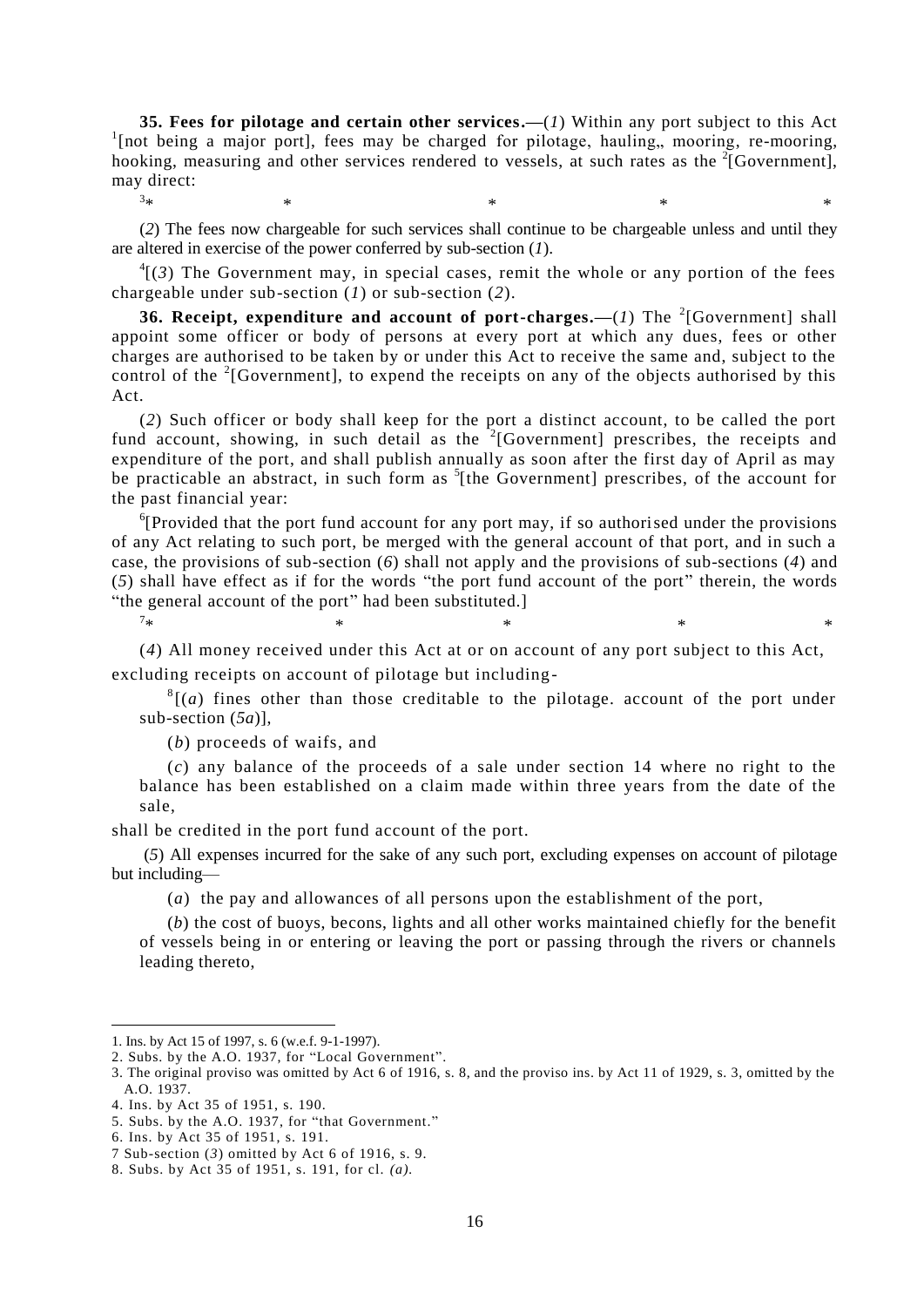**35. Fees for pilotage and certain other services.**—(*1*) Within any port subject to this Act [1][not being a major port], fees may be charged for pilotage, hauling,, mooring, re-mooring, hooking, measuring and other services rendered to vessels, at such rates as the [2][Government], may direct:

[3]* * * * *

(*2*) The fees now chargeable for such services shall continue to be chargeable unless and until they are altered in exercise of the power conferred by sub-section (*1*).

[4][(*3*) The Government may, in special cases, remit the whole or any portion of the fees chargeable under sub-section (*1*) or sub-section (*2*).

**36. Receipt, expenditure and account of port-charges.**—(*1*) The [2][Government] shall appoint some officer or body of persons at every port at which any dues, fees or other charges are authorised to be taken by or under this Act to receive the same and, subject to the control of the [2][Government], to expend the receipts on any of the objects authorised by this Act.

(*2*) Such officer or body shall keep for the port a distinct account, to be called the port fund account, showing, in such detail as the [2][Government] prescribes, the receipts and expenditure of the port, and shall publish annually as soon after the first day of April as may be practicable an abstract, in such form as [5][the Government] prescribes, of the account for the past financial year:

[6][Provided that the port fund account for any port may, if so authorised under the provisions of any Act relating to such port, be merged with the general account of that port, and in such a case, the provisions of sub-section (*6*) shall not apply and the provisions of sub-sections (*4*) and (*5*) shall have effect as if for the words "the port fund account of the port" therein, the words "the general account of the port" had been substituted.]

[7]* * * * *

(*4*) All money received under this Act at or on account of any port subject to this Act, excluding receipts on account of pilotage but including-

[8][(*a*) fines other than those creditable to the pilotage. account of the port under sub-section (*5a*)],

(*b*) proceeds of waifs, and

(*c*) any balance of the proceeds of a sale under section 14 where no right to the balance has been established on a claim made within three years from the date of the sale,

shall be credited in the port fund account of the port.

(*5*) All expenses incurred for the sake of any such port, excluding expenses on account of pilotage but including—

(*a*) the pay and allowances of all persons upon the establishment of the port,

(*b*) the cost of buoys, becons, lights and all other works maintained chiefly for the benefit of vessels being in or entering or leaving the port or passing through the rivers or channels leading thereto,

---

1. Ins. by Act 15 of 1997, s. 6 (w.e.f. 9-1-1997).
2. Subs. by the A.O. 1937, for "Local Government".
3. The original proviso was omitted by Act 6 of 1916, s. 8, and the proviso ins. by Act 11 of 1929, s. 3, omitted by the A.O. 1937.
4. Ins. by Act 35 of 1951, s. 190.
5. Subs. by the A.O. 1937, for "that Government."
6. Ins. by Act 35 of 1951, s. 191.
7 Sub-section (*3*) omitted by Act 6 of 1916, s. 9.
8. Subs. by Act 35 of 1951, s. 191, for cl. *(a)*.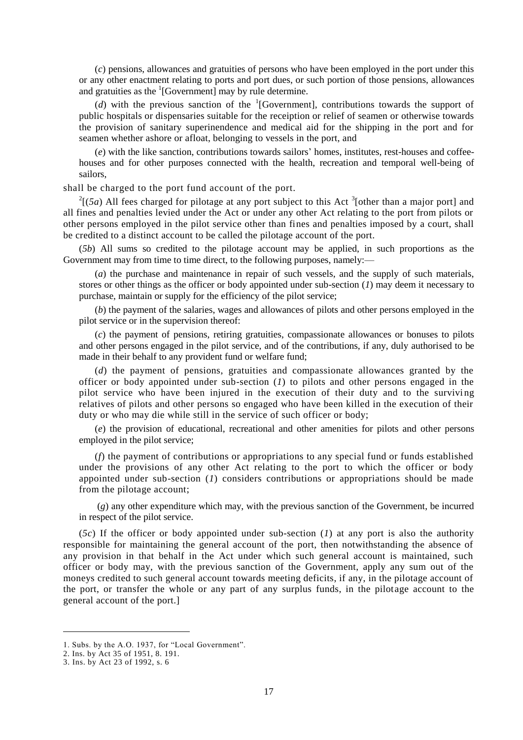(*c*) pensions, allowances and gratuities of persons who have been employed in the port under this or any other enactment relating to ports and port dues, or such portion of those pensions, allowances and gratuities as the [1][Government] may by rule determine.

(*d*) with the previous sanction of the [1][Government], contributions towards the support of public hospitals or dispensaries suitable for the receiption or relief of seamen or otherwise towards the provision of sanitary superinendence and medical aid for the shipping in the port and for seamen whether ashore or afloat, belonging to vessels in the port, and

(*e*) with the like sanction, contributions towards sailors' homes, institutes, rest-houses and coffee-houses and for other purposes connected with the health, recreation and temporal well-being of sailors,

shall be charged to the port fund account of the port.

[2][(*5a*) All fees charged for pilotage at any port subject to this Act [3][other than a major port] and all fines and penalties levied under the Act or under any other Act relating to the port from pilots or other persons employed in the pilot service other than fines and penalties imposed by a court, shall be credited to a distinct account to be called the pilotage account of the port.

(*5b*) All sums so credited to the pilotage account may be applied, in such proportions as the Government may from time to time direct, to the following purposes, namely:—

(*a*) the purchase and maintenance in repair of such vessels, and the supply of such materials, stores or other things as the officer or body appointed under sub-section (*1*) may deem it necessary to purchase, maintain or supply for the efficiency of the pilot service;

(*b*) the payment of the salaries, wages and allowances of pilots and other persons employed in the pilot service or in the supervision thereof:

(*c*) the payment of pensions, retiring gratuities, compassionate allowances or bonuses to pilots and other persons engaged in the pilot service, and of the contributions, if any, duly authorised to be made in their behalf to any provident fund or welfare fund;

(*d*) the payment of pensions, gratuities and compassionate allowances granted by the officer or body appointed under sub-section (*1*) to pilots and other persons engaged in the pilot service who have been injured in the execution of their duty and to the surviving relatives of pilots and other persons so engaged who have been killed in the execution of their duty or who may die while still in the service of such officer or body;

(*e*) the provision of educational, recreational and other amenities for pilots and other persons employed in the pilot service;

(*f*) the payment of contributions or appropriations to any special fund or funds established under the provisions of any other Act relating to the port to which the officer or body appointed under sub-section (*1*) considers contributions or appropriations should be made from the pilotage account;

(*g*) any other expenditure which may, with the previous sanction of the Government, be incurred in respect of the pilot service.

(*5c*) If the officer or body appointed under sub-section (*1*) at any port is also the authority responsible for maintaining the general account of the port, then notwithstanding the absence of any provision in that behalf in the Act under which such general account is maintained, such officer or body may, with the previous sanction of the Government, apply any sum out of the moneys credited to such general account towards meeting deficits, if any, in the pilotage account of the port, or transfer the whole or any part of any surplus funds, in the pilotage account to the general account of the port.]

---

1. Subs. by the A.O. 1937, for "Local Government".
2. Ins. by Act 35 of 1951, 8. 191.
3. Ins. by Act 23 of 1992, s. 6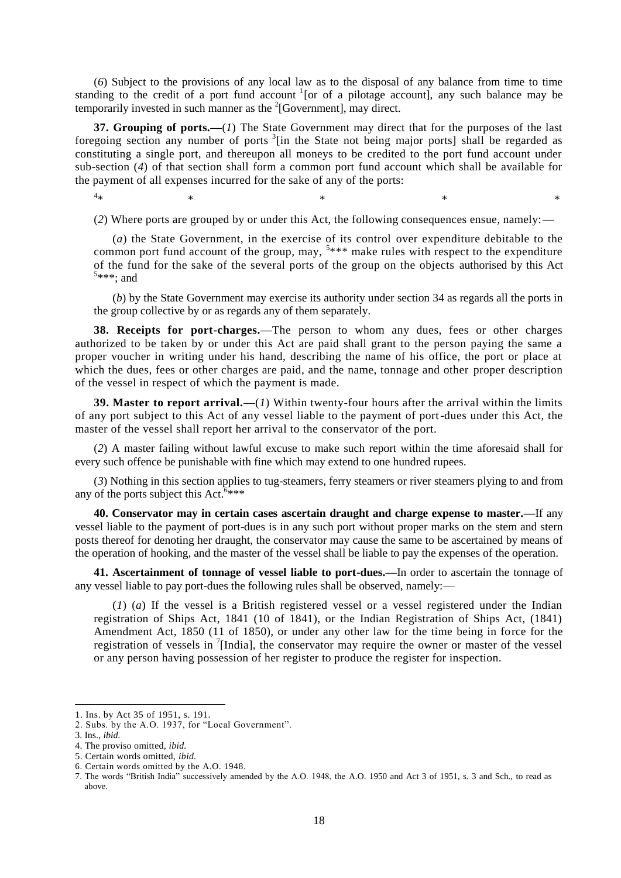(*6*) Subject to the provisions of any local law as to the disposal of any balance from time to time standing to the credit of a port fund account [1][or of a pilotage account], any such balance may be temporarily invested in such manner as the [2][Government], may direct.

**37. Grouping of ports.—**(*1*) The State Government may direct that for the purposes of the last foregoing section any number of ports [3][in the State not being major ports] shall be regarded as constituting a single port, and thereupon all moneys to be credited to the port fund account under sub-section (*4*) of that section shall form a common port fund account which shall be available for the payment of all expenses incurred for the sake of any of the ports:

[4]* * * * *

(*2*) Where ports are grouped by or under this Act, the following consequences ensue, namely:—

(*a*) the State Government, in the exercise of its control over expenditure debitable to the common port fund account of the group, may, [5]*** make rules with respect to the expenditure of the fund for the sake of the several ports of the group on the objects authorised by this Act [5]***; and

(*b*) by the State Government may exercise its authority under section 34 as regards all the ports in the group collective by or as regards any of them separately.

**38. Receipts for port-charges.—**The person to whom any dues, fees or other charges authorized to be taken by or under this Act are paid shall grant to the person paying the same a proper voucher in writing under his hand, describing the name of his office, the port or place at which the dues, fees or other charges are paid, and the name, tonnage and other proper description of the vessel in respect of which the payment is made.

**39. Master to report arrival.—**(*1*) Within twenty-four hours after the arrival within the limits of any port subject to this Act of any vessel liable to the payment of port-dues under this Act, the master of the vessel shall report her arrival to the conservator of the port.

(*2*) A master failing without lawful excuse to make such report within the time aforesaid shall for every such offence be punishable with fine which may extend to one hundred rupees.

(*3*) Nothing in this section applies to tug-steamers, ferry steamers or river steamers plying to and from any of the ports subject this Act.[6]***

**40. Conservator may in certain cases ascertain draught and charge expense to master.—**If any vessel liable to the payment of port-dues is in any such port without proper marks on the stem and stern posts thereof for denoting her draught, the conservator may cause the same to be ascertained by means of the operation of hooking, and the master of the vessel shall be liable to pay the expenses of the operation.

**41. Ascertainment of tonnage of vessel liable to port-dues.—**In order to ascertain the tonnage of any vessel liable to pay port-dues the following rules shall be observed, namely:—

(*1*) (*a*) If the vessel is a British registered vessel or a vessel registered under the Indian registration of Ships Act, 1841 (10 of 1841), or the Indian Registration of Ships Act, (1841) Amendment Act, 1850 (11 of 1850), or under any other law for the time being in force for the registration of vessels in [7][India], the conservator may require the owner or master of the vessel or any person having possession of her register to produce the register for inspection.

---

1. Ins. by Act 35 of 1951, s. 191.
2. Subs. by the A.O. 1937, for "Local Government".
3. Ins., *ibid.*
4. The proviso omitted, *ibid.*
5. Certain words omitted, *ibid.*
6. Certain words omitted by the A.O. 1948.
7. The words "British India" successively amended by the A.O. 1948, the A.O. 1950 and Act 3 of 1951, s. 3 and Sch., to read as above.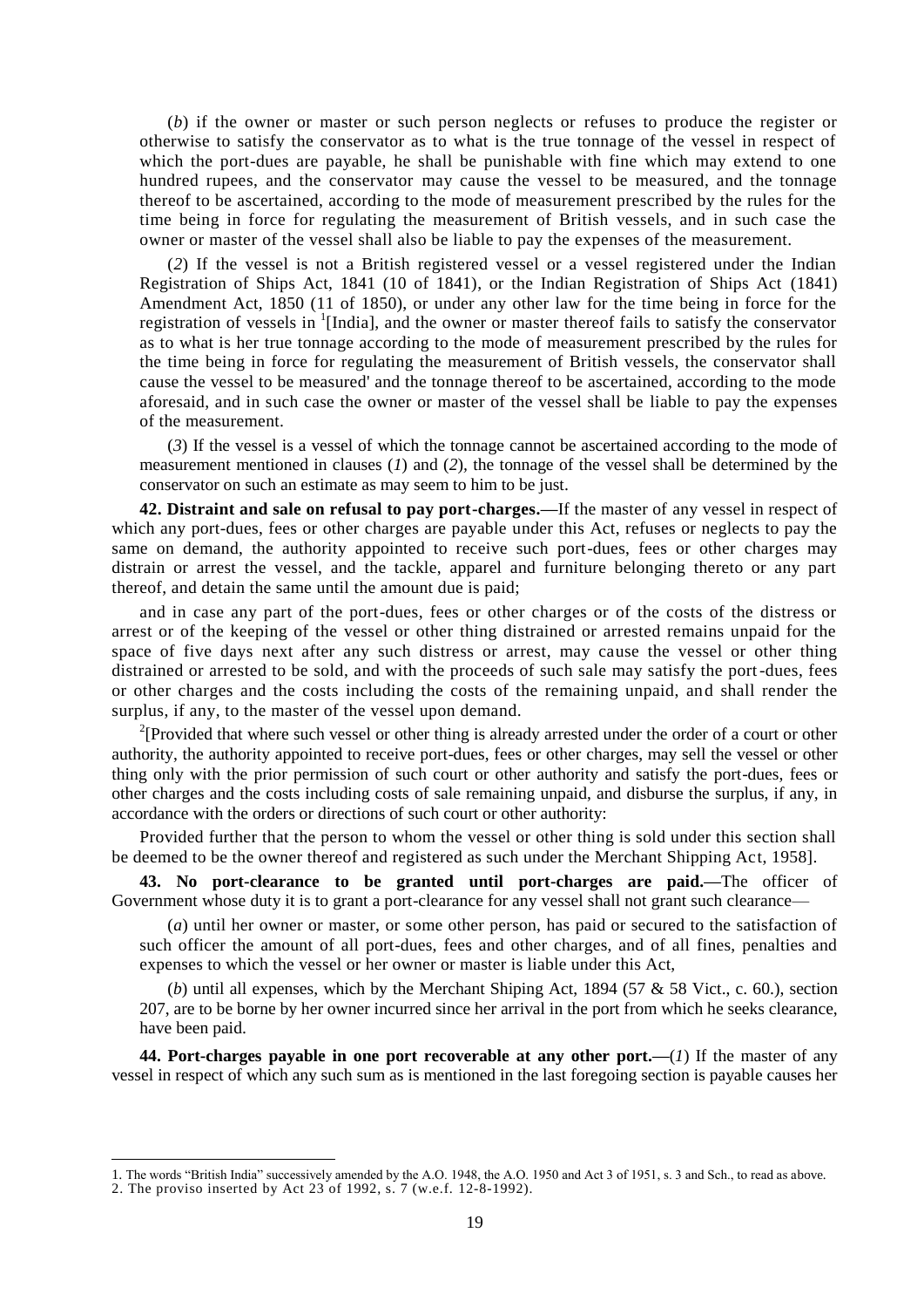(*b*) if the owner or master or such person neglects or refuses to produce the register or otherwise to satisfy the conservator as to what is the true tonnage of the vessel in respect of which the port-dues are payable, he shall be punishable with fine which may extend to one hundred rupees, and the conservator may cause the vessel to be measured, and the tonnage thereof to be ascertained, according to the mode of measurement prescribed by the rules for the time being in force for regulating the measurement of British vessels, and in such case the owner or master of the vessel shall also be liable to pay the expenses of the measurement.

(*2*) If the vessel is not a British registered vessel or a vessel registered under the Indian Registration of Ships Act, 1841 (10 of 1841), or the Indian Registration of Ships Act (1841) Amendment Act, 1850 (11 of 1850), or under any other law for the time being in force for the registration of vessels in [1][India], and the owner or master thereof fails to satisfy the conservator as to what is her true tonnage according to the mode of measurement prescribed by the rules for the time being in force for regulating the measurement of British vessels, the conservator shall cause the vessel to be measured' and the tonnage thereof to be ascertained, according to the mode aforesaid, and in such case the owner or master of the vessel shall be liable to pay the expenses of the measurement.

(*3*) If the vessel is a vessel of which the tonnage cannot be ascertained according to the mode of measurement mentioned in clauses (*1*) and (*2*), the tonnage of the vessel shall be determined by the conservator on such an estimate as may seem to him to be just.

**42. Distraint and sale on refusal to pay port-charges.—**If the master of any vessel in respect of which any port-dues, fees or other charges are payable under this Act, refuses or neglects to pay the same on demand, the authority appointed to receive such port-dues, fees or other charges may distrain or arrest the vessel, and the tackle, apparel and furniture belonging thereto or any part thereof, and detain the same until the amount due is paid;

and in case any part of the port-dues, fees or other charges or of the costs of the distress or arrest or of the keeping of the vessel or other thing distrained or arrested remains unpaid for the space of five days next after any such distress or arrest, may cause the vessel or other thing distrained or arrested to be sold, and with the proceeds of such sale may satisfy the port-dues, fees or other charges and the costs including the costs of the remaining unpaid, and shall render the surplus, if any, to the master of the vessel upon demand.

[2][Provided that where such vessel or other thing is already arrested under the order of a court or other authority, the authority appointed to receive port-dues, fees or other charges, may sell the vessel or other thing only with the prior permission of such court or other authority and satisfy the port-dues, fees or other charges and the costs including costs of sale remaining unpaid, and disburse the surplus, if any, in accordance with the orders or directions of such court or other authority:

Provided further that the person to whom the vessel or other thing is sold under this section shall be deemed to be the owner thereof and registered as such under the Merchant Shipping Act, 1958].

**43. No port-clearance to be granted until port-charges are paid.—**The officer of Government whose duty it is to grant a port-clearance for any vessel shall not grant such clearance—

(*a*) until her owner or master, or some other person, has paid or secured to the satisfaction of such officer the amount of all port-dues, fees and other charges, and of all fines, penalties and expenses to which the vessel or her owner or master is liable under this Act,

(*b*) until all expenses, which by the Merchant Shiping Act, 1894 (57 & 58 Vict., c. 60.), section 207, are to be borne by her owner incurred since her arrival in the port from which he seeks clearance, have been paid.

**44. Port-charges payable in one port recoverable at any other port.—**(*1*) If the master of any vessel in respect of which any such sum as is mentioned in the last foregoing section is payable causes her

---

1. The words "British India" successively amended by the A.O. 1948, the A.O. 1950 and Act 3 of 1951, s. 3 and Sch., to read as above.
2. The proviso inserted by Act 23 of 1992, s. 7 (w.e.f. 12-8-1992).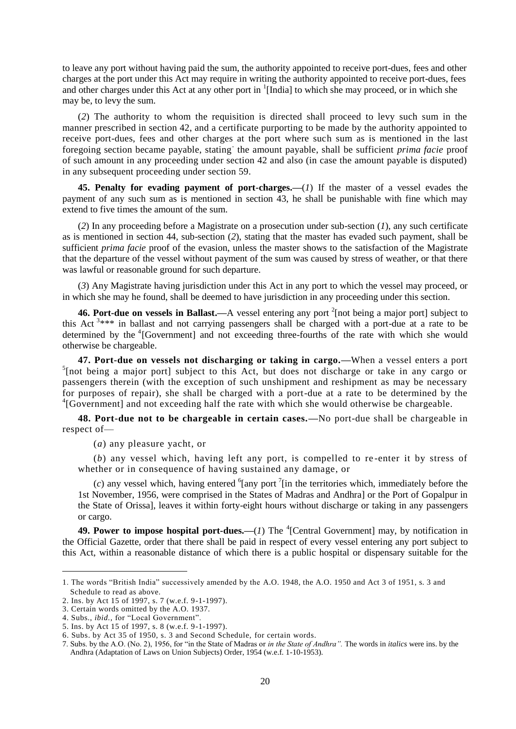to leave any port without having paid the sum, the authority appointed to receive port-dues, fees and other charges at the port under this Act may require in writing the authority appointed to receive port-dues, fees and other charges under this Act at any other port in [1][India] to which she may proceed, or in which she may be, to levy the sum.

(*2*) The authority to whom the requisition is directed shall proceed to levy such sum in the manner prescribed in section 42, and a certificate purporting to be made by the authority appointed to receive port-dues, fees and other charges at the port where such sum as is mentioned in the last foregoing section became payable, stating the amount payable, shall be sufficient *prima facie* proof of such amount in any proceeding under section 42 and also (in case the amount payable is disputed) in any subsequent proceeding under section 59.

**45. Penalty for evading payment of port-charges.—**(*1*) If the master of a vessel evades the payment of any such sum as is mentioned in section 43, he shall be punishable with fine which may extend to five times the amount of the sum.

(*2*) In any proceeding before a Magistrate on a prosecution under sub-section (*1*), any such certificate as is mentioned in section 44, sub-section (*2*), stating that the master has evaded such payment, shall be sufficient *prima facie* proof of the evasion, unless the master shows to the satisfaction of the Magistrate that the departure of the vessel without payment of the sum was caused by stress of weather, or that there was lawful or reasonable ground for such departure.

(*3*) Any Magistrate having jurisdiction under this Act in any port to which the vessel may proceed, or in which she may he found, shall be deemed to have jurisdiction in any proceeding under this section.

**46. Port-due on vessels in Ballast.—**A vessel entering any port [2][not being a major port] subject to this Act [3]*** in ballast and not carrying passengers shall be charged with a port-due at a rate to be determined by the [4][Government] and not exceeding three-fourths of the rate with which she would otherwise be chargeable.

**47. Port-due on vessels not discharging or taking in cargo.—**When a vessel enters a port [5][not being a major port] subject to this Act, but does not discharge or take in any cargo or passengers therein (with the exception of such unshipment and reshipment as may be necessary for purposes of repair), she shall be charged with a port-due at a rate to be determined by the [4][Government] and not exceeding half the rate with which she would otherwise be chargeable.

**48. Port-due not to be chargeable in certain cases.—**No port-due shall be chargeable in respect of—

(*a*) any pleasure yacht, or

(*b*) any vessel which, having left any port, is compelled to re-enter it by stress of whether or in consequence of having sustained any damage, or

(*c*) any vessel which, having entered [6][any port [7][in the territories which, immediately before the 1st November, 1956, were comprised in the States of Madras and Andhra] or the Port of Gopalpur in the State of Orissa], leaves it within forty-eight hours without discharge or taking in any passengers or cargo.

**49. Power to impose hospital port-dues.—**(*1*) The [4][Central Government] may, by notification in the Official Gazette, order that there shall be paid in respect of every vessel entering any port subject to this Act, within a reasonable distance of which there is a public hospital or dispensary suitable for the

---

1. The words "British India" successively amended by the A.O. 1948, the A.O. 1950 and Act 3 of 1951, s. 3 and Schedule to read as above.
2. Ins. by Act 15 of 1997, s. 7 (w.e.f. 9-1-1997).
3. Certain words omitted by the A.O. 1937.
4. Subs., *ibid.*, for "Local Government".
5. Ins. by Act 15 of 1997, s. 8 (w.e.f. 9-1-1997).
6. Subs. by Act 35 of 1950, s. 3 and Second Schedule, for certain words.
7. Subs. by the A.O. (No. 2), 1956, for "in the State of Madras or *in the State of Andhra".* The words in *italics* were ins. by the Andhra (Adaptation of Laws on Union Subjects) Order, 1954 (w.e.f. 1-10-1953).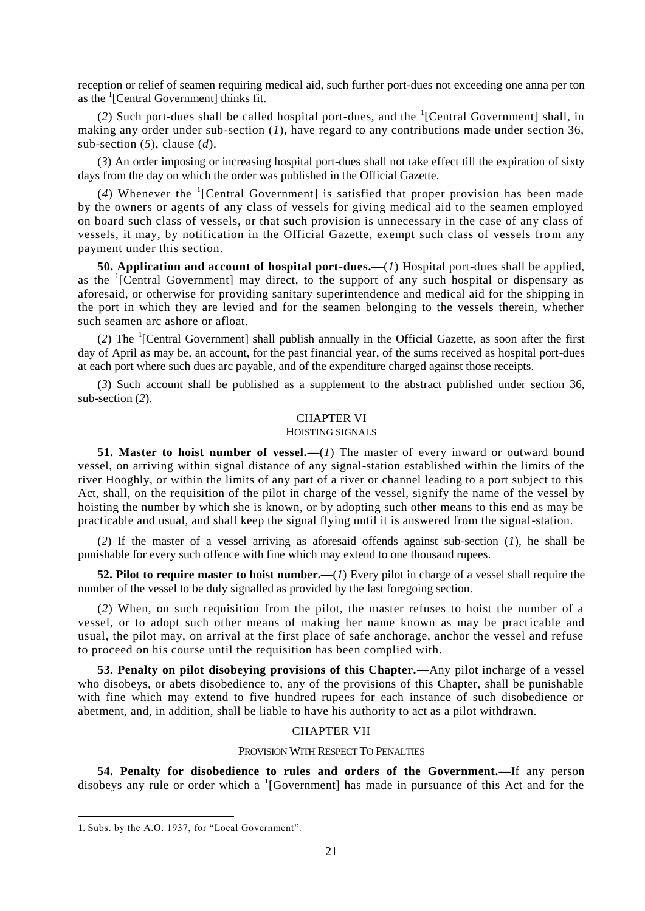reception or relief of seamen requiring medical aid, such further port-dues not exceeding one anna per ton as the [1][Central Government] thinks fit.

(*2*) Such port-dues shall be called hospital port-dues, and the [1][Central Government] shall, in making any order under sub-section (*1*), have regard to any contributions made under section 36, sub-section (*5*), clause (*d*).

(*3*) An order imposing or increasing hospital port-dues shall not take effect till the expiration of sixty days from the day on which the order was published in the Official Gazette.

(*4*) Whenever the [1][Central Government] is satisfied that proper provision has been made by the owners or agents of any class of vessels for giving medical aid to the seamen employed on board such class of vessels, or that such provision is unnecessary in the case of any class of vessels, it may, by notification in the Official Gazette, exempt such class of vessels from any payment under this section.

**50. Application and account of hospital port-dues.—**(*1*) Hospital port-dues shall be applied, as the [1][Central Government] may direct, to the support of any such hospital or dispensary as aforesaid, or otherwise for providing sanitary superintendence and medical aid for the shipping in the port in which they are levied and for the seamen belonging to the vessels therein, whether such seamen arc ashore or afloat.

(*2*) The [1][Central Government] shall publish annually in the Official Gazette, as soon after the first day of April as may be, an account, for the past financial year, of the sums received as hospital port-dues at each port where such dues arc payable, and of the expenditure charged against those receipts.

(*3*) Such account shall be published as a supplement to the abstract published under section 36, sub-section (*2*).

## CHAPTER VI

### HOISTING SIGNALS

**51. Master to hoist number of vessel.—**(*1*) The master of every inward or outward bound vessel, on arriving within signal distance of any signal-station established within the limits of the river Hooghly, or within the limits of any part of a river or channel leading to a port subject to this Act, shall, on the requisition of the pilot in charge of the vessel, signify the name of the vessel by hoisting the number by which she is known, or by adopting such other means to this end as may be practicable and usual, and shall keep the signal flying until it is answered from the signal-station.

(*2*) If the master of a vessel arriving as aforesaid offends against sub-section (*1*), he shall be punishable for every such offence with fine which may extend to one thousand rupees.

**52. Pilot to require master to hoist number.—**(*1*) Every pilot in charge of a vessel shall require the number of the vessel to be duly signalled as provided by the last foregoing section.

(*2*) When, on such requisition from the pilot, the master refuses to hoist the number of a vessel, or to adopt such other means of making her name known as may be practicable and usual, the pilot may, on arrival at the first place of safe anchorage, anchor the vessel and refuse to proceed on his course until the requisition has been complied with.

**53. Penalty on pilot disobeying provisions of this Chapter.—**Any pilot incharge of a vessel who disobeys, or abets disobedience to, any of the provisions of this Chapter, shall be punishable with fine which may extend to five hundred rupees for each instance of such disobedience or abetment, and, in addition, shall be liable to have his authority to act as a pilot withdrawn.

## CHAPTER VII

### PROVISION WITH RESPECT TO PENALTIES

**54. Penalty for disobedience to rules and orders of the Government.—**If any person disobeys any rule or order which a [1][Government] has made in pursuance of this Act and for the

---

1. Subs. by the A.O. 1937, for "Local Government".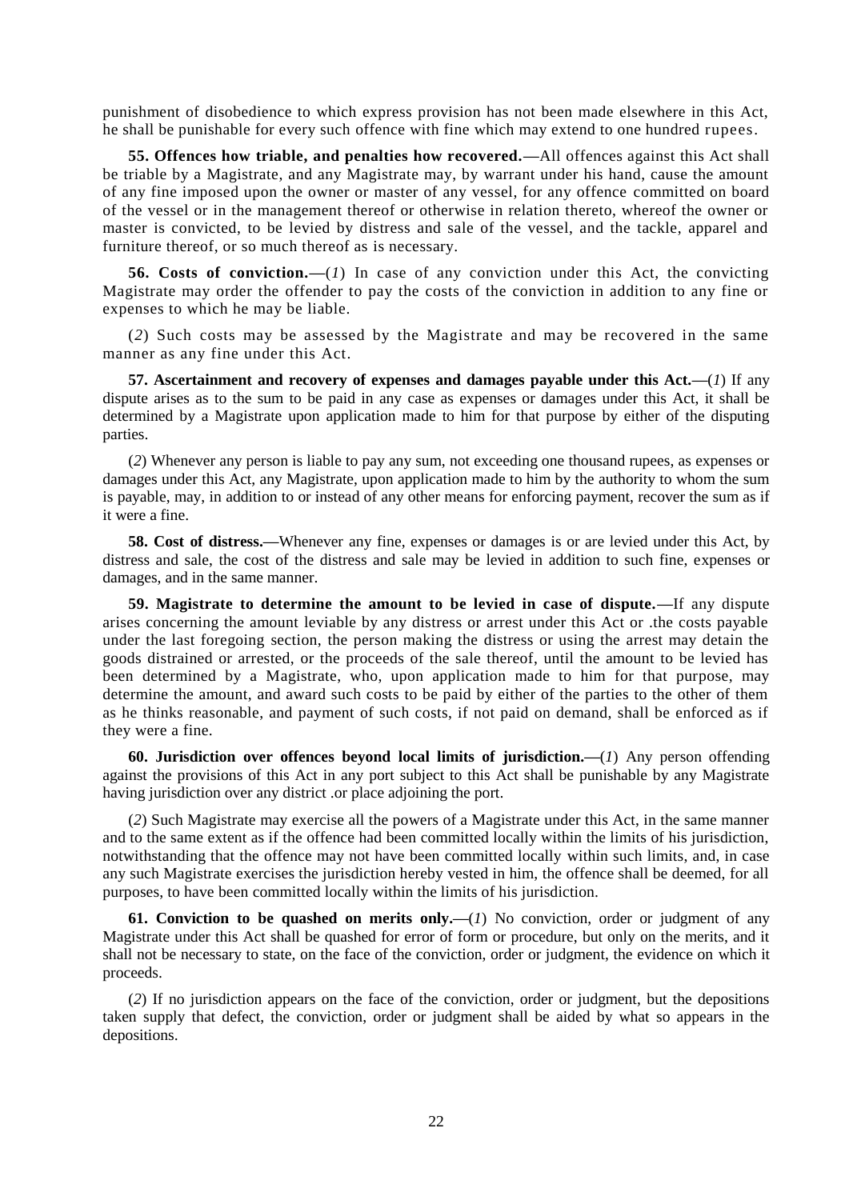punishment of disobedience to which express provision has not been made elsewhere in this Act, he shall be punishable for every such offence with fine which may extend to one hundred rupees.

**55. Offences how triable, and penalties how recovered.**—All offences against this Act shall be triable by a Magistrate, and any Magistrate may, by warrant under his hand, cause the amount of any fine imposed upon the owner or master of any vessel, for any offence committed on board of the vessel or in the management thereof or otherwise in relation thereto, whereof the owner or master is convicted, to be levied by distress and sale of the vessel, and the tackle, apparel and furniture thereof, or so much thereof as is necessary.

**56. Costs of conviction.**—(*1*) In case of any conviction under this Act, the convicting Magistrate may order the offender to pay the costs of the conviction in addition to any fine or expenses to which he may be liable.

(*2*) Such costs may be assessed by the Magistrate and may be recovered in the same manner as any fine under this Act.

**57. Ascertainment and recovery of expenses and damages payable under this Act.**—(*1*) If any dispute arises as to the sum to be paid in any case as expenses or damages under this Act, it shall be determined by a Magistrate upon application made to him for that purpose by either of the disputing parties.

(*2*) Whenever any person is liable to pay any sum, not exceeding one thousand rupees, as expenses or damages under this Act, any Magistrate, upon application made to him by the authority to whom the sum is payable, may, in addition to or instead of any other means for enforcing payment, recover the sum as if it were a fine.

**58. Cost of distress.**—Whenever any fine, expenses or damages is or are levied under this Act, by distress and sale, the cost of the distress and sale may be levied in addition to such fine, expenses or damages, and in the same manner.

**59. Magistrate to determine the amount to be levied in case of dispute.**—If any dispute arises concerning the amount leviable by any distress or arrest under this Act or .the costs payable under the last foregoing section, the person making the distress or using the arrest may detain the goods distrained or arrested, or the proceeds of the sale thereof, until the amount to be levied has been determined by a Magistrate, who, upon application made to him for that purpose, may determine the amount, and award such costs to be paid by either of the parties to the other of them as he thinks reasonable, and payment of such costs, if not paid on demand, shall be enforced as if they were a fine.

**60. Jurisdiction over offences beyond local limits of jurisdiction.**—(*1*) Any person offending against the provisions of this Act in any port subject to this Act shall be punishable by any Magistrate having jurisdiction over any district .or place adjoining the port.

(*2*) Such Magistrate may exercise all the powers of a Magistrate under this Act, in the same manner and to the same extent as if the offence had been committed locally within the limits of his jurisdiction, notwithstanding that the offence may not have been committed locally within such limits, and, in case any such Magistrate exercises the jurisdiction hereby vested in him, the offence shall be deemed, for all purposes, to have been committed locally within the limits of his jurisdiction.

**61. Conviction to be quashed on merits only.**—(*1*) No conviction, order or judgment of any Magistrate under this Act shall be quashed for error of form or procedure, but only on the merits, and it shall not be necessary to state, on the face of the conviction, order or judgment, the evidence on which it proceeds.

(*2*) If no jurisdiction appears on the face of the conviction, order or judgment, but the depositions taken supply that defect, the conviction, order or judgment shall be aided by what so appears in the depositions.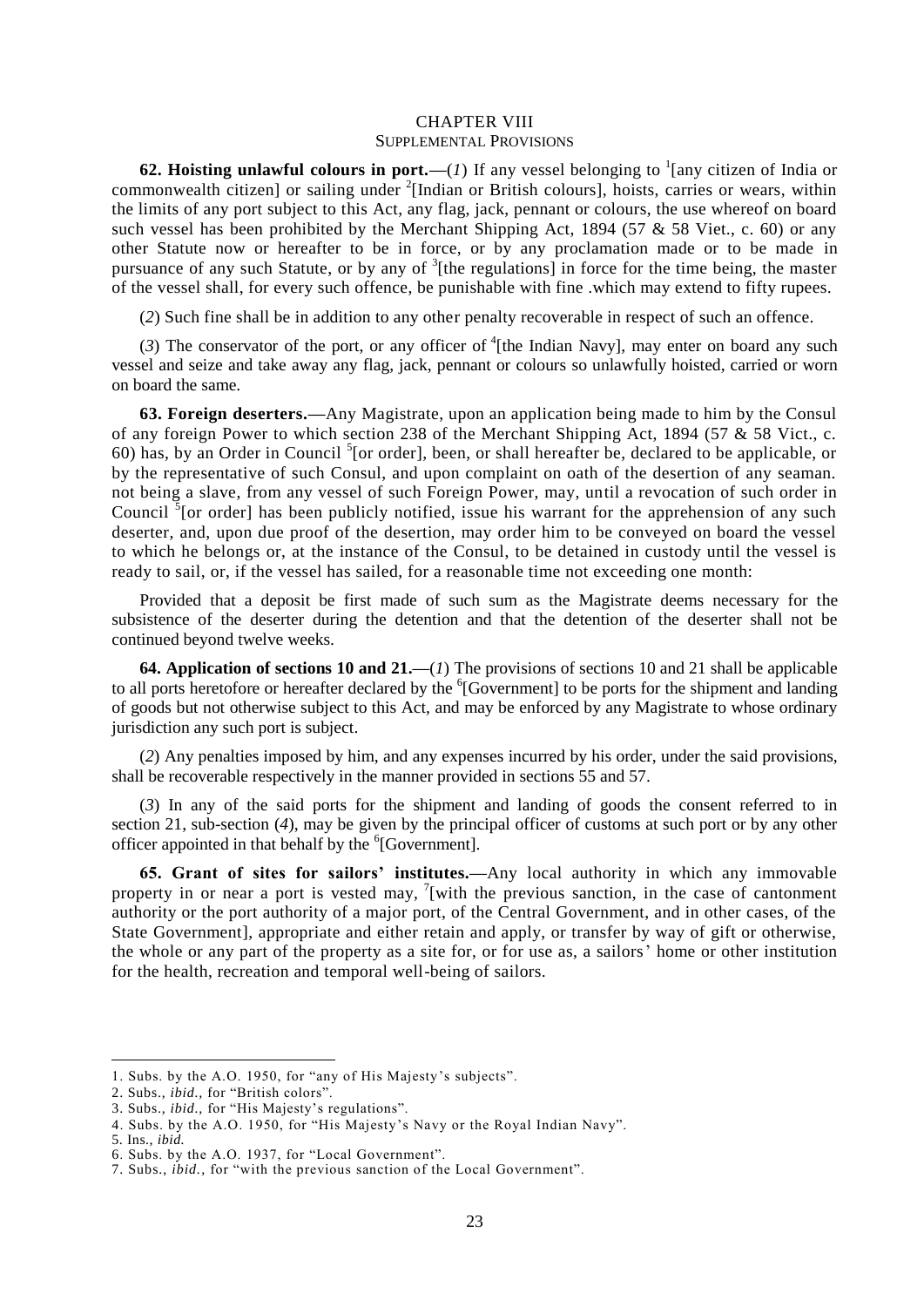## CHAPTER VIII

### SUPPLEMENTAL PROVISIONS

**62. Hoisting unlawful colours in port.—**(*1*) If any vessel belonging to [1][any citizen of India or commonwealth citizen] or sailing under [2][Indian or British colours], hoists, carries or wears, within the limits of any port subject to this Act, any flag, jack, pennant or colours, the use whereof on board such vessel has been prohibited by the Merchant Shipping Act, 1894 (57 & 58 Viet., c. 60) or any other Statute now or hereafter to be in force, or by any proclamation made or to be made in pursuance of any such Statute, or by any of [3][the regulations] in force for the time being, the master of the vessel shall, for every such offence, be punishable with fine .which may extend to fifty rupees.

(*2*) Such fine shall be in addition to any other penalty recoverable in respect of such an offence.

(*3*) The conservator of the port, or any officer of [4][the Indian Navy], may enter on board any such vessel and seize and take away any flag, jack, pennant or colours so unlawfully hoisted, carried or worn on board the same.

**63. Foreign deserters.—**Any Magistrate, upon an application being made to him by the Consul of any foreign Power to which section 238 of the Merchant Shipping Act, 1894 (57 & 58 Vict., c. 60) has, by an Order in Council [5][or order], been, or shall hereafter be, declared to be applicable, or by the representative of such Consul, and upon complaint on oath of the desertion of any seaman. not being a slave, from any vessel of such Foreign Power, may, until a revocation of such order in Council [5][or order] has been publicly notified, issue his warrant for the apprehension of any such deserter, and, upon due proof of the desertion, may order him to be conveyed on board the vessel to which he belongs or, at the instance of the Consul, to be detained in custody until the vessel is ready to sail, or, if the vessel has sailed, for a reasonable time not exceeding one month:

Provided that a deposit be first made of such sum as the Magistrate deems necessary for the subsistence of the deserter during the detention and that the detention of the deserter shall not be continued beyond twelve weeks.

**64. Application of sections 10 and 21.—**(*1*) The provisions of sections 10 and 21 shall be applicable to all ports heretofore or hereafter declared by the [6][Government] to be ports for the shipment and landing of goods but not otherwise subject to this Act, and may be enforced by any Magistrate to whose ordinary jurisdiction any such port is subject.

(*2*) Any penalties imposed by him, and any expenses incurred by his order, under the said provisions, shall be recoverable respectively in the manner provided in sections 55 and 57.

(*3*) In any of the said ports for the shipment and landing of goods the consent referred to in section 21, sub-section (*4*), may be given by the principal officer of customs at such port or by any other officer appointed in that behalf by the [6][Government].

**65. Grant of sites for sailors' institutes.—**Any local authority in which any immovable property in or near a port is vested may, [7][with the previous sanction, in the case of cantonment authority or the port authority of a major port, of the Central Government, and in other cases, of the State Government], appropriate and either retain and apply, or transfer by way of gift or otherwise, the whole or any part of the property as a site for, or for use as, a sailors' home or other institution for the health, recreation and temporal well-being of sailors.

---

1. Subs. by the A.O. 1950, for "any of His Majesty's subjects".
2. Subs., *ibid.*, for "British colors".
3. Subs., *ibid.*, for "His Majesty's regulations".
4. Subs. by the A.O. 1950, for "His Majesty's Navy or the Royal Indian Navy".
5. Ins., *ibid.*
6. Subs. by the A.O. 1937, for "Local Government".
7. Subs., *ibid.*, for "with the previous sanction of the Local Government".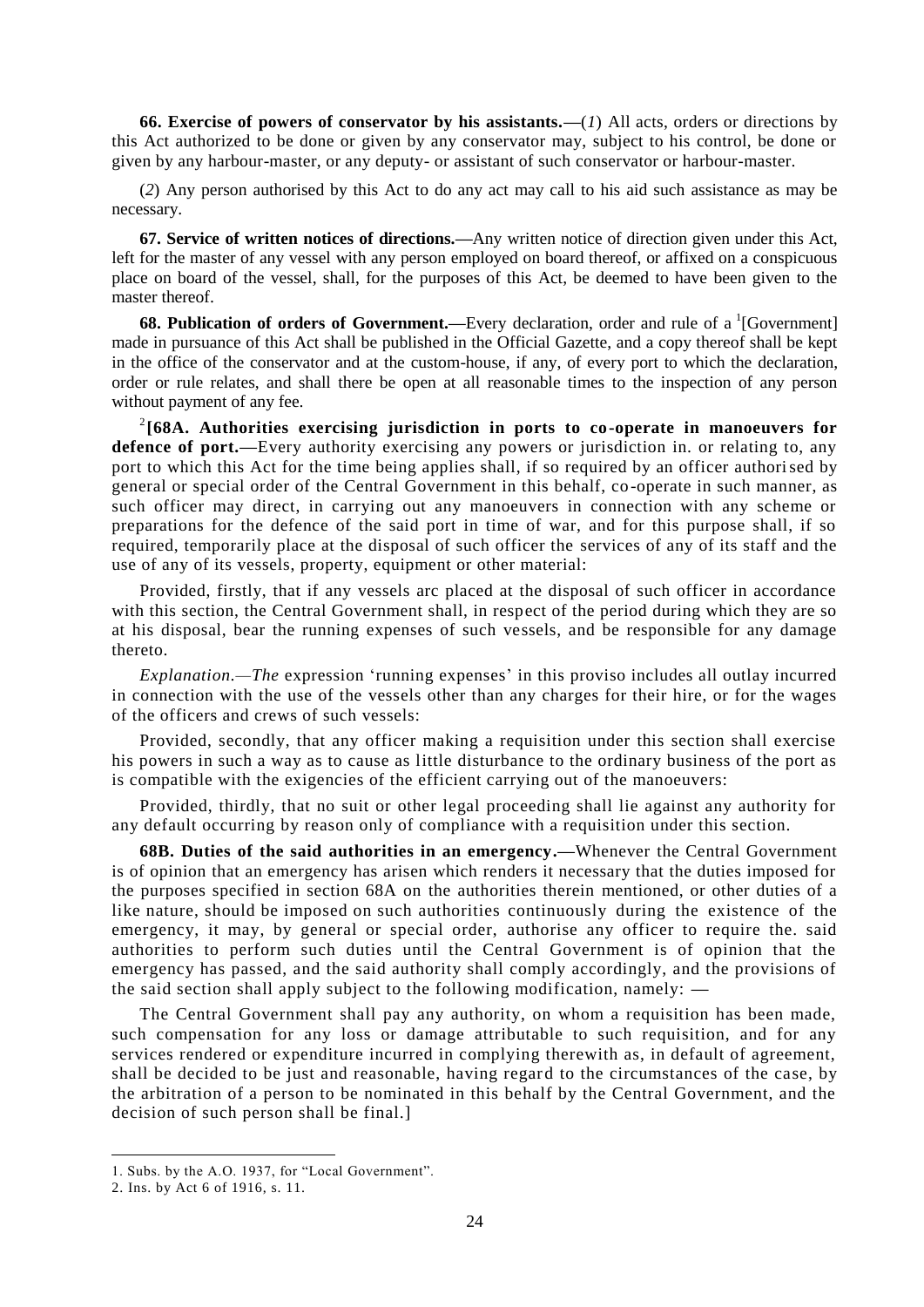**66. Exercise of powers of conservator by his assistants.—**(*1*) All acts, orders or directions by this Act authorized to be done or given by any conservator may, subject to his control, be done or given by any harbour-master, or any deputy- or assistant of such conservator or harbour-master.

(*2*) Any person authorised by this Act to do any act may call to his aid such assistance as may be necessary.

**67. Service of written notices of directions.—**Any written notice of direction given under this Act, left for the master of any vessel with any person employed on board thereof, or affixed on a conspicuous place on board of the vessel, shall, for the purposes of this Act, be deemed to have been given to the master thereof.

**68. Publication of orders of Government.—**Every declaration, order and rule of a [1][Government] made in pursuance of this Act shall be published in the Official Gazette, and a copy thereof shall be kept in the office of the conservator and at the custom-house, if any, of every port to which the declaration, order or rule relates, and shall there be open at all reasonable times to the inspection of any person without payment of any fee.

[2]**[68A. Authorities exercising jurisdiction in ports to co-operate in manoeuvers for defence of port.—**Every authority exercising any powers or jurisdiction in. or relating to, any port to which this Act for the time being applies shall, if so required by an officer authorised by general or special order of the Central Government in this behalf, co-operate in such manner, as such officer may direct, in carrying out any manoeuvers in connection with any scheme or preparations for the defence of the said port in time of war, and for this purpose shall, if so required, temporarily place at the disposal of such officer the services of any of its staff and the use of any of its vessels, property, equipment or other material:

Provided, firstly, that if any vessels arc placed at the disposal of such officer in accordance with this section, the Central Government shall, in respect of the period during which they are so at his disposal, bear the running expenses of such vessels, and be responsible for any damage thereto.

*Explanation.—The* expression 'running expenses' in this proviso includes all outlay incurred in connection with the use of the vessels other than any charges for their hire, or for the wages of the officers and crews of such vessels:

Provided, secondly, that any officer making a requisition under this section shall exercise his powers in such a way as to cause as little disturbance to the ordinary business of the port as is compatible with the exigencies of the efficient carrying out of the manoeuvers:

Provided, thirdly, that no suit or other legal proceeding shall lie against any authority for any default occurring by reason only of compliance with a requisition under this section.

**68B. Duties of the said authorities in an emergency.—**Whenever the Central Government is of opinion that an emergency has arisen which renders it necessary that the duties imposed for the purposes specified in section 68A on the authorities therein mentioned, or other duties of a like nature, should be imposed on such authorities continuously during the existence of the emergency, it may, by general or special order, authorise any officer to require the. said authorities to perform such duties until the Central Government is of opinion that the emergency has passed, and the said authority shall comply accordingly, and the provisions of the said section shall apply subject to the following modification, namely: —

The Central Government shall pay any authority, on whom a requisition has been made, such compensation for any loss or damage attributable to such requisition, and for any services rendered or expenditure incurred in complying therewith as, in default of agreement, shall be decided to be just and reasonable, having regard to the circumstances of the case, by the arbitration of a person to be nominated in this behalf by the Central Government, and the decision of such person shall be final.]

---

1. Subs. by the A.O. 1937, for "Local Government".
2. Ins. by Act 6 of 1916, s. 11.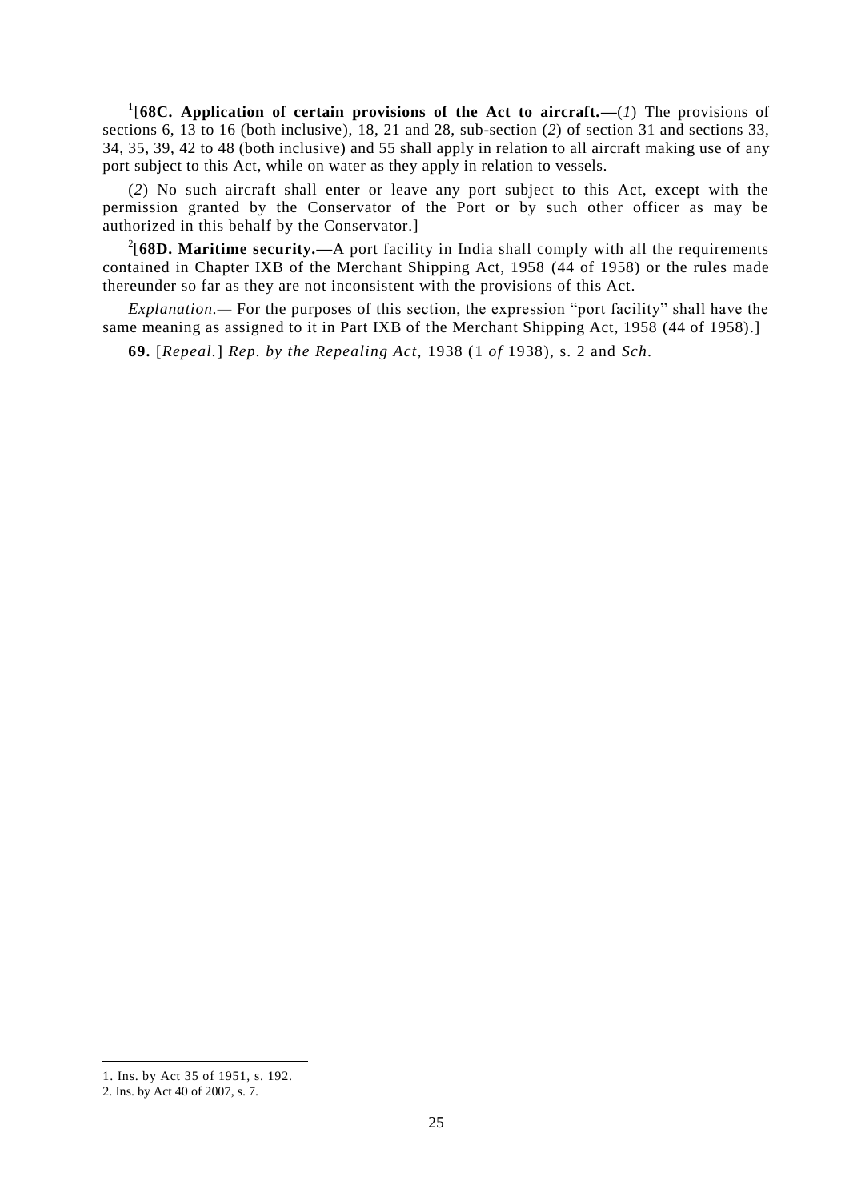[1][**68C. Application of certain provisions of the Act to aircraft.**—(*1*) The provisions of sections 6, 13 to 16 (both inclusive), 18, 21 and 28, sub-section (*2*) of section 31 and sections 33, 34, 35, 39, 42 to 48 (both inclusive) and 55 shall apply in relation to all aircraft making use of any port subject to this Act, while on water as they apply in relation to vessels.

(*2*) No such aircraft shall enter or leave any port subject to this Act, except with the permission granted by the Conservator of the Port or by such other officer as may be authorized in this behalf by the Conservator.]

[2][**68D. Maritime security.**—A port facility in India shall comply with all the requirements contained in Chapter IXB of the Merchant Shipping Act, 1958 (44 of 1958) or the rules made thereunder so far as they are not inconsistent with the provisions of this Act.

*Explanation.*— For the purposes of this section, the expression "port facility" shall have the same meaning as assigned to it in Part IXB of the Merchant Shipping Act, 1958 (44 of 1958).]

**69.** [*Repeal.*] *Rep. by the Repealing Act,* 1938 (1 *of* 1938), s. 2 and *Sch*.

---

1. Ins. by Act 35 of 1951, s. 192.
2. Ins. by Act 40 of 2007, s. 7.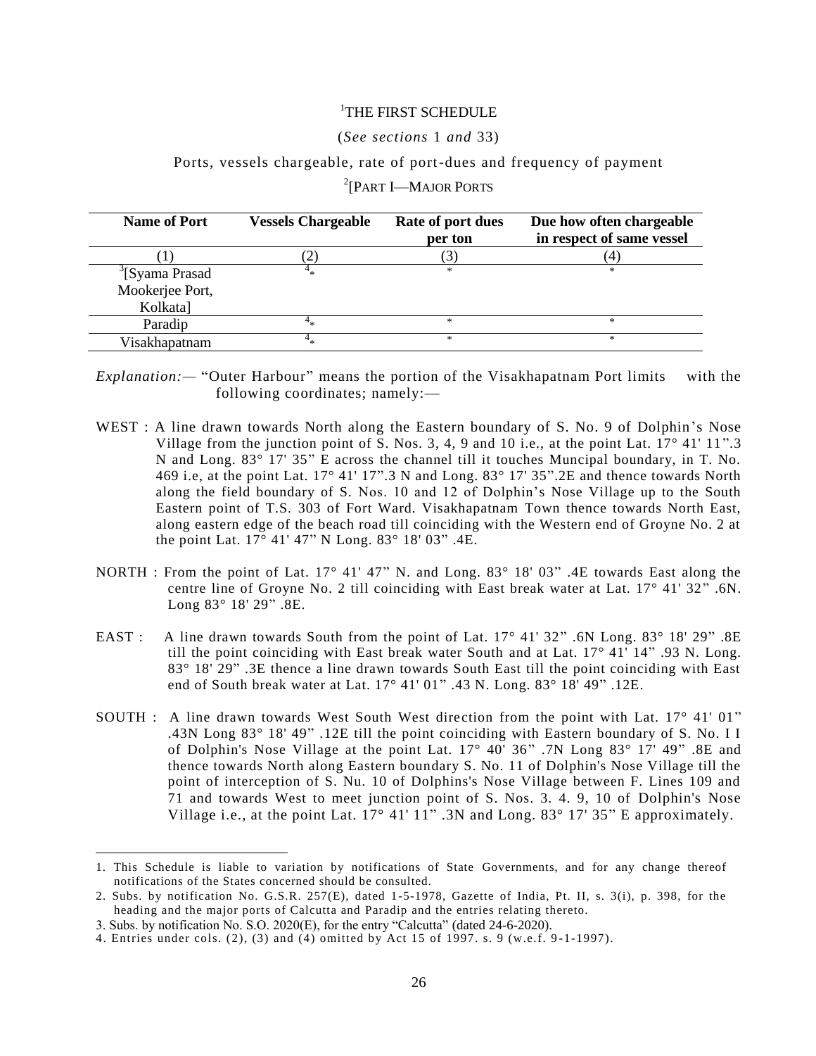# [1]THE FIRST SCHEDULE

(*See sections* 1 *and* 33)

Ports, vessels chargeable, rate of port-dues and frequency of payment

[2][PART I—MAJOR PORTS

| Name of Port | Vessels Chargeable | Rate of port dues per ton | Due how often chargeable in respect of same vessel |
|---|---|---|---|
| (1) | (2) | (3) | (4) |
| [3][Syama Prasad Mookerjee Port, Kolkata] | [4]* | * | * |
| Paradip | [4]* | * | * |
| Visakhapatnam | [4]* | * | * |

*Explanation:*— "Outer Harbour" means the portion of the Visakhapatnam Port limits with the following coordinates; namely:—

WEST : A line drawn towards North along the Eastern boundary of S. No. 9 of Dolphin's Nose Village from the junction point of S. Nos. 3, 4, 9 and 10 i.e., at the point Lat. 17° 41' 11".3 N and Long. 83° 17' 35" E across the channel till it touches Muncipal boundary, in T. No. 469 i.e, at the point Lat. 17° 41' 17".3 N and Long. 83° 17' 35".2E and thence towards North along the field boundary of S. Nos. 10 and 12 of Dolphin's Nose Village up to the South Eastern point of T.S. 303 of Fort Ward. Visakhapatnam Town thence towards North East, along eastern edge of the beach road till coinciding with the Western end of Groyne No. 2 at the point Lat. 17° 41' 47" N Long. 83° 18' 03" .4E.

NORTH : From the point of Lat. 17° 41' 47" N. and Long. 83° 18' 03" .4E towards East along the centre line of Groyne No. 2 till coinciding with East break water at Lat. 17° 41' 32" .6N. Long 83° 18' 29" .8E.

EAST : A line drawn towards South from the point of Lat. 17° 41' 32" .6N Long. 83° 18' 29" .8E till the point coinciding with East break water South and at Lat. 17° 41' 14" .93 N. Long. 83° 18' 29" .3E thence a line drawn towards South East till the point coinciding with East end of South break water at Lat. 17° 41' 01" .43 N. Long. 83° 18' 49" .12E.

SOUTH : A line drawn towards West South West direction from the point with Lat. 17° 41' 01" .43N Long 83° 18' 49" .12E till the point coinciding with Eastern boundary of S. No. I I of Dolphin's Nose Village at the point Lat. 17° 40' 36" .7N Long 83° 17' 49" .8E and thence towards North along Eastern boundary S. No. 11 of Dolphin's Nose Village till the point of interception of S. Nu. 10 of Dolphins's Nose Village between F. Lines 109 and 71 and towards West to meet junction point of S. Nos. 3. 4. 9, 10 of Dolphin's Nose Village i.e., at the point Lat. 17° 41' 11" .3N and Long. 83° 17' 35" E approximately.

---

1. This Schedule is liable to variation by notifications of State Governments, and for any change thereof notifications of the States concerned should be consulted.
2. Subs. by notification No. G.S.R. 257(E), dated 1-5-1978, Gazette of India, Pt. II, s. 3(i), p. 398, for the heading and the major ports of Calcutta and Paradip and the entries relating thereto.
3. Subs. by notification No. S.O. 2020(E), for the entry "Calcutta" (dated 24-6-2020).
4. Entries under cols. (2), (3) and (4) omitted by Act 15 of 1997. s. 9 (w.e.f. 9-1-1997).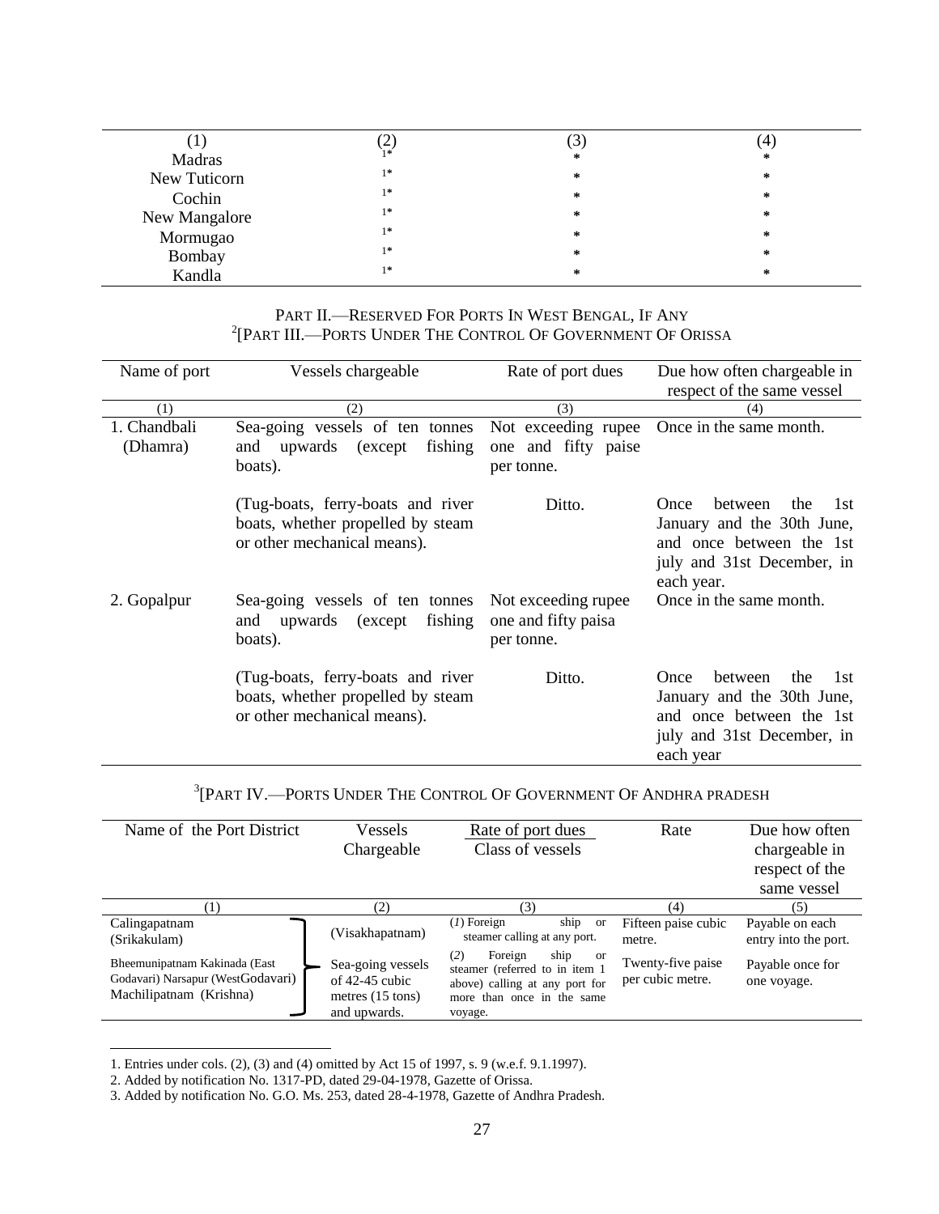| (1) | (2) | (3) | (4) |
| --- | --- | --- | --- |
| Madras | 1* | * | * |
| New Tuticorn | 1* | * | * |
| Cochin | 1* | * | * |
| New Mangalore | 1* | * | * |
| Mormugao | 1* | * | * |
| Bombay | 1* | * | * |
| Kandla | 1* | * | * |

PART II.—RESERVED FOR PORTS IN WEST BENGAL, IF ANY

[2][PART III.—PORTS UNDER THE CONTROL OF GOVERNMENT OF ORISSA

| Name of port | Vessels chargeable | Rate of port dues | Due how often chargeable in respect of the same vessel |
| --- | --- | --- | --- |
| (1) | (2) | (3) | (4) |
| 1. Chandbali (Dhamra) | Sea-going vessels of ten tonnes and upwards (except fishing boats). | Not exceeding rupee one and fifty paise per tonne. | Once in the same month. |
| | (Tug-boats, ferry-boats and river boats, whether propelled by steam or other mechanical means). | Ditto. | Once between the 1st January and the 30th June, and once between the 1st july and 31st December, in each year. |
| 2. Gopalpur | Sea-going vessels of ten tonnes and upwards (except fishing boats). | Not exceeding rupee one and fifty paisa per tonne. | Once in the same month. |
| | (Tug-boats, ferry-boats and river boats, whether propelled by steam or other mechanical means). | Ditto. | Once between the 1st January and the 30th June, and once between the 1st july and 31st December, in each year |

[3][PART IV.—PORTS UNDER THE CONTROL OF GOVERNMENT OF ANDHRA PRADESH

| Name of the Port District | Vessels Chargeable | Rate of port dues Class of vessels | Rate | Due how often chargeable in respect of the same vessel |
| --- | --- | --- | --- | --- |
| (1) | (2) | (3) | (4) | (5) |
| Calingapatnam (Srikakulam) | (Visakhapatnam) | (1) Foreign ship or steamer calling at any port. | Fifteen paise cubic metre. | Payable on each entry into the port. |
| Bheemunipatnam Kakinada (East Godavari) Narsapur (WestGodavari) Machilipatnam (Krishna) | Sea-going vessels of 42-45 cubic metres (15 tons) and upwards. | (2) Foreign ship or steamer (referred to in item 1 above) calling at any port for more than once in the same voyage. | Twenty-five paise per cubic metre. | Payable once for one voyage. |

1. Entries under cols. (2), (3) and (4) omitted by Act 15 of 1997, s. 9 (w.e.f. 9.1.1997).

2. Added by notification No. 1317-PD, dated 29-04-1978, Gazette of Orissa.

3. Added by notification No. G.O. Ms. 253, dated 28-4-1978, Gazette of Andhra Pradesh.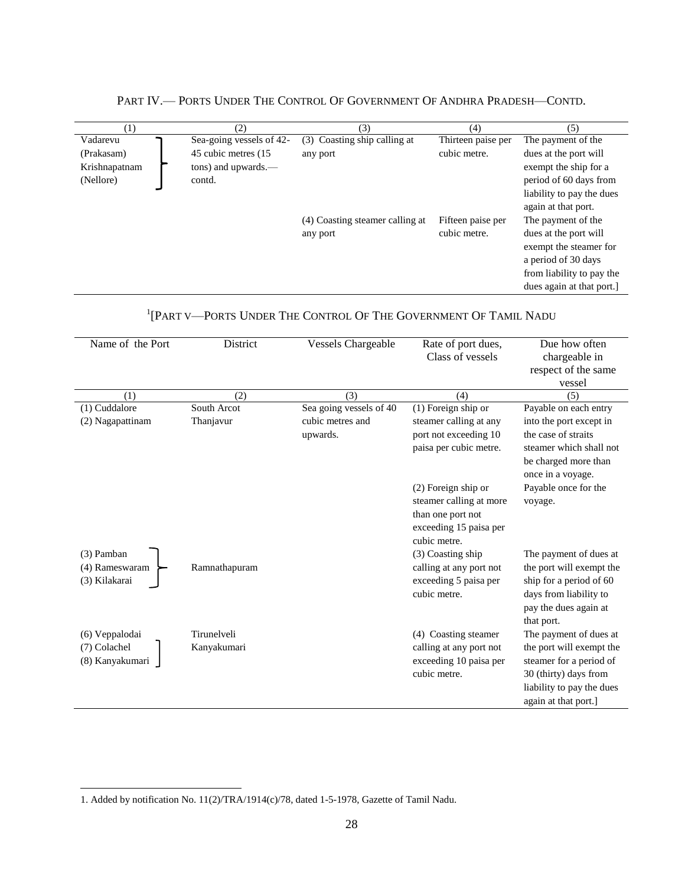PART IV.— PORTS UNDER THE CONTROL OF GOVERNMENT OF ANDHRA PRADESH—CONTD.

| (1) | (2) | (3) | (4) | (5) |
|---|---|---|---|---|
| Vadarevu (Prakasam) Krishnapatnam (Nellore) | Sea-going vessels of 42-45 cubic metres (15 tons) and upwards.—contd. | (3) Coasting ship calling at any port | Thirteen paise per cubic metre. | The payment of the dues at the port will exempt the ship for a period of 60 days from liability to pay the dues again at that port. |
| | | (4) Coasting steamer calling at any port | Fifteen paise per cubic metre. | The payment of the dues at the port will exempt the steamer for a period of 30 days from liability to pay the dues again at that port.] |

[1][PART V—PORTS UNDER THE CONTROL OF THE GOVERNMENT OF TAMIL NADU

| Name of the Port | District | Vessels Chargeable | Rate of port dues, Class of vessels | Due how often chargeable in respect of the same vessel |
|---|---|---|---|---|
| (1) | (2) | (3) | (4) | (5) |
| (1) Cuddalore<br>(2) Nagapattinam | South Arcot<br>Thanjavur | Sea going vessels of 40 cubic metres and upwards. | (1) Foreign ship or steamer calling at any port not exceeding 10 paisa per cubic metre. | Payable on each entry into the port except in the case of straits steamer which shall not be charged more than once in a voyage. |
| | | | (2) Foreign ship or steamer calling at more than one port not exceeding 15 paisa per cubic metre. | Payable once for the voyage. |
| (3) Pamban<br>(4) Rameswaram<br>(3) Kilakarai | Ramnathapuram | | (3) Coasting ship calling at any port not exceeding 5 paisa per cubic metre. | The payment of dues at the port will exempt the ship for a period of 60 days from liability to pay the dues again at that port. |
| (6) Veppalodai<br>(7) Colachel<br>(8) Kanyakumari | Tirunelveli<br>Kanyakumari | | (4) Coasting steamer calling at any port not exceeding 10 paisa per cubic metre. | The payment of dues at the port will exempt the steamer for a period of 30 (thirty) days from liability to pay the dues again at that port.] |

1. Added by notification No. 11(2)/TRA/1914(c)/78, dated 1-5-1978, Gazette of Tamil Nadu.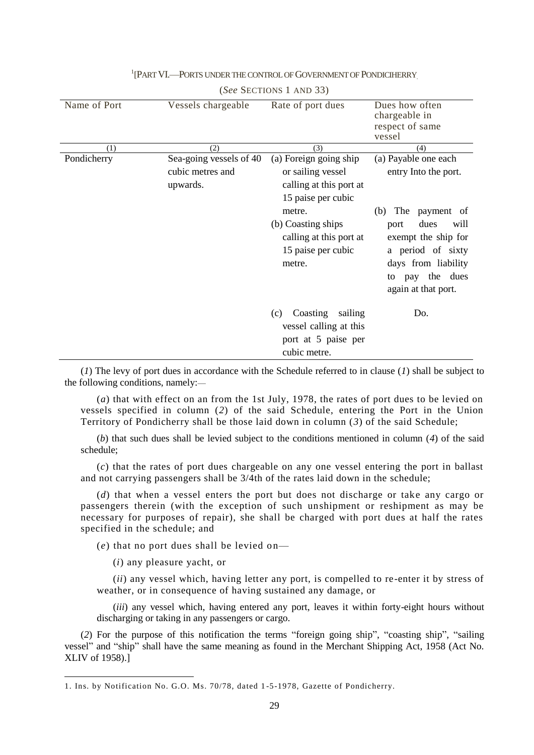[1][PART VI.—PORTS UNDER THE CONTROL OF GOVERNMENT OF PONDICIHERRY

(*See* SECTIONS 1 AND 33)

| Name of Port | Vessels chargeable | Rate of port dues | Dues how often chargeable in respect of same vessel |
|---|---|---|---|
| (1) | (2) | (3) | (4) |
| Pondicherry | Sea-going vessels of 40 cubic metres and upwards. | (a) Foreign going ship or sailing vessel calling at this port at 15 paise per cubic metre. | (a) Payable one each entry Into the port. |
| | | (b) Coasting ships calling at this port at 15 paise per cubic metre. | (b) The payment of port dues will exempt the ship for a period of sixty days from liability to pay the dues again at that port. |
| | | (c) Coasting sailing vessel calling at this port at 5 paise per cubic metre. | Do. |

(*1*) The levy of port dues in accordance with the Schedule referred to in clause (*1*) shall be subject to the following conditions, namely:—

(*a*) that with effect on an from the 1st July, 1978, the rates of port dues to be levied on vessels specified in column (*2*) of the said Schedule, entering the Port in the Union Territory of Pondicherry shall be those laid down in column (*3*) of the said Schedule;

(*b*) that such dues shall be levied subject to the conditions mentioned in column (*4*) of the said schedule;

(*c*) that the rates of port dues chargeable on any one vessel entering the port in ballast and not carrying passengers shall be 3/4th of the rates laid down in the schedule;

(*d*) that when a vessel enters the port but does not discharge or take any cargo or passengers therein (with the exception of such unshipment or reshipment as may be necessary for purposes of repair), she shall be charged with port dues at half the rates specified in the schedule; and

(*e*) that no port dues shall be levied on—

(*i*) any pleasure yacht, or

(*ii*) any vessel which, having letter any port, is compelled to re-enter it by stress of weather, or in consequence of having sustained any damage, or

(*iii*) any vessel which, having entered any port, leaves it within forty-eight hours without discharging or taking in any passengers or cargo.

(*2*) For the purpose of this notification the terms "foreign going ship", "coasting ship", "sailing vessel" and "ship" shall have the same meaning as found in the Merchant Shipping Act, 1958 (Act No. XLIV of 1958).]

---

1. Ins. by Notification No. G.O. Ms. 70/78, dated 1-5-1978, Gazette of Pondicherry.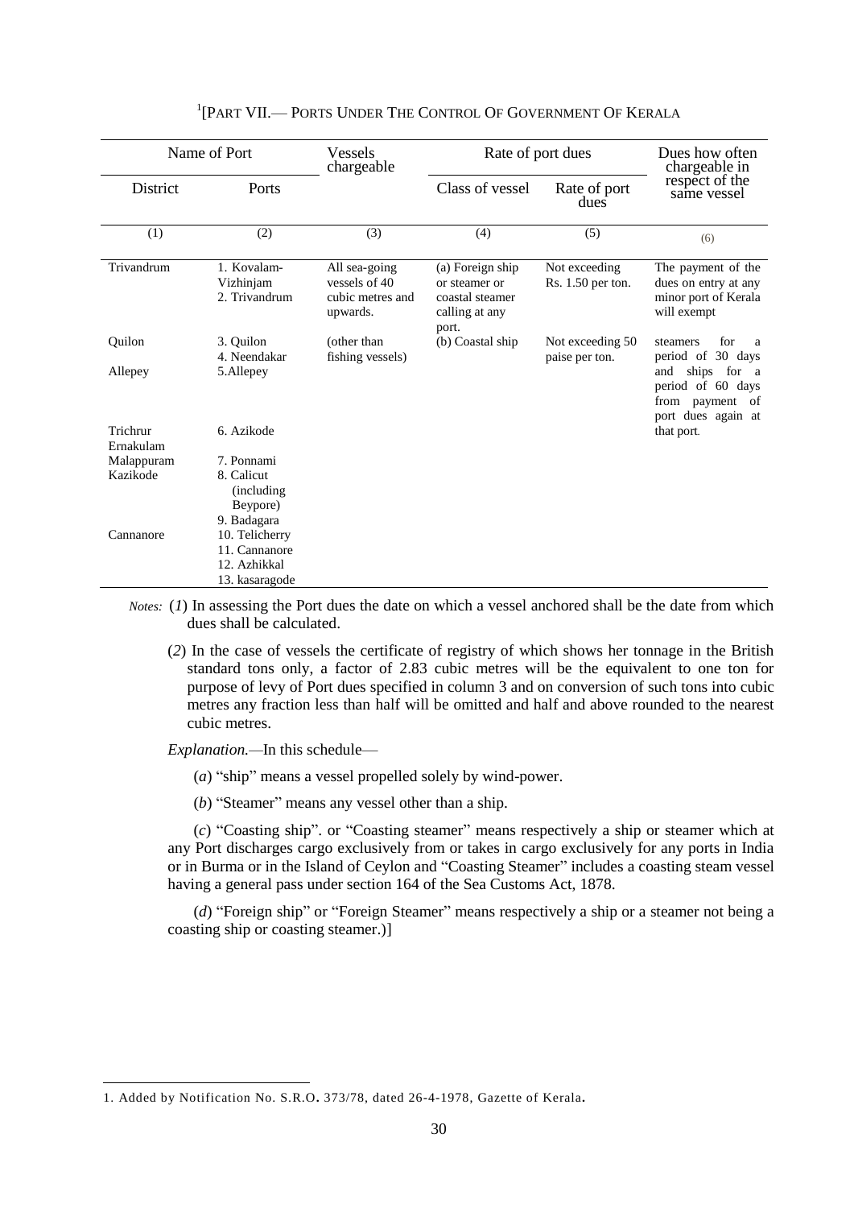## [1][PART VII.— PORTS UNDER THE CONTROL OF GOVERNMENT OF KERALA

| Name of Port | | Vessels chargeable | Rate of port dues | | Dues how often chargeable in respect of the same vessel |
|---|---|---|---|---|---|
| District | Ports | | Class of vessel | Rate of port dues | |
| (1) | (2) | (3) | (4) | (5) | (6) |
| Trivandrum | 1. Kovalam-Vizhinjam<br>2. Trivandrum | All sea-going vessels of 40 cubic metres and upwards. | (a) Foreign ship or steamer or coastal steamer calling at any port. | Not exceeding Rs. 1.50 per ton. | The payment of the dues on entry at any minor port of Kerala will exempt |
| Quilon | 3. Quilon<br>4. Neendakar | (other than fishing vessels) | (b) Coastal ship | Not exceeding 50 paise per ton. | steamers for a period of 30 days |
| Allepey | 5.Allepey | | | | and ships for a period of 60 days from payment of port dues again at |
| Trichrur<br>Ernakulam | 6. Azikode | | | | that port. |
| Malappuram | 7. Ponnami | | | | |
| Kazikode | 8. Calicut (including Beypore)<br>9. Badagara | | | | |
| Cannanore | 10. Telicherry<br>11. Cannanore<br>12. Azhikkal<br>13. kasaragode | | | | |

*Notes:* (*1*) In assessing the Port dues the date on which a vessel anchored shall be the date from which dues shall be calculated.

(*2*) In the case of vessels the certificate of registry of which shows her tonnage in the British standard tons only, a factor of 2.83 cubic metres will be the equivalent to one ton for purpose of levy of Port dues specified in column 3 and on conversion of such tons into cubic metres any fraction less than half will be omitted and half and above rounded to the nearest cubic metres.

*Explanation.*—In this schedule—

(*a*) "ship" means a vessel propelled solely by wind-power.

(*b*) "Steamer" means any vessel other than a ship.

(*c*) "Coasting ship". or "Coasting steamer" means respectively a ship or steamer which at any Port discharges cargo exclusively from or takes in cargo exclusively for any ports in India or in Burma or in the Island of Ceylon and "Coasting Steamer" includes a coasting steam vessel having a general pass under section 164 of the Sea Customs Act, 1878.

(*d*) "Foreign ship" or "Foreign Steamer" means respectively a ship or a steamer not being a coasting ship or coasting steamer.)]

1. Added by Notification No. S.R.O. 373/78, dated 26-4-1978, Gazette of Kerala.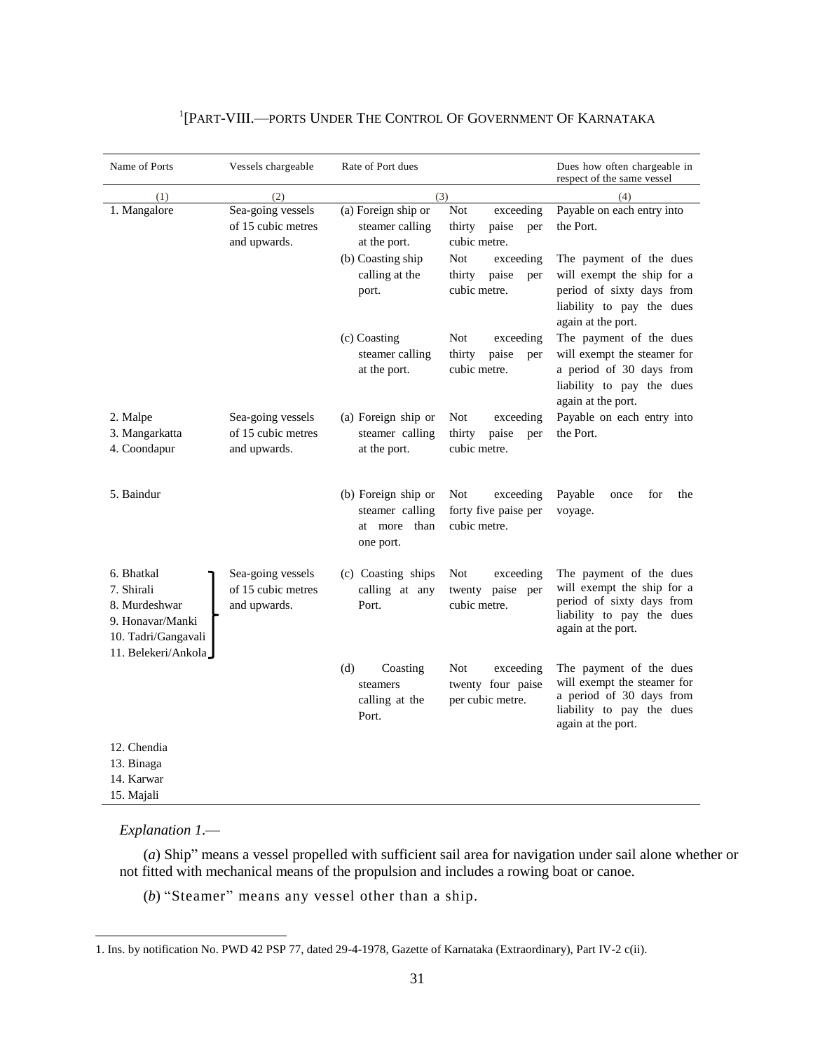## [1][PART-VIII.—PORTS UNDER THE CONTROL OF GOVERNMENT OF KARNATAKA

| Name of Ports | Vessels chargeable | Rate of Port dues | | Dues how often chargeable in respect of the same vessel |
|---|---|---|---|---|
| (1) | (2) | (3) | | (4) |
| 1. Mangalore | Sea-going vessels of 15 cubic metres and upwards. | (a) Foreign ship or steamer calling at the port. | Not exceeding thirty paise per cubic metre. | Payable on each entry into the Port. |
| | | (b) Coasting ship calling at the port. | Not exceeding thirty paise per cubic metre. | The payment of the dues will exempt the ship for a period of sixty days from liability to pay the dues again at the port. |
| | | (c) Coasting steamer calling at the port. | Not exceeding thirty paise per cubic metre. | The payment of the dues will exempt the steamer for a period of 30 days from liability to pay the dues again at the port. |
| 2. Malpe<br>3. Mangarkatta<br>4. Coondapur<br>5. Baindur | Sea-going vessels of 15 cubic metres and upwards. | (a) Foreign ship or steamer calling at the port. | Not exceeding thirty paise per cubic metre. | Payable on each entry into the Port. |
| | | (b) Foreign ship or steamer calling at more than one port. | Not exceeding forty five paise per cubic metre. | Payable once for the voyage. |
| 6. Bhatkal<br>7. Shirali<br>8. Murdeshwar<br>9. Honavar/Manki<br>10. Tadri/Gangavali<br>11. Belekeri/Ankola<br>12. Chendia<br>13. Binaga<br>14. Karwar<br>15. Majali | Sea-going vessels of 15 cubic metres and upwards. | (c) Coasting ships calling at any Port. | Not exceeding twenty paise per cubic metre. | The payment of the dues will exempt the ship for a period of sixty days from liability to pay the dues again at the port. |
| | | (d) Coasting steamers calling at the Port. | Not exceeding twenty four paise per cubic metre. | The payment of the dues will exempt the steamer for a period of 30 days from liability to pay the dues again at the port. |

*Explanation 1.*—

(*a*) Ship" means a vessel propelled with sufficient sail area for navigation under sail alone whether or not fitted with mechanical means of the propulsion and includes a rowing boat or canoe.

(*b*) "Steamer" means any vessel other than a ship.

---

1. Ins. by notification No. PWD 42 PSP 77, dated 29-4-1978, Gazette of Karnataka (Extraordinary), Part IV-2 c(ii).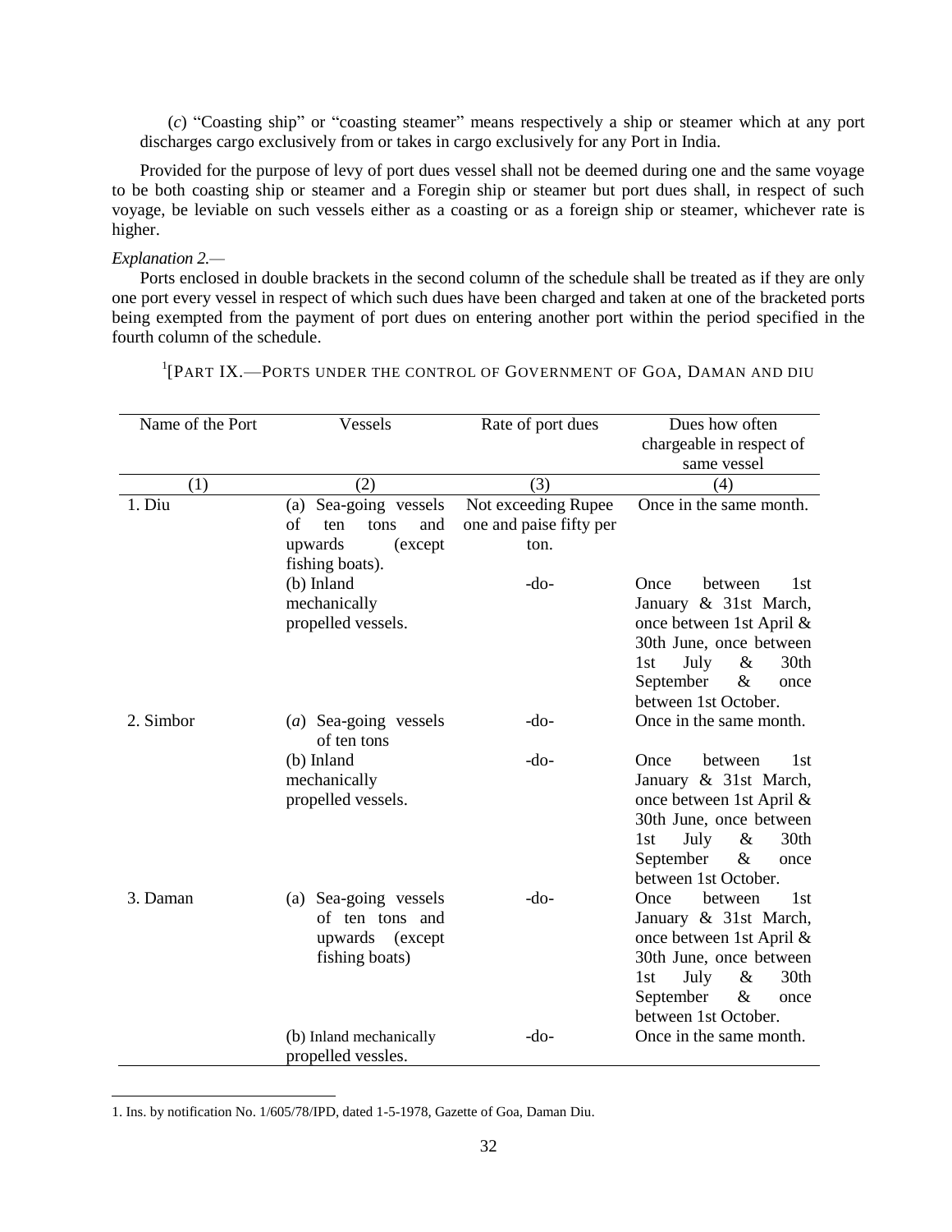(*c*) "Coasting ship" or "coasting steamer" means respectively a ship or steamer which at any port discharges cargo exclusively from or takes in cargo exclusively for any Port in India.

Provided for the purpose of levy of port dues vessel shall not be deemed during one and the same voyage to be both coasting ship or steamer and a Foregin ship or steamer but port dues shall, in respect of such voyage, be leviable on such vessels either as a coasting or as a foreign ship or steamer, whichever rate is higher.

*Explanation 2.*—

Ports enclosed in double brackets in the second column of the schedule shall be treated as if they are only one port every vessel in respect of which such dues have been charged and taken at one of the bracketed ports being exempted from the payment of port dues on entering another port within the period specified in the fourth column of the schedule.

[1][PART IX.—PORTS UNDER THE CONTROL OF GOVERNMENT OF GOA, DAMAN AND DIU

| Name of the Port | Vessels | Rate of port dues | Dues how often chargeable in respect of same vessel |
|---|---|---|---|
| (1) | (2) | (3) | (4) |
| 1. Diu | (a) Sea-going vessels of ten tons and upwards (except fishing boats). | Not exceeding Rupee one and paise fifty per ton. | Once in the same month. |
| | (b) Inland mechanically propelled vessels. | -do- | Once between 1st January & 31st March, once between 1st April & 30th June, once between 1st July & 30th September & once between 1st October. |
| 2. Simbor | (*a*) Sea-going vessels of ten tons | -do- | Once in the same month. |
| | (b) Inland mechanically propelled vessels. | -do- | Once between 1st January & 31st March, once between 1st April & 30th June, once between 1st July & 30th September & once between 1st October. |
| 3. Daman | (a) Sea-going vessels of ten tons and upwards (except fishing boats) | -do- | Once between 1st January & 31st March, once between 1st April & 30th June, once between 1st July & 30th September & once between 1st October. |
| | (b) Inland mechanically propelled vessles. | -do- | Once in the same month. |

1. Ins. by notification No. 1/605/78/IPD, dated 1-5-1978, Gazette of Goa, Daman Diu.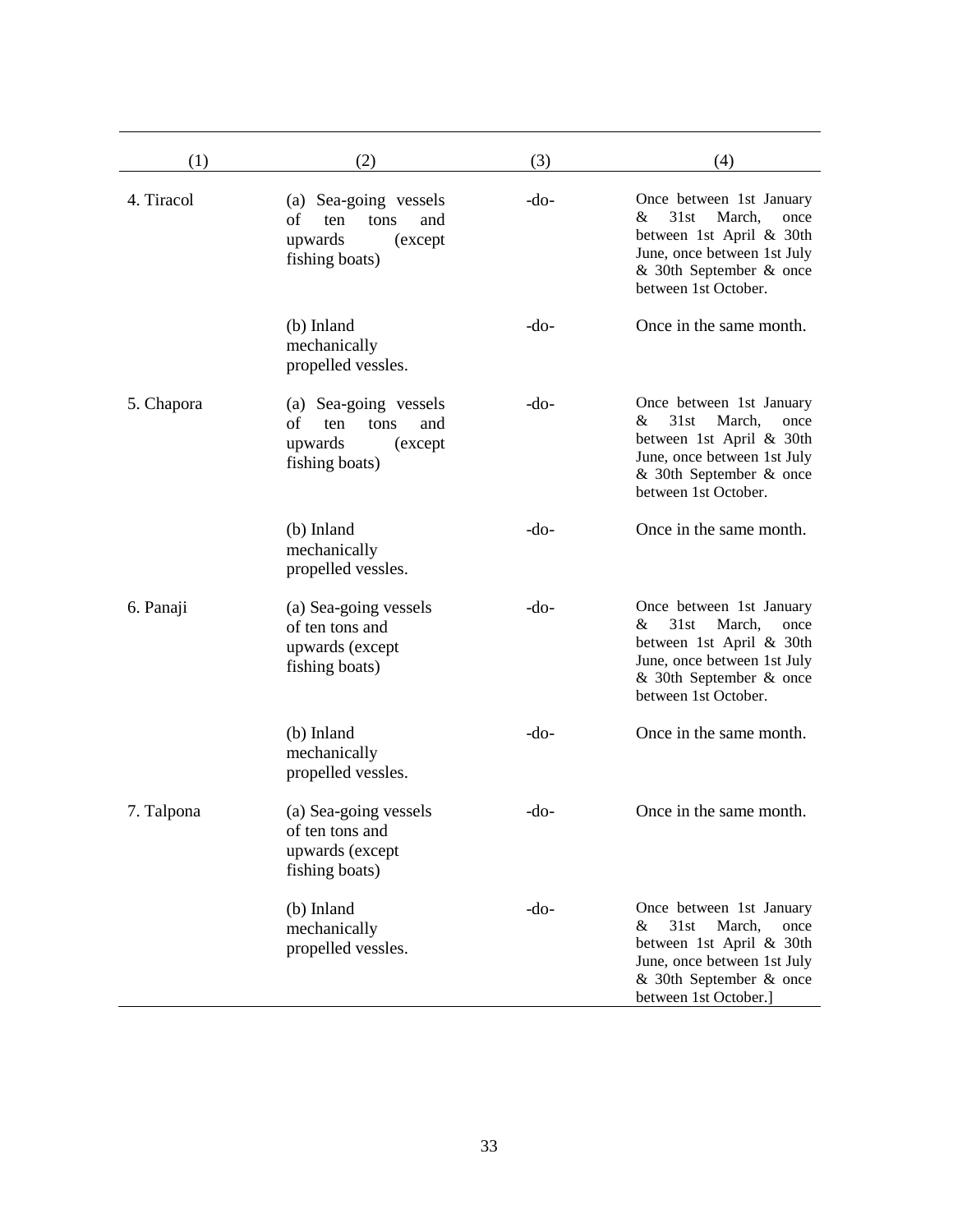| (1) | (2) | (3) | (4) |
|---|---|---|---|
| 4. Tiracol | (a) Sea-going vessels of ten tons and upwards (except fishing boats) | -do- | Once between 1st January & 31st March, once between 1st April & 30th June, once between 1st July & 30th September & once between 1st October. |
| | (b) Inland mechanically propelled vessles. | -do- | Once in the same month. |
| 5. Chapora | (a) Sea-going vessels of ten tons and upwards (except fishing boats) | -do- | Once between 1st January & 31st March, once between 1st April & 30th June, once between 1st July & 30th September & once between 1st October. |
| | (b) Inland mechanically propelled vessles. | -do- | Once in the same month. |
| 6. Panaji | (a) Sea-going vessels of ten tons and upwards (except fishing boats) | -do- | Once between 1st January & 31st March, once between 1st April & 30th June, once between 1st July & 30th September & once between 1st October. |
| | (b) Inland mechanically propelled vessles. | -do- | Once in the same month. |
| 7. Talpona | (a) Sea-going vessels of ten tons and upwards (except fishing boats) | -do- | Once in the same month. |
| | (b) Inland mechanically propelled vessles. | -do- | Once between 1st January & 31st March, once between 1st April & 30th June, once between 1st July & 30th September & once between 1st October.] |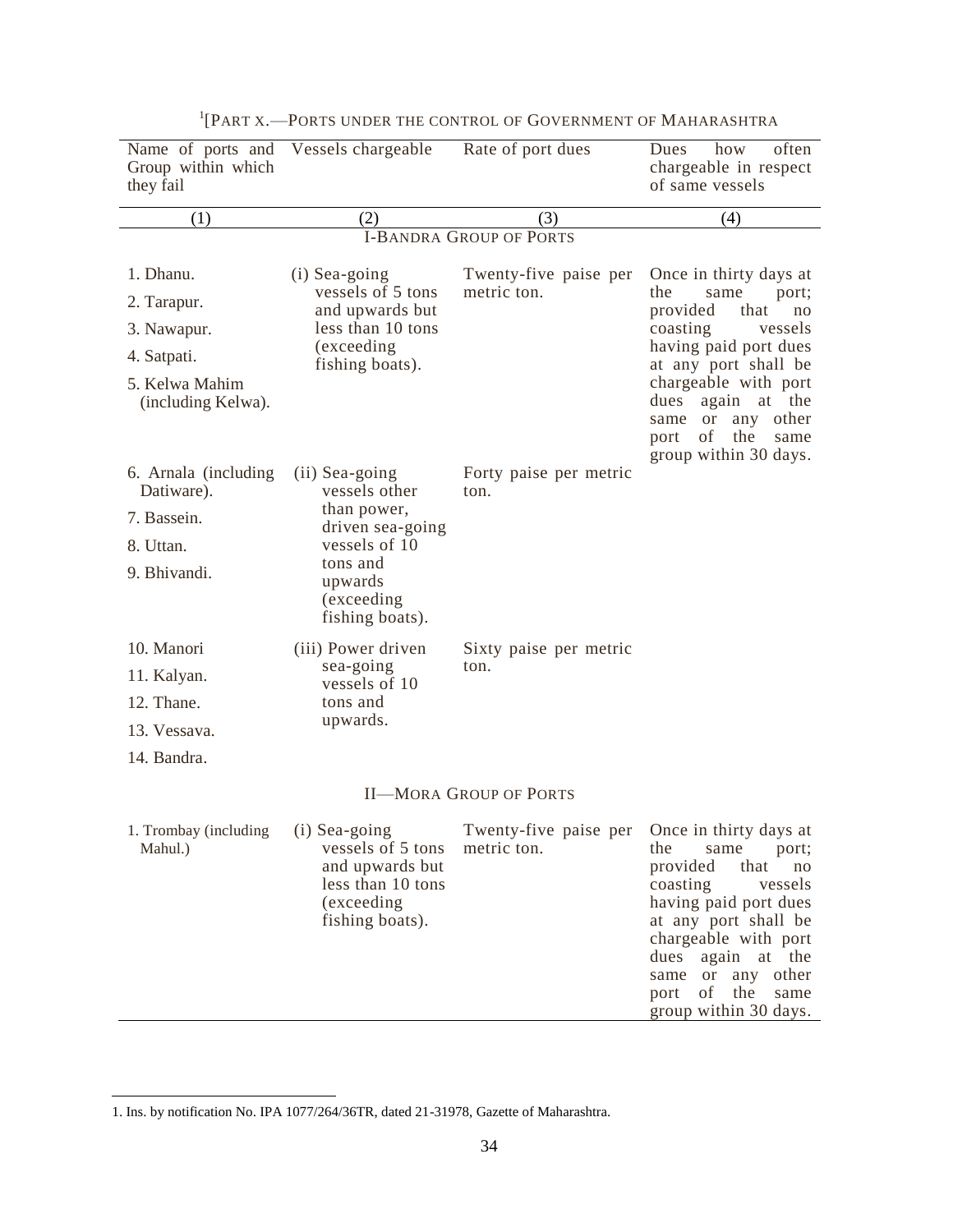[1][PART X.—PORTS UNDER THE CONTROL OF GOVERNMENT OF MAHARASHTRA

| Name of ports and Group within which they fail | Vessels chargeable | Rate of port dues | Dues how often chargeable in respect of same vessels |
|---|---|---|---|
| (1) | (2) | (3) | (4) |
| | I-BANDRA GROUP OF PORTS | | |
| 1. Dhanu.<br>2. Tarapur.<br>3. Nawapur.<br>4. Satpati.<br>5. Kelwa Mahim (including Kelwa). | (i) Sea-going vessels of 5 tons and upwards but less than 10 tons (exceeding fishing boats). | Twenty-five paise per metric ton. | Once in thirty days at the same port; provided that no coasting vessels having paid port dues at any port shall be chargeable with port dues again at the same or any other port of the same group within 30 days. |
| 6. Arnala (including Datiware).<br>7. Bassein.<br>8. Uttan.<br>9. Bhivandi. | (ii) Sea-going vessels other than power, driven sea-going vessels of 10 tons and upwards (exceeding fishing boats). | Forty paise per metric ton. | |
| 10. Manori<br>11. Kalyan.<br>12. Thane.<br>13. Vessava.<br>14. Bandra. | (iii) Power driven sea-going vessels of 10 tons and upwards. | Sixty paise per metric ton. | |
| | II—MORA GROUP OF PORTS | | |
| 1. Trombay (including Mahul.) | (i) Sea-going vessels of 5 tons and upwards but less than 10 tons (exceeding fishing boats). | Twenty-five paise per metric ton. | Once in thirty days at the same port; provided that no coasting vessels having paid port dues at any port shall be chargeable with port dues again at the same or any other port of the same group within 30 days. |

1. Ins. by notification No. IPA 1077/264/36TR, dated 21-31978, Gazette of Maharashtra.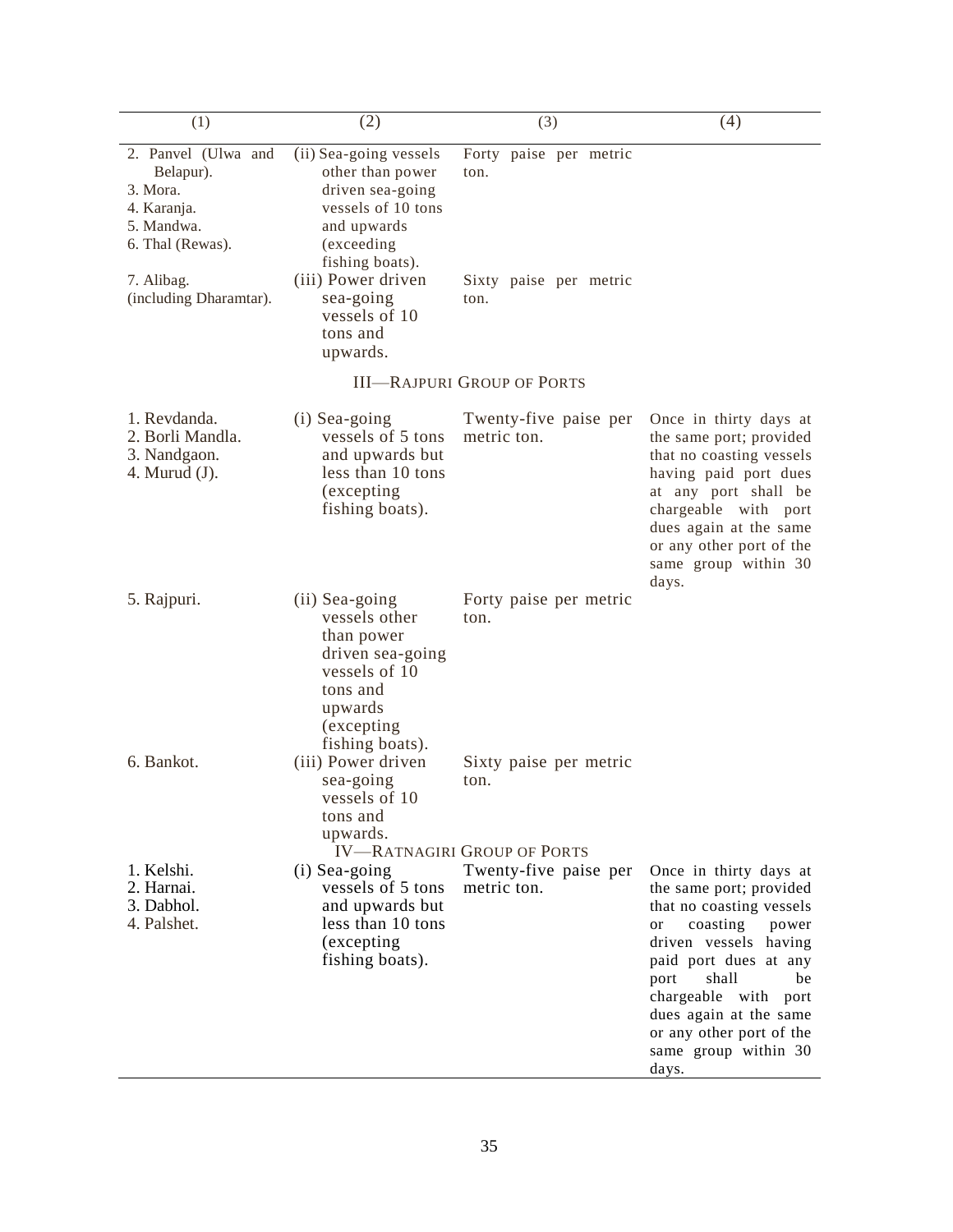| (1) | (2) | (3) | (4) |
|---|---|---|---|
| 2. Panvel (Ulwa and Belapur). 3. Mora. 4. Karanja. 5. Mandwa. 6. Thal (Rewas). | (ii) Sea-going vessels other than power driven sea-going vessels of 10 tons and upwards (exceeding fishing boats). | Forty paise per metric ton. | |
| 7. Alibag. (including Dharamtar). | (iii) Power driven sea-going vessels of 10 tons and upwards. | Sixty paise per metric ton. | |
| III—RAJPURI GROUP OF PORTS | | | |
| 1. Revdanda. 2. Borli Mandla. 3. Nandgaon. 4. Murud (J). | (i) Sea-going vessels of 5 tons and upwards but less than 10 tons (excepting fishing boats). | Twenty-five paise per metric ton. | Once in thirty days at the same port; provided that no coasting vessels having paid port dues at any port shall be chargeable with port dues again at the same or any other port of the same group within 30 days. |
| 5. Rajpuri. | (ii) Sea-going vessels other than power driven sea-going vessels of 10 tons and upwards (excepting fishing boats). | Forty paise per metric ton. | |
| 6. Bankot. | (iii) Power driven sea-going vessels of 10 tons and upwards. | Sixty paise per metric ton. | |
| IV—RATNAGIRI GROUP OF PORTS | | | |
| 1. Kelshi. 2. Harnai. 3. Dabhol. 4. Palshet. | (i) Sea-going vessels of 5 tons and upwards but less than 10 tons (excepting fishing boats). | Twenty-five paise per metric ton. | Once in thirty days at the same port; provided that no coasting vessels or coasting power driven vessels having paid port dues at any port shall be chargeable with port dues again at the same or any other port of the same group within 30 days. |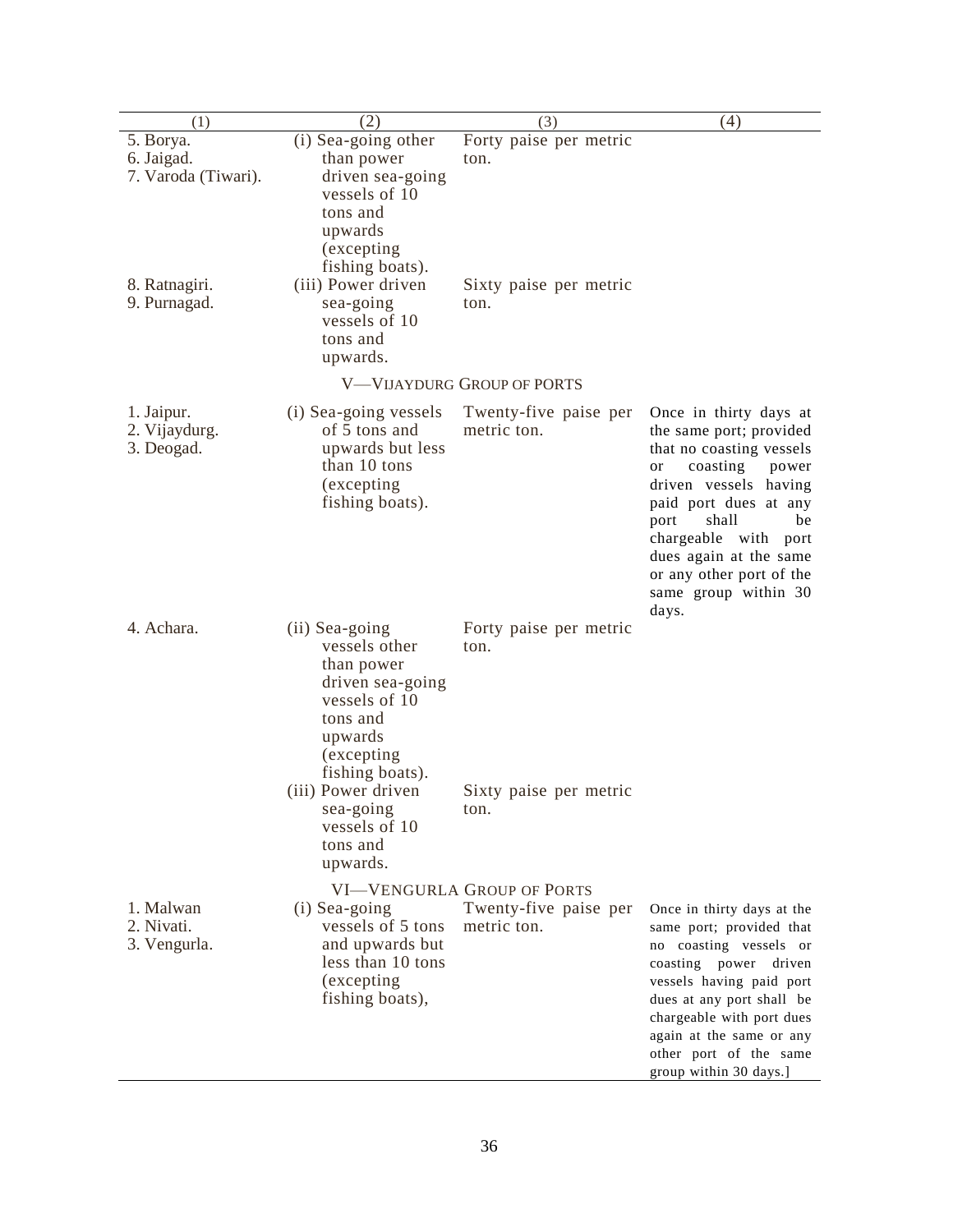| (1) | (2) | (3) | (4) |
|---|---|---|---|
| 5. Borya.<br>6. Jaigad.<br>7. Varoda (Tiwari). | (i) Sea-going other than power driven sea-going vessels of 10 tons and upwards (excepting fishing boats). | Forty paise per metric ton. | |
| 8. Ratnagiri.<br>9. Purnagad. | (iii) Power driven sea-going vessels of 10 tons and upwards. | Sixty paise per metric ton. | |
| | V—VIJAYDURG GROUP OF PORTS | | |
| 1. Jaipur.<br>2. Vijaydurg.<br>3. Deogad. | (i) Sea-going vessels of 5 tons and upwards but less than 10 tons (excepting fishing boats). | Twenty-five paise per metric ton. | Once in thirty days at the same port; provided that no coasting vessels or coasting power driven vessels having paid port dues at any port shall be chargeable with port dues again at the same or any other port of the same group within 30 days. |
| 4. Achara. | (ii) Sea-going vessels other than power driven sea-going vessels of 10 tons and upwards (excepting fishing boats). | Forty paise per metric ton. | |
| | (iii) Power driven sea-going vessels of 10 tons and upwards. | Sixty paise per metric ton. | |
| | VI—VENGURLA GROUP OF PORTS | | |
| 1. Malwan<br>2. Nivati.<br>3. Vengurla. | (i) Sea-going vessels of 5 tons and upwards but less than 10 tons (excepting fishing boats), | Twenty-five paise per metric ton. | Once in thirty days at the same port; provided that no coasting vessels or coasting power driven vessels having paid port dues at any port shall be chargeable with port dues again at the same or any other port of the same group within 30 days.] |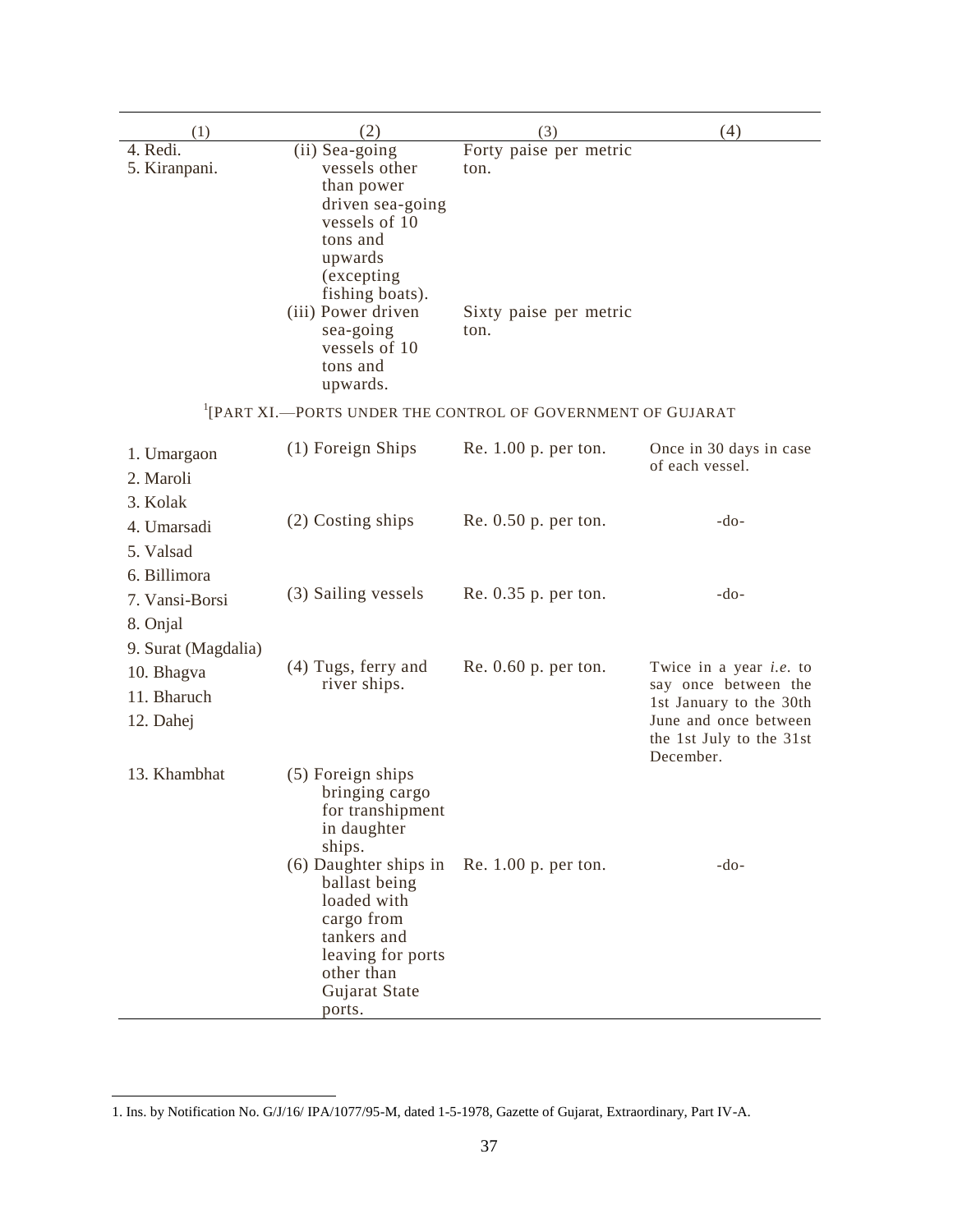| (1) | (2) | (3) | (4) |
|---|---|---|---|
| 4. Redi.<br>5. Kiranpani. | (ii) Sea-going vessels other than power driven sea-going vessels of 10 tons and upwards (excepting fishing boats). | Forty paise per metric ton. | |
| | (iii) Power driven sea-going vessels of 10 tons and upwards. | Sixty paise per metric ton. | |

[1][PART XI.—PORTS UNDER THE CONTROL OF GOVERNMENT OF GUJARAT

| (1) | (2) | (3) | (4) |
|---|---|---|---|
| 1. Umargaon<br>2. Maroli<br>3. Kolak | (1) Foreign Ships | Re. 1.00 p. per ton. | Once in 30 days in case of each vessel. |
| 4. Umarsadi<br>5. Valsad<br>6. Billimora | (2) Costing ships | Re. 0.50 p. per ton. | -do- |
| 7. Vansi-Borsi<br>8. Onjal<br>9. Surat (Magdalia) | (3) Sailing vessels | Re. 0.35 p. per ton. | -do- |
| 10. Bhagva<br>11. Bharuch<br>12. Dahej | (4) Tugs, ferry and river ships. | Re. 0.60 p. per ton. | Twice in a year *i.e.* to say once between the 1st January to the 30th June and once between the 1st July to the 31st December. |
| 13. Khambhat | (5) Foreign ships bringing cargo for transhipment in daughter ships. | | |
| | (6) Daughter ships in ballast being loaded with cargo from tankers and leaving for ports other than Gujarat State ports. | Re. 1.00 p. per ton. | -do- |

1. Ins. by Notification No. G/J/16/ IPA/1077/95-M, dated 1-5-1978, Gazette of Gujarat, Extraordinary, Part IV-A.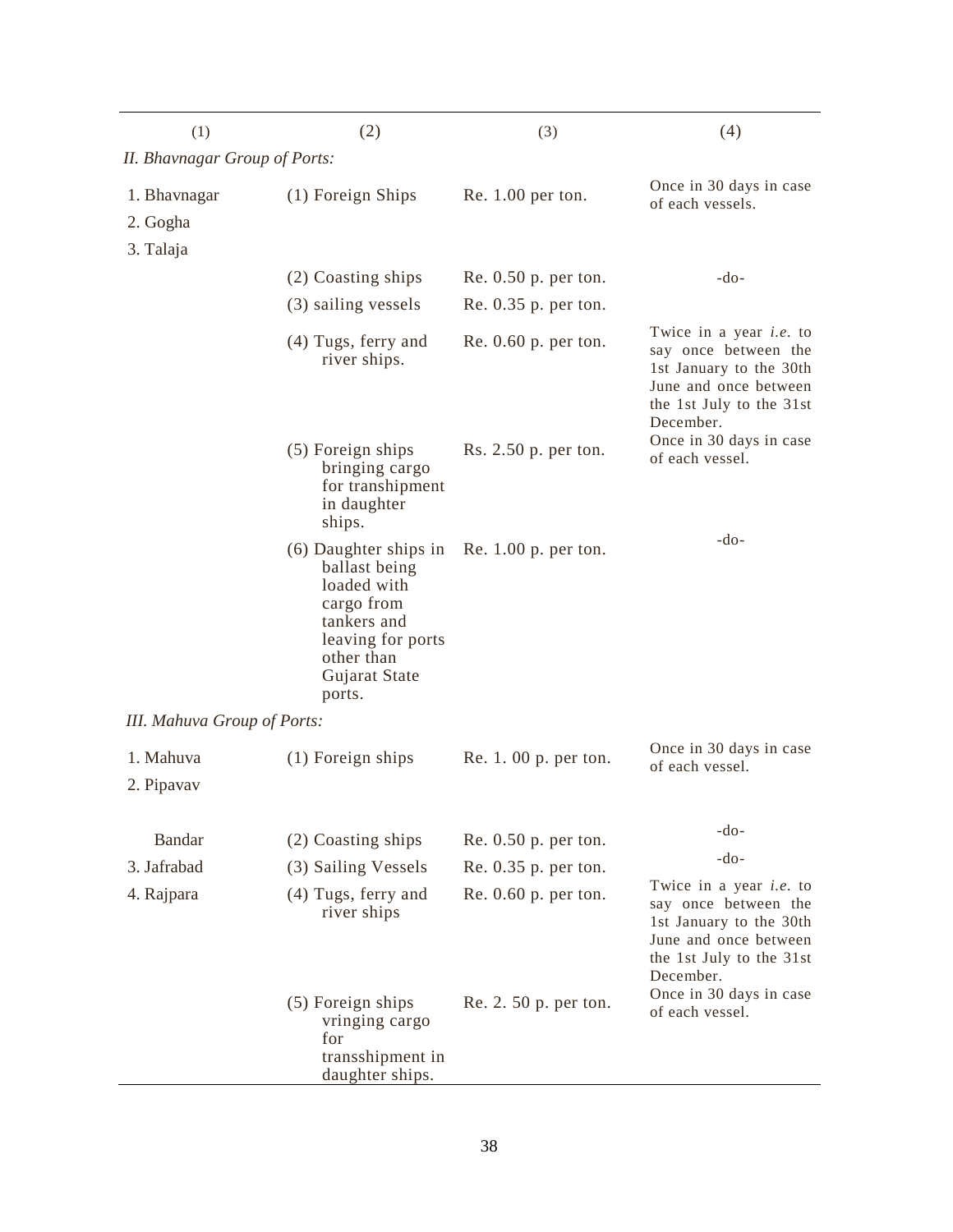| (1) | (2) | (3) | (4) |
|---|---|---|---|
| *II. Bhavnagar Group of Ports:* | | | |
| 1. Bhavnagar<br>2. Gogha<br>3. Talaja | (1) Foreign Ships | Re. 1.00 per ton. | Once in 30 days in case of each vessels. |
| | (2) Coasting ships | Re. 0.50 p. per ton. | -do- |
| | (3) sailing vessels | Re. 0.35 p. per ton. | |
| | (4) Tugs, ferry and river ships. | Re. 0.60 p. per ton. | Twice in a year *i.e.* to say once between the 1st January to the 30th June and once between the 1st July to the 31st December. |
| | (5) Foreign ships bringing cargo for transhipment in daughter ships. | Rs. 2.50 p. per ton. | Once in 30 days in case of each vessel. |
| | (6) Daughter ships in ballast being loaded with cargo from tankers and leaving for ports other than Gujarat State ports. | Re. 1.00 p. per ton. | -do- |
| *III. Mahuva Group of Ports:* | | | |
| 1. Mahuva<br>2. Pipavav | (1) Foreign ships | Re. 1. 00 p. per ton. | Once in 30 days in case of each vessel. |
| Bandar | (2) Coasting ships | Re. 0.50 p. per ton. | -do- |
| 3. Jafrabad | (3) Sailing Vessels | Re. 0.35 p. per ton. | -do- |
| 4. Rajpara | (4) Tugs, ferry and river ships | Re. 0.60 p. per ton. | Twice in a year *i.e.* to say once between the 1st January to the 30th June and once between the 1st July to the 31st December. |
| | (5) Foreign ships vringing cargo for transshipment in daughter ships. | Re. 2. 50 p. per ton. | Once in 30 days in case of each vessel. |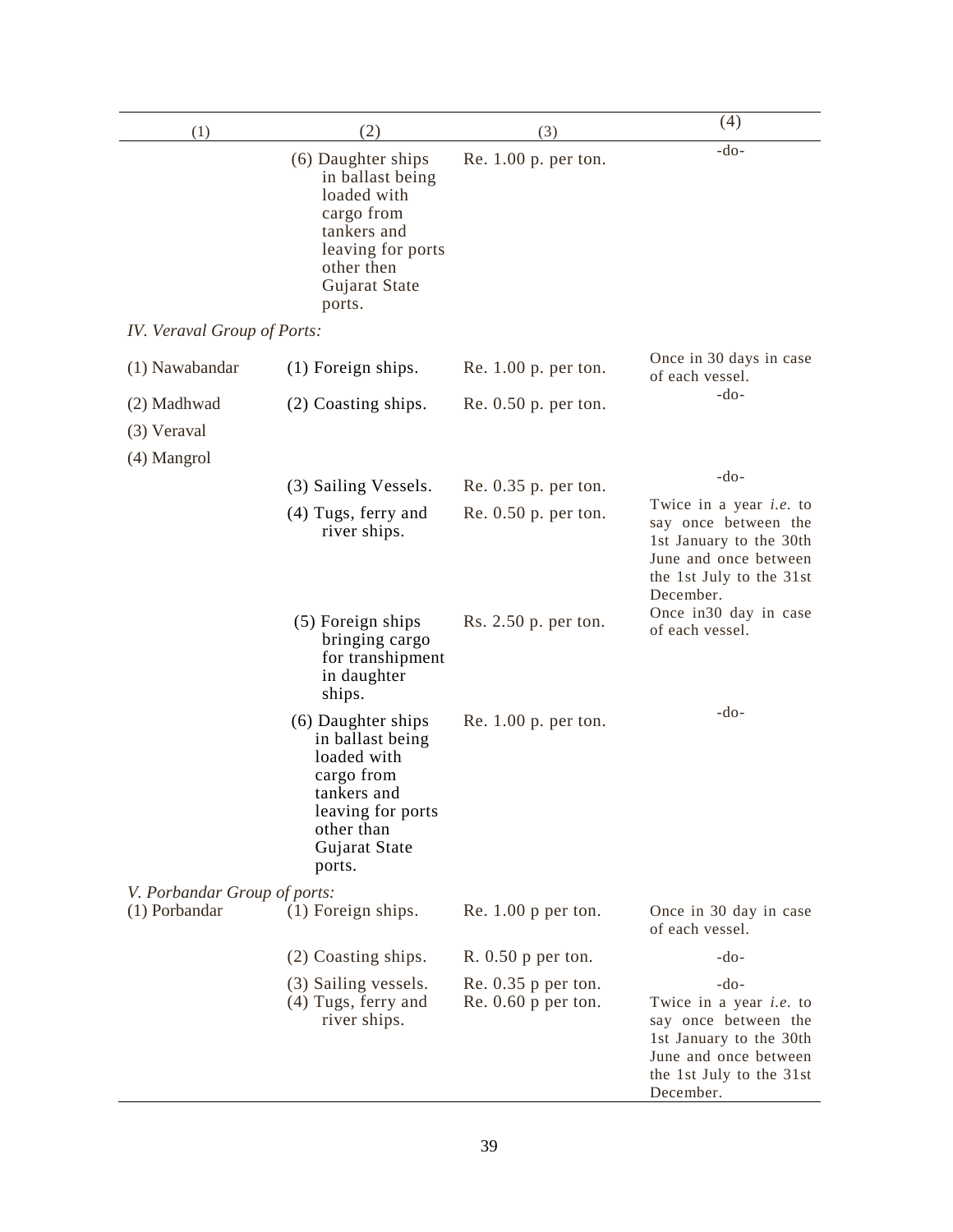| (1) | (2) | (3) | (4) |
|---|---|---|---|
| | (6) Daughter ships in ballast being loaded with cargo from tankers and leaving for ports other then Gujarat State ports. | Re. 1.00 p. per ton. | -do- |
| *IV. Veraval Group of Ports:* | | | |
| (1) Nawabandar | (1) Foreign ships. | Re. 1.00 p. per ton. | Once in 30 days in case of each vessel. |
| (2) Madhwad | (2) Coasting ships. | Re. 0.50 p. per ton. | -do- |
| (3) Veraval | | | |
| (4) Mangrol | | | |
| | (3) Sailing Vessels. | Re. 0.35 p. per ton. | -do- |
| | (4) Tugs, ferry and river ships. | Re. 0.50 p. per ton. | Twice in a year *i.e.* to say once between the 1st January to the 30th June and once between the 1st July to the 31st December. |
| | (5) Foreign ships bringing cargo for transhipment in daughter ships. | Rs. 2.50 p. per ton. | Once in30 day in case of each vessel. |
| | (6) Daughter ships in ballast being loaded with cargo from tankers and leaving for ports other than Gujarat State ports. | Re. 1.00 p. per ton. | -do- |
| *V. Porbandar Group of ports:* | | | |
| (1) Porbandar | (1) Foreign ships. | Re. 1.00 p per ton. | Once in 30 day in case of each vessel. |
| | (2) Coasting ships. | R. 0.50 p per ton. | -do- |
| | (3) Sailing vessels. | Re. 0.35 p per ton. | -do- |
| | (4) Tugs, ferry and river ships. | Re. 0.60 p per ton. | Twice in a year *i.e.* to say once between the 1st January to the 30th June and once between the 1st July to the 31st December. |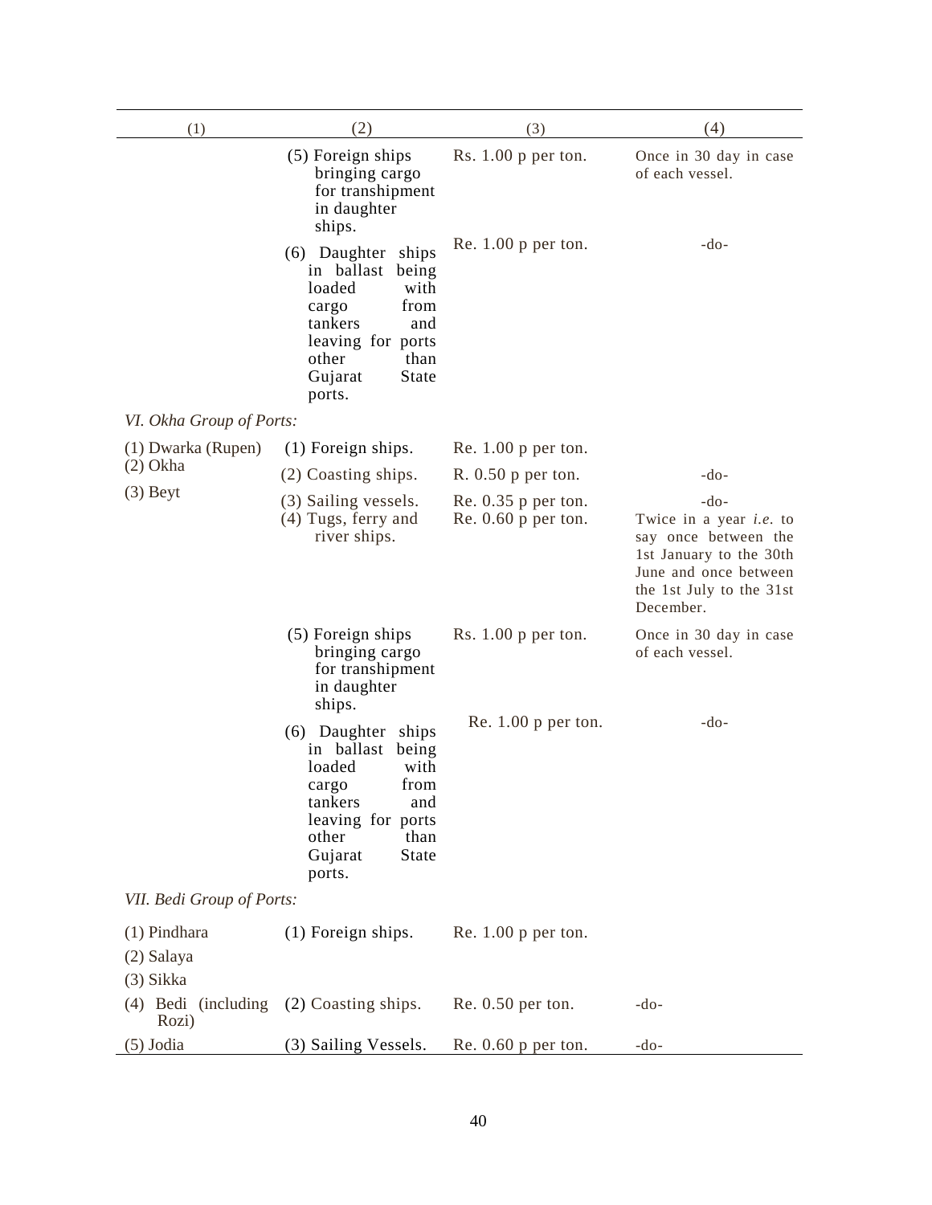| (1) | (2) | (3) | (4) |
|---|---|---|---|
| | (5) Foreign ships bringing cargo for transhipment in daughter ships. | Rs. 1.00 p per ton. | Once in 30 day in case of each vessel. |
| | (6) Daughter ships in ballast being loaded with cargo from tankers and leaving for ports other than Gujarat State ports. | Re. 1.00 p per ton. | -do- |
| *VI. Okha Group of Ports:* | | | |
| (1) Dwarka (Rupen) | (1) Foreign ships. | Re. 1.00 p per ton. | |
| (2) Okha | (2) Coasting ships. | R. 0.50 p per ton. | -do- |
| (3) Beyt | (3) Sailing vessels. | Re. 0.35 p per ton. | -do- |
| | (4) Tugs, ferry and river ships. | Re. 0.60 p per ton. | Twice in a year *i.e.* to say once between the 1st January to the 30th June and once between the 1st July to the 31st December. |
| | (5) Foreign ships bringing cargo for transhipment in daughter ships. | Rs. 1.00 p per ton. | Once in 30 day in case of each vessel. |
| | (6) Daughter ships in ballast being loaded with cargo from tankers and leaving for ports other than Gujarat State ports. | Re. 1.00 p per ton. | -do- |
| *VII. Bedi Group of Ports:* | | | |
| (1) Pindhara | (1) Foreign ships. | Re. 1.00 p per ton. | |
| (2) Salaya | | | |
| (3) Sikka | | | |
| (4) Bedi (including Rozi) | (2) Coasting ships. | Re. 0.50 per ton. | -do- |
| (5) Jodia | (3) Sailing Vessels. | Re. 0.60 p per ton. | -do- |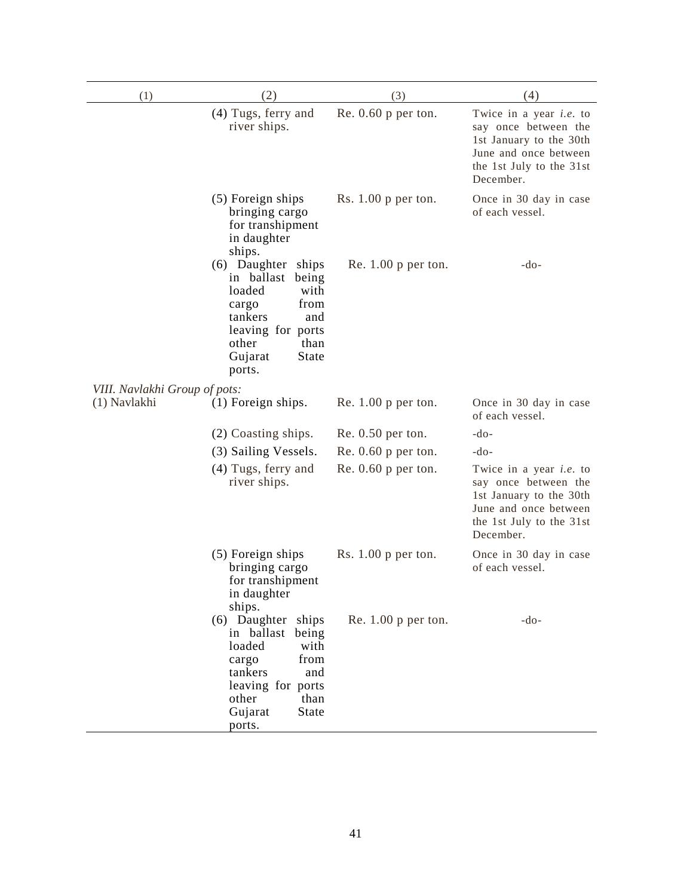| (1) | (2) | (3) | (4) |
|---|---|---|---|
| | (4) Tugs, ferry and river ships. | Re. 0.60 p per ton. | Twice in a year *i.e.* to say once between the 1st January to the 30th June and once between the 1st July to the 31st December. |
| | (5) Foreign ships bringing cargo for transhipment in daughter ships. | Rs. 1.00 p per ton. | Once in 30 day in case of each vessel. |
| | (6) Daughter ships in ballast being loaded with cargo from tankers and leaving for ports other than Gujarat State ports. | Re. 1.00 p per ton. | -do- |
| *VIII. Navlakhi Group of pots:* | | | |
| (1) Navlakhi | (1) Foreign ships. | Re. 1.00 p per ton. | Once in 30 day in case of each vessel. |
| | (2) Coasting ships. | Re. 0.50 per ton. | -do- |
| | (3) Sailing Vessels. | Re. 0.60 p per ton. | -do- |
| | (4) Tugs, ferry and river ships. | Re. 0.60 p per ton. | Twice in a year *i.e.* to say once between the 1st January to the 30th June and once between the 1st July to the 31st December. |
| | (5) Foreign ships bringing cargo for transhipment in daughter ships. | Rs. 1.00 p per ton. | Once in 30 day in case of each vessel. |
| | (6) Daughter ships in ballast being loaded with cargo from tankers and leaving for ports other than Gujarat State ports. | Re. 1.00 p per ton. | -do- |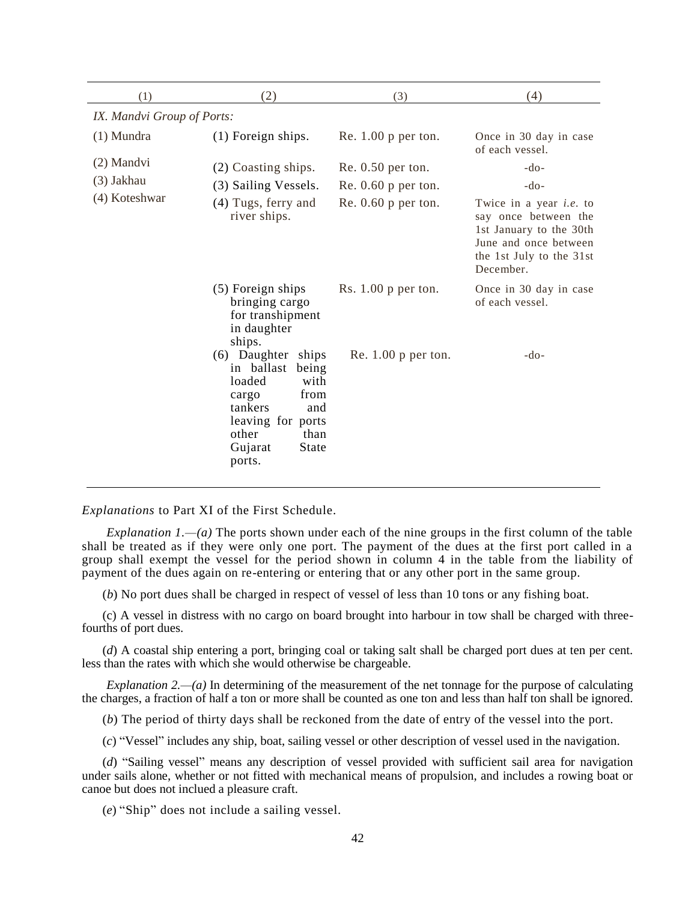| (1) | (2) | (3) | (4) |
|---|---|---|---|
| *IX. Mandvi Group of Ports:* | | | |
| (1) Mundra | (1) Foreign ships. | Re. 1.00 p per ton. | Once in 30 day in case of each vessel. |
| (2) Mandvi | (2) Coasting ships. | Re. 0.50 per ton. | -do- |
| (3) Jakhau | (3) Sailing Vessels. | Re. 0.60 p per ton. | -do- |
| (4) Koteshwar | (4) Tugs, ferry and river ships. | Re. 0.60 p per ton. | Twice in a year *i.e.* to say once between the 1st January to the 30th June and once between the 1st July to the 31st December. |
| | (5) Foreign ships bringing cargo for transhipment in daughter ships. | Rs. 1.00 p per ton. | Once in 30 day in case of each vessel. |
| | (6) Daughter ships in ballast being loaded with cargo from tankers and leaving for ports other than Gujarat State ports. | Re. 1.00 p per ton. | -do- |

*Explanations* to Part XI of the First Schedule.

*Explanation 1.—(a)* The ports shown under each of the nine groups in the first column of the table shall be treated as if they were only one port. The payment of the dues at the first port called in a group shall exempt the vessel for the period shown in column 4 in the table from the liability of payment of the dues again on re-entering or entering that or any other port in the same group.

(*b*) No port dues shall be charged in respect of vessel of less than 10 tons or any fishing boat.

(c) A vessel in distress with no cargo on board brought into harbour in tow shall be charged with three-fourths of port dues.

(*d*) A coastal ship entering a port, bringing coal or taking salt shall be charged port dues at ten per cent. less than the rates with which she would otherwise be chargeable.

*Explanation 2.—(a)* In determining of the measurement of the net tonnage for the purpose of calculating the charges, a fraction of half a ton or more shall be counted as one ton and less than half ton shall be ignored.

(*b*) The period of thirty days shall be reckoned from the date of entry of the vessel into the port.

(*c*) "Vessel" includes any ship, boat, sailing vessel or other description of vessel used in the navigation.

(*d*) "Sailing vessel" means any description of vessel provided with sufficient sail area for navigation under sails alone, whether or not fitted with mechanical means of propulsion, and includes a rowing boat or canoe but does not inclued a pleasure craft.

(*e*) "Ship" does not include a sailing vessel.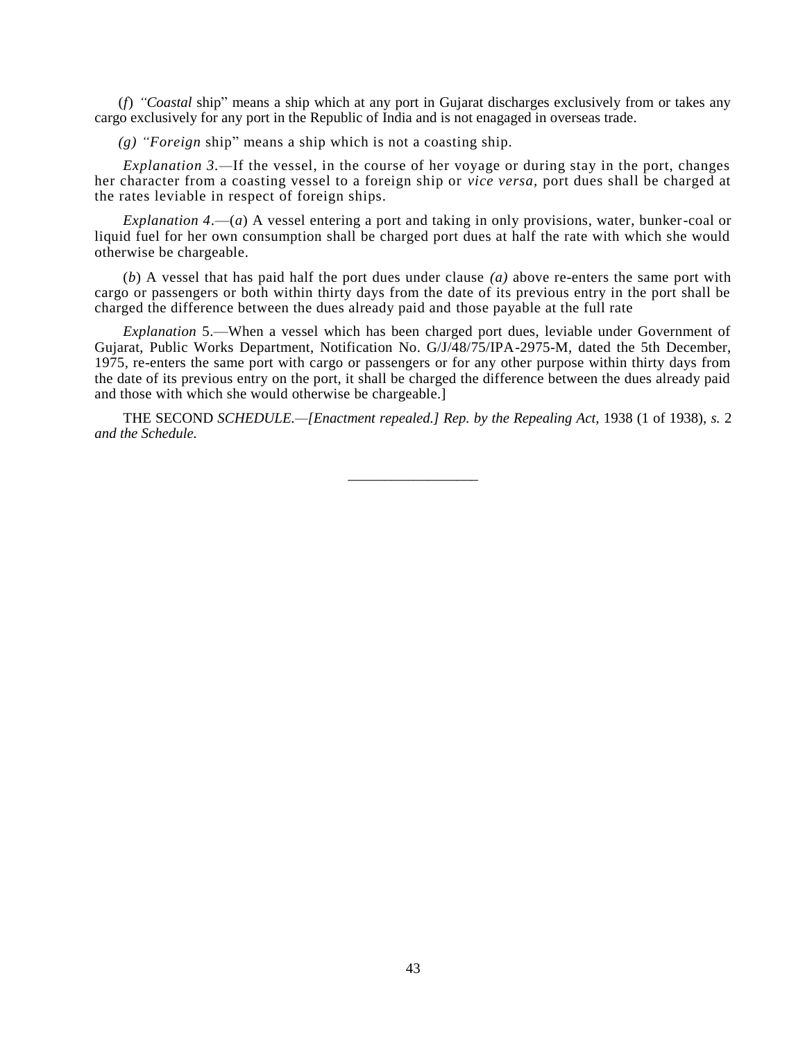(*f*) *"Coastal* ship" means a ship which at any port in Gujarat discharges exclusively from or takes any cargo exclusively for any port in the Republic of India and is not enagaged in overseas trade.

*(g) "Foreign* ship" means a ship which is not a coasting ship.

*Explanation 3.—*If the vessel, in the course of her voyage or during stay in the port, changes her character from a coasting vessel to a foreign ship or *vice versa*, port dues shall be charged at the rates leviable in respect of foreign ships.

*Explanation 4*.—(*a*) A vessel entering a port and taking in only provisions, water, bunker-coal or liquid fuel for her own consumption shall be charged port dues at half the rate with which she would otherwise be chargeable.

(*b*) A vessel that has paid half the port dues under clause *(a)* above re-enters the same port with cargo or passengers or both within thirty days from the date of its previous entry in the port shall be charged the difference between the dues already paid and those payable at the full rate

*Explanation* 5.—When a vessel which has been charged port dues, leviable under Government of Gujarat, Public Works Department, Notification No. G/J/48/75/IPA-2975-M, dated the 5th December, 1975, re-enters the same port with cargo or passengers or for any other purpose within thirty days from the date of its previous entry on the port, it shall be charged the difference between the dues already paid and those with which she would otherwise be chargeable.]

THE SECOND *SCHEDULE.—[Enactment repealed.] Rep. by the Repealing Act,* 1938 (1 of 1938), *s.* 2 *and the Schedule.*

\_\_\_\_\_\_\_\_\_\_\_\_\_\_\_\_\_\_